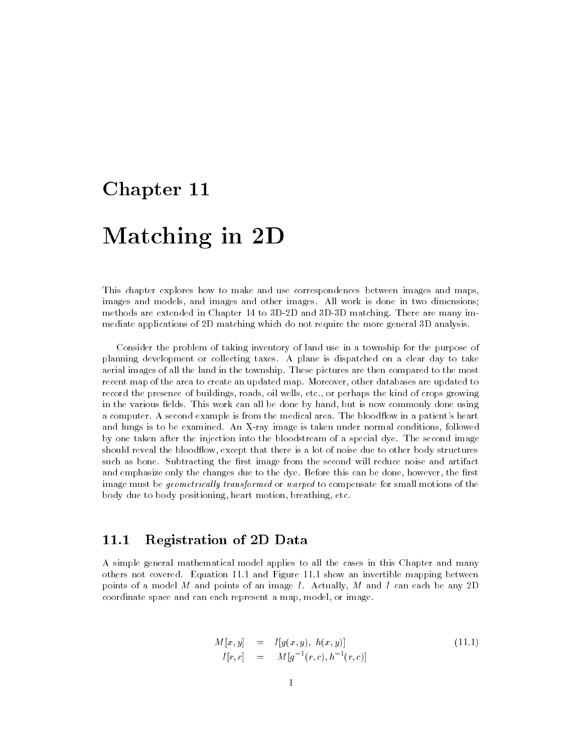# Chapter 11

# Matching in 2D

This chapter explores how to make and use correspondences between images and maps, images and models, and images and other images. All work is done in two dimensions; methods are extended in Chapter 14 to 3D-2D and 3D-3D matching. There are many immediate applications of 2D matching which do not require the more general 3D analysis.

Consider the problem of taking inventory of land use in a township for the purpose of planning development or collecting taxes. A plane is dispatched on a clear day to take aerial images of all the land in the township. These pictures are then compared to the most recent map of the area to create an updated map. Moreover, other databases are updated to record the presence of buildings, roads, oil wells, etc., or perhaps the kind of crops growing in the various fields. This work can all be done by hand, but is now commonly done using a computer. A second example is from the medical area. The bloodflow in a patient's heart and lungs is to be examined. An X-ray image is taken under normal conditions, followed by one taken after the injection into the bloodstream of a special dye. The second image should reveal the bloodflow, except that there is a lot of noise due to other body structures such as bone. Subtracting the first image from the second will reduce noise and artifact and emphasize only the changes due to the dye. Before this can be done, however, the first image must be *geometrically transformed* or *warped* to compensate for small motions of the body due to body positioning, heart motion, breathing, etc.

## 11.1 Registration of 2D Data

A simple general mathematical model applies to all the cases in this Chapter and many others not covered. Equation 11.1 and Figure 11.1 show an invertible mapping between points of a model $M$ and points of an image $I$. Actually, $M$ and $I$ can each be any 2D coordinate space and can each represent a map, model, or image.

$$
\begin{aligned}
M[x,y] &= I[g(x,y),\ h(x,y)] \\
I[r,c] &= M[g^{-1}(r,c), h^{-1}(r,c)]
\end{aligned}
\tag{11.1}
$$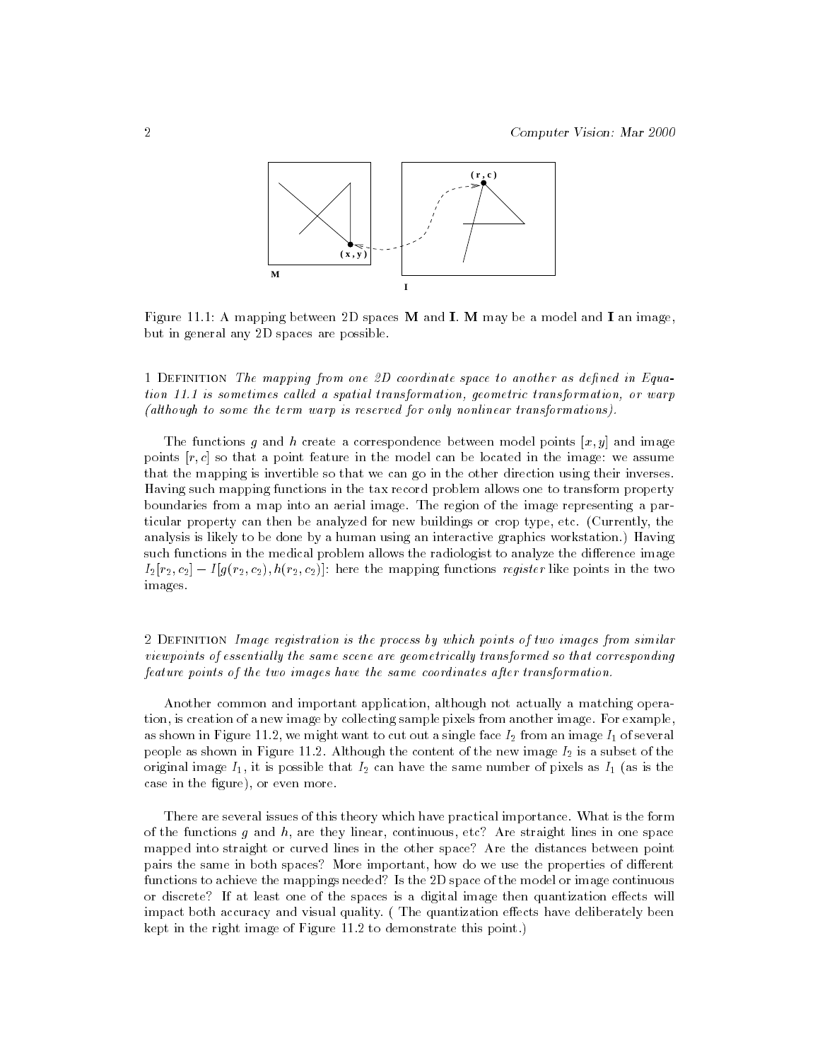Figure 11.1: A mapping between 2D spaces **M** and **I**. **M** may be a model and **I** an image, but in general any 2D spaces are possible.

1 DEFINITION *The mapping from one 2D coordinate space to another as defined in Equation 11.1 is sometimes called a spatial transformation, geometric transformation, or warp (although to some the term warp is reserved for only nonlinear transformations).*

The functions $g$ and $h$ create a correspondence between model points $[x, y]$ and image points $[r, c]$ so that a point feature in the model can be located in the image: we assume that the mapping is invertible so that we can go in the other direction using their inverses. Having such mapping functions in the tax record problem allows one to transform property boundaries from a map into an aerial image. The region of the image representing a particular property can then be analyzed for new buildings or crop type, etc. (Currently, the analysis is likely to be done by a human using an interactive graphics workstation.) Having such functions in the medical problem allows the radiologist to analyze the difference image $I_2[r_2, c_2] - I[g(r_2, c_2), h(r_2, c_2)]$: here the mapping functions *register* like points in the two images.

2 DEFINITION *Image registration is the process by which points of two images from similar viewpoints of essentially the same scene are geometrically transformed so that corresponding feature points of the two images have the same coordinates after transformation.*

Another common and important application, although not actually a matching operation, is creation of a new image by collecting sample pixels from another image. For example, as shown in Figure 11.2, we might want to cut out a single face $I_2$ from an image $I_1$ of several people as shown in Figure 11.2. Although the content of the new image $I_2$ is a subset of the original image $I_1$, it is possible that $I_2$ can have the same number of pixels as $I_1$ (as is the case in the figure), or even more.

There are several issues of this theory which have practical importance. What is the form of the functions $g$ and $h$, are they linear, continuous, etc? Are straight lines in one space mapped into straight or curved lines in the other space? Are the distances between point pairs the same in both spaces? More important, how do we use the properties of different functions to achieve the mappings needed? Is the 2D space of the model or image continuous or discrete? If at least one of the spaces is a digital image then quantization effects will impact both accuracy and visual quality. ( The quantization effects have deliberately been kept in the right image of Figure 11.2 to demonstrate this point.)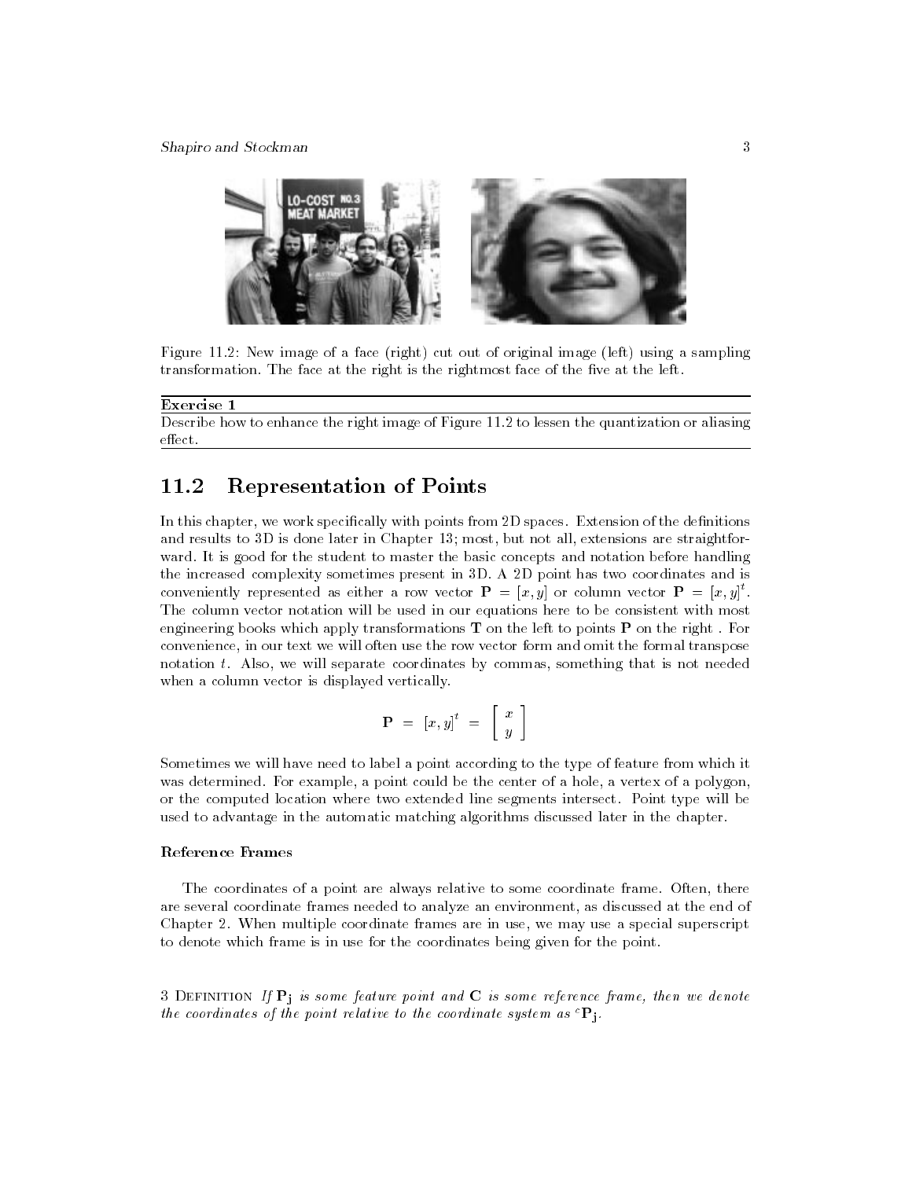Figure 11.2: New image of a face (right) cut out of original image (left) using a sampling transformation. The face at the right is the rightmost face of the five at the left.

---

**Exercise 1**

Describe how to enhance the right image of Figure 11.2 to lessen the quantization or aliasing effect.

---

## 11.2 Representation of Points

In this chapter, we work specifically with points from 2D spaces. Extension of the definitions and results to 3D is done later in Chapter 13; most, but not all, extensions are straightforward. It is good for the student to master the basic concepts and notation before handling the increased complexity sometimes present in 3D. A 2D point has two coordinates and is conveniently represented as either a row vector $\mathbf{P} = [x, y]$ or column vector $\mathbf{P} = [x, y]^t$. The column vector notation will be used in our equations here to be consistent with most engineering books which apply transformations $\mathbf{T}$ on the left to points $\mathbf{P}$ on the right . For convenience, in our text we will often use the row vector form and omit the formal transpose notation $t$. Also, we will separate coordinates by commas, something that is not needed when a column vector is displayed vertically.

$$\mathbf{P} \; = \; [x, y]^t \; = \; \begin{bmatrix} x \\ y \end{bmatrix}$$

Sometimes we will have need to label a point according to the type of feature from which it was determined. For example, a point could be the center of a hole, a vertex of a polygon, or the computed location where two extended line segments intersect. Point type will be used to advantage in the automatic matching algorithms discussed later in the chapter.

### Reference Frames

The coordinates of a point are always relative to some coordinate frame. Often, there are several coordinate frames needed to analyze an environment, as discussed at the end of Chapter 2. When multiple coordinate frames are in use, we may use a special superscript to denote which frame is in use for the coordinates being given for the point.

3 Definition *If* $\mathbf{P_j}$ *is some feature point and* $\mathbf{C}$ *is some reference frame, then we denote the coordinates of the point relative to the coordinate system as* ${}^{c}\mathbf{P_j}$.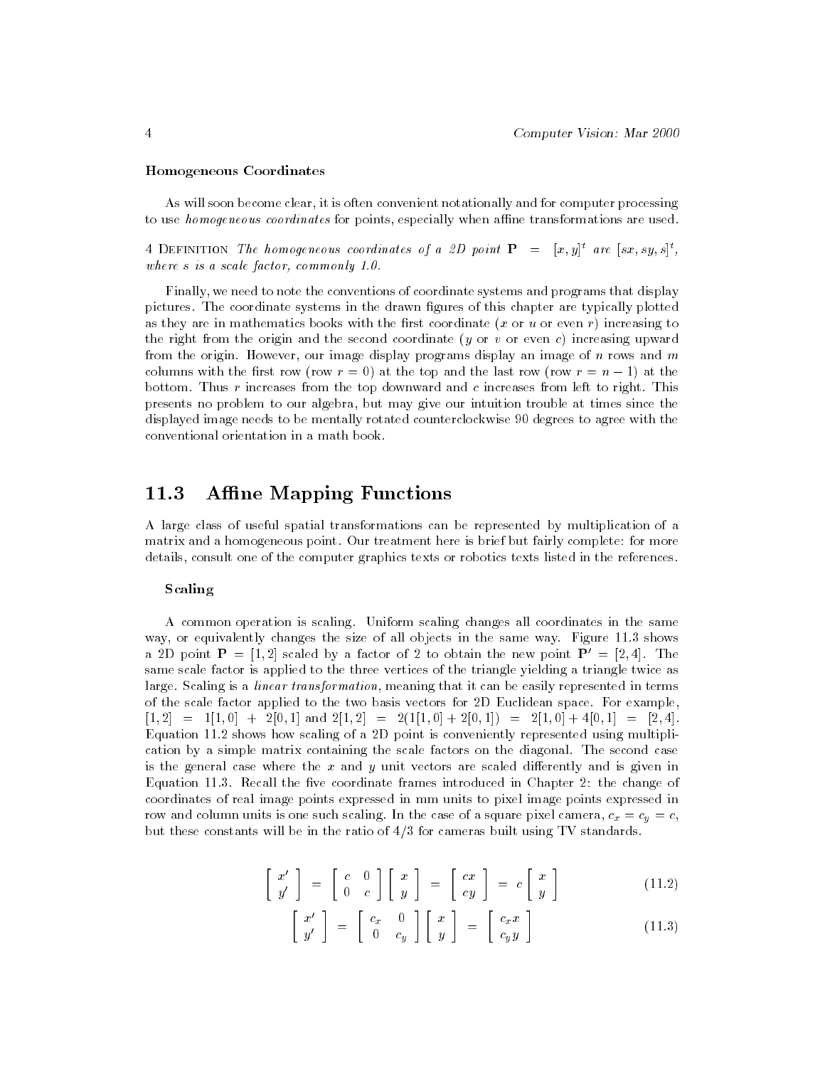### Homogeneous Coordinates

As will soon become clear, it is often convenient notationally and for computer processing to use *homogeneous coordinates* for points, especially when affine transformations are used.

4 Definition *The homogeneous coordinates of a 2D point* $\mathbf{P} = [x, y]^t$ *are* $[sx, sy, s]^t$*, where s is a scale factor, commonly 1.0.*

Finally, we need to note the conventions of coordinate systems and programs that display pictures. The coordinate systems in the drawn figures of this chapter are typically plotted as they are in mathematics books with the first coordinate ($x$ or $u$ or even $r$) increasing to the right from the origin and the second coordinate ($y$ or $v$ or even $c$) increasing upward from the origin. However, our image display programs display an image of $n$ rows and $m$ columns with the first row (row $r = 0$) at the top and the last row (row $r = n - 1$) at the bottom. Thus $r$ increases from the top downward and $c$ increases from left to right. This presents no problem to our algebra, but may give our intuition trouble at times since the displayed image needs to be mentally rotated counterclockwise 90 degrees to agree with the conventional orientation in a math book.

## 11.3 Affine Mapping Functions

A large class of useful spatial transformations can be represented by multiplication of a matrix and a homogeneous point. Our treatment here is brief but fairly complete: for more details, consult one of the computer graphics texts or robotics texts listed in the references.

### Scaling

A common operation is scaling. Uniform scaling changes all coordinates in the same way, or equivalently changes the size of all objects in the same way. Figure 11.3 shows a 2D point $\mathbf{P} = [1, 2]$ scaled by a factor of 2 to obtain the new point $\mathbf{P'} = [2, 4]$. The same scale factor is applied to the three vertices of the triangle yielding a triangle twice as large. Scaling is a *linear transformation*, meaning that it can be easily represented in terms of the scale factor applied to the two basis vectors for 2D Euclidean space. For example, $[1, 2] = 1[1, 0] + 2[0, 1]$ and $2[1, 2] = 2(1[1, 0] + 2[0, 1]) = 2[1, 0] + 4[0, 1] = [2, 4]$. Equation 11.2 shows how scaling of a 2D point is conveniently represented using multiplication by a simple matrix containing the scale factors on the diagonal. The second case is the general case where the $x$ and $y$ unit vectors are scaled differently and is given in Equation 11.3. Recall the five coordinate frames introduced in Chapter 2: the change of coordinates of real image points expressed in mm units to pixel image points expressed in row and column units is one such scaling. In the case of a square pixel camera, $c_x = c_y = c$, but these constants will be in the ratio of 4/3 for cameras built using TV standards.

$$\begin{bmatrix} x' \\ y' \end{bmatrix} = \begin{bmatrix} c & 0 \\ 0 & c \end{bmatrix} \begin{bmatrix} x \\ y \end{bmatrix} = \begin{bmatrix} cx \\ cy \end{bmatrix} = c \begin{bmatrix} x \\ y \end{bmatrix} \tag{11.2}$$

$$\begin{bmatrix} x' \\ y' \end{bmatrix} = \begin{bmatrix} c_x & 0 \\ 0 & c_y \end{bmatrix} \begin{bmatrix} x \\ y \end{bmatrix} = \begin{bmatrix} c_x x \\ c_y y \end{bmatrix} \tag{11.3}$$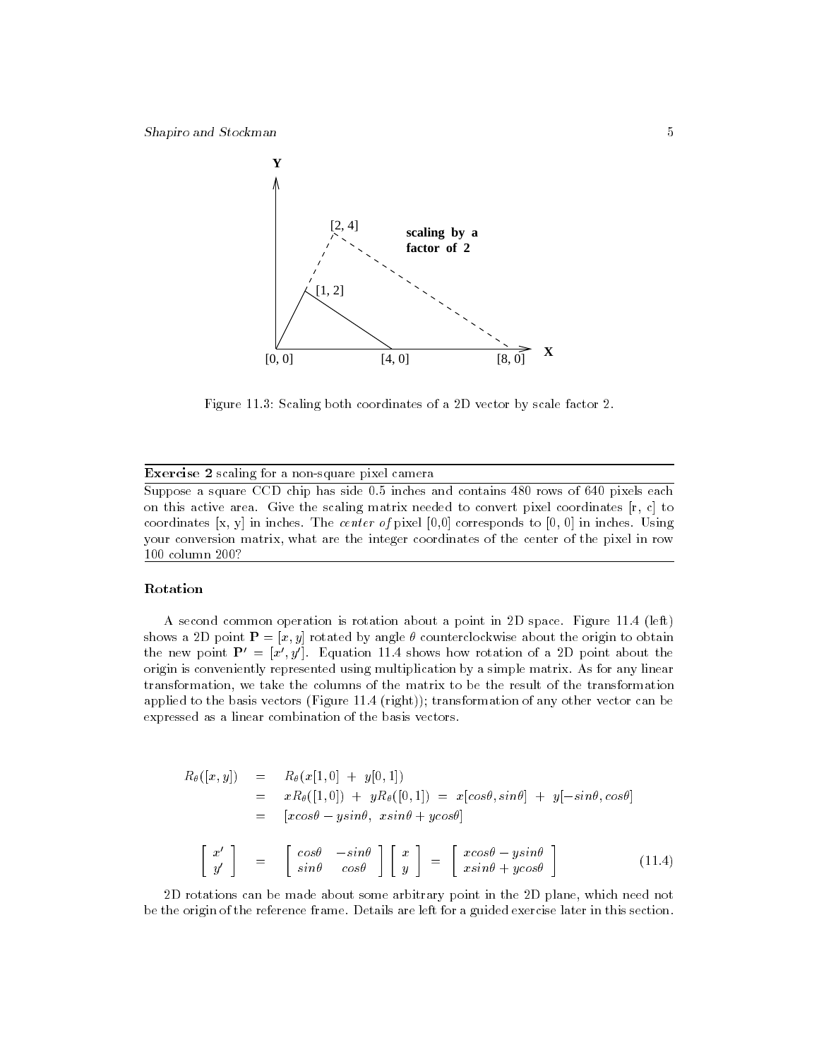Figure 11.3: Scaling both coordinates of a 2D vector by scale factor 2.

---

**Exercise 2** scaling for a non-square pixel camera

Suppose a square CCD chip has side 0.5 inches and contains 480 rows of 640 pixels each on this active area. Give the scaling matrix needed to convert pixel coordinates [r, c] to coordinates [x, y] in inches. The *center of* pixel [0,0] corresponds to [0, 0] in inches. Using your conversion matrix, what are the integer coordinates of the center of the pixel in row 100 column 200?

---

### Rotation

A second common operation is rotation about a point in 2D space. Figure 11.4 (left) shows a 2D point $\mathbf{P} = [x, y]$ rotated by angle $\theta$ counterclockwise about the origin to obtain the new point $\mathbf{P'} = [x', y']$. Equation 11.4 shows how rotation of a 2D point about the origin is conveniently represented using multiplication by a simple matrix. As for any linear transformation, we take the columns of the matrix to be the result of the transformation applied to the basis vectors (Figure 11.4 (right)); transformation of any other vector can be expressed as a linear combination of the basis vectors.

$$
\begin{aligned}
R_\theta([x, y]) &= R_\theta(x[1, 0] \ + \ y[0, 1]) \\
&= xR_\theta([1, 0]) \ + \ yR_\theta([0, 1]) \ = \ x[cos\theta, sin\theta] \ + \ y[-sin\theta, cos\theta] \\
&= [xcos\theta - ysin\theta, \ xsin\theta + ycos\theta]
\end{aligned}
$$

$$
\begin{bmatrix} x' \\ y' \end{bmatrix} = \begin{bmatrix} cos\theta & -sin\theta \\ sin\theta & cos\theta \end{bmatrix} \begin{bmatrix} x \\ y \end{bmatrix} = \begin{bmatrix} xcos\theta - ysin\theta \\ xsin\theta + ycos\theta \end{bmatrix} \tag{11.4}
$$

2D rotations can be made about some arbitrary point in the 2D plane, which need not be the origin of the reference frame. Details are left for a guided exercise later in this section.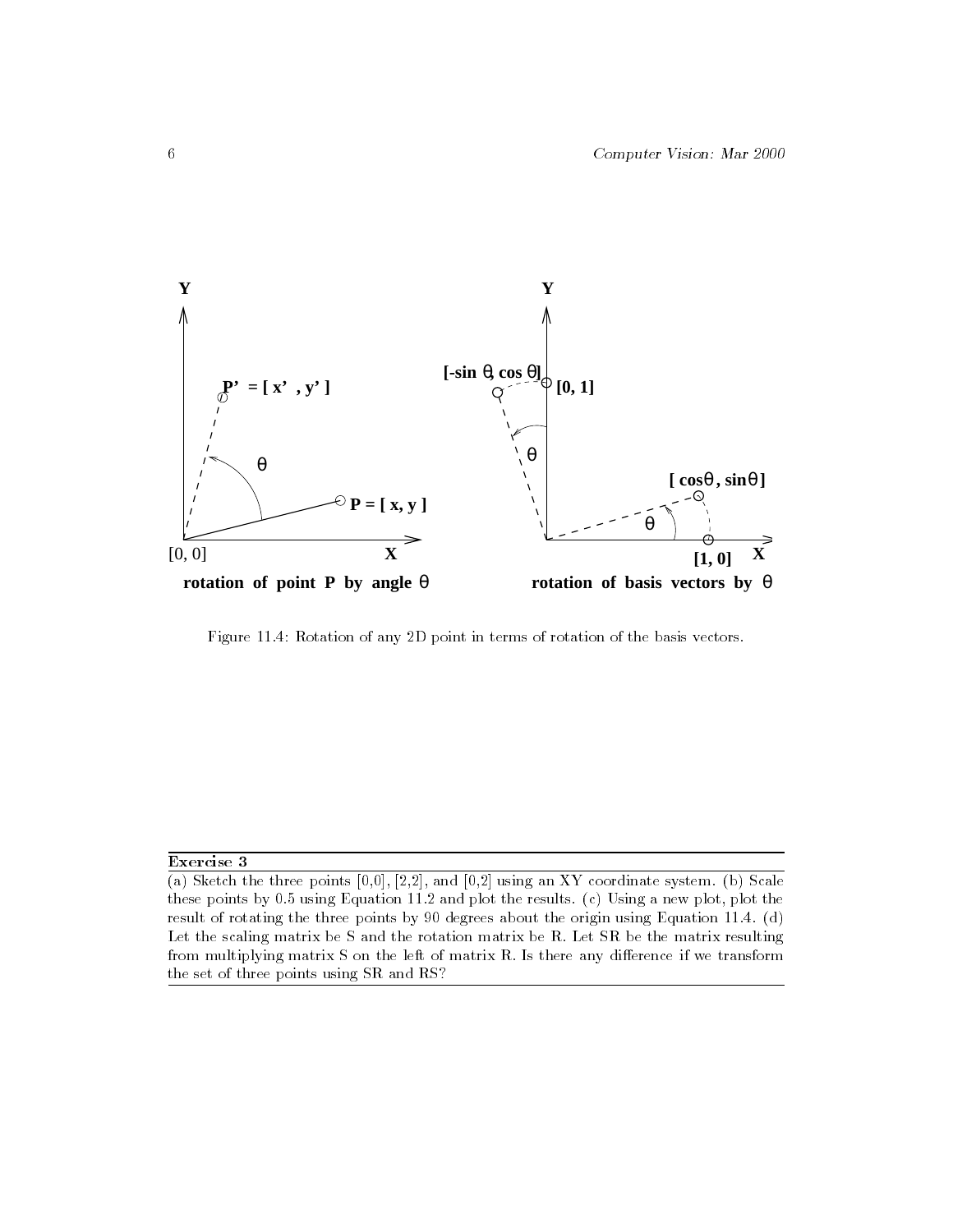Figure 11.4: Rotation of any 2D point in terms of rotation of the basis vectors.

**Exercise 3**

(a) Sketch the three points [0,0], [2,2], and [0,2] using an XY coordinate system. (b) Scale these points by 0.5 using Equation 11.2 and plot the results. (c) Using a new plot, plot the result of rotating the three points by 90 degrees about the origin using Equation 11.4. (d) Let the scaling matrix be S and the rotation matrix be R. Let SR be the matrix resulting from multiplying matrix S on the left of matrix R. Is there any difference if we transform the set of three points using SR and RS?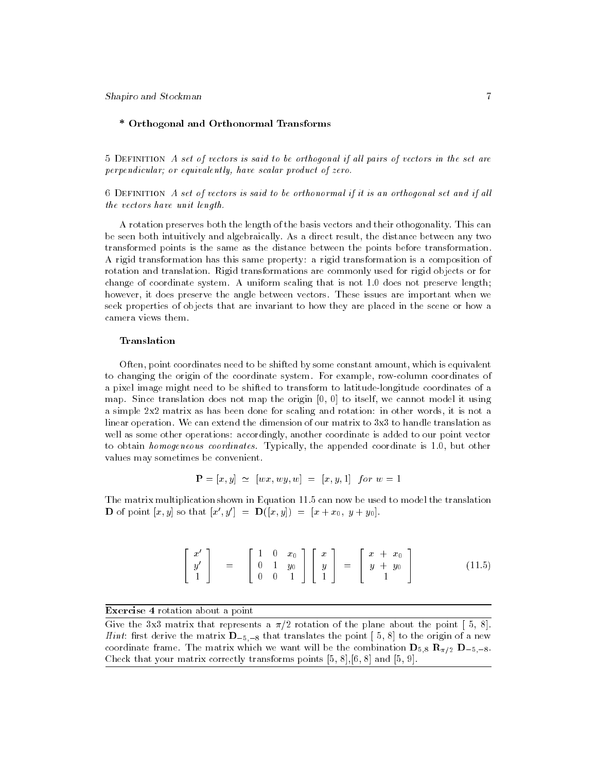### * Orthogonal and Orthonormal Transforms

5 Definition *A set of vectors is said to be orthogonal if all pairs of vectors in the set are perpendicular; or equivalently, have scalar product of zero.*

6 Definition *A set of vectors is said to be orthonormal if it is an orthogonal set and if all the vectors have unit length.*

A rotation preserves both the length of the basis vectors and their othogonality. This can be seen both intuitively and algebraically. As a direct result, the distance between any two transformed points is the same as the distance between the points before transformation. A rigid transformation has this same property: a rigid transformation is a composition of rotation and translation. Rigid transformations are commonly used for rigid objects or for change of coordinate system. A uniform scaling that is not 1.0 does not preserve length; however, it does preserve the angle between vectors. These issues are important when we seek properties of objects that are invariant to how they are placed in the scene or how a camera views them.

### Translation

Often, point coordinates need to be shifted by some constant amount, which is equivalent to changing the origin of the coordinate system. For example, row-column coordinates of a pixel image might need to be shifted to transform to latitude-longitude coordinates of a map. Since translation does not map the origin [0, 0] to itself, we cannot model it using a simple 2x2 matrix as has been done for scaling and rotation: in other words, it is not a linear operation. We can extend the dimension of our matrix to 3x3 to handle translation as well as some other operations: accordingly, another coordinate is added to our point vector to obtain *homogeneous coordinates*. Typically, the appended coordinate is 1.0, but other values may sometimes be convenient.

$$\mathbf{P} = [x, y] \simeq [wx, wy, w] = [x, y, 1] \quad for\ w = 1$$

The matrix multiplication shown in Equation 11.5 can now be used to model the translation $\mathbf{D}$ of point $[x, y]$ so that $[x', y'] = \mathbf{D}([x, y]) = [x + x_0,\ y + y_0]$.

$$\begin{bmatrix} x' \\ y' \\ 1 \end{bmatrix} = \begin{bmatrix} 1 & 0 & x_0 \\ 0 & 1 & y_0 \\ 0 & 0 & 1 \end{bmatrix} \begin{bmatrix} x \\ y \\ 1 \end{bmatrix} = \begin{bmatrix} x + x_0 \\ y + y_0 \\ 1 \end{bmatrix} \tag{11.5}$$

---

**Exercise 4** rotation about a point

Give the 3x3 matrix that represents a $\pi/2$ rotation of the plane about the point [ 5, 8]. *Hint*: first derive the matrix $\mathbf{D}_{-5,-8}$ that translates the point [ 5, 8] to the origin of a new coordinate frame. The matrix which we want will be the combination $\mathbf{D}_{5,8}\ \mathbf{R}_{\pi/2}\ \mathbf{D}_{-5,-8}$. Check that your matrix correctly transforms points [5, 8],[6, 8] and [5, 9].

---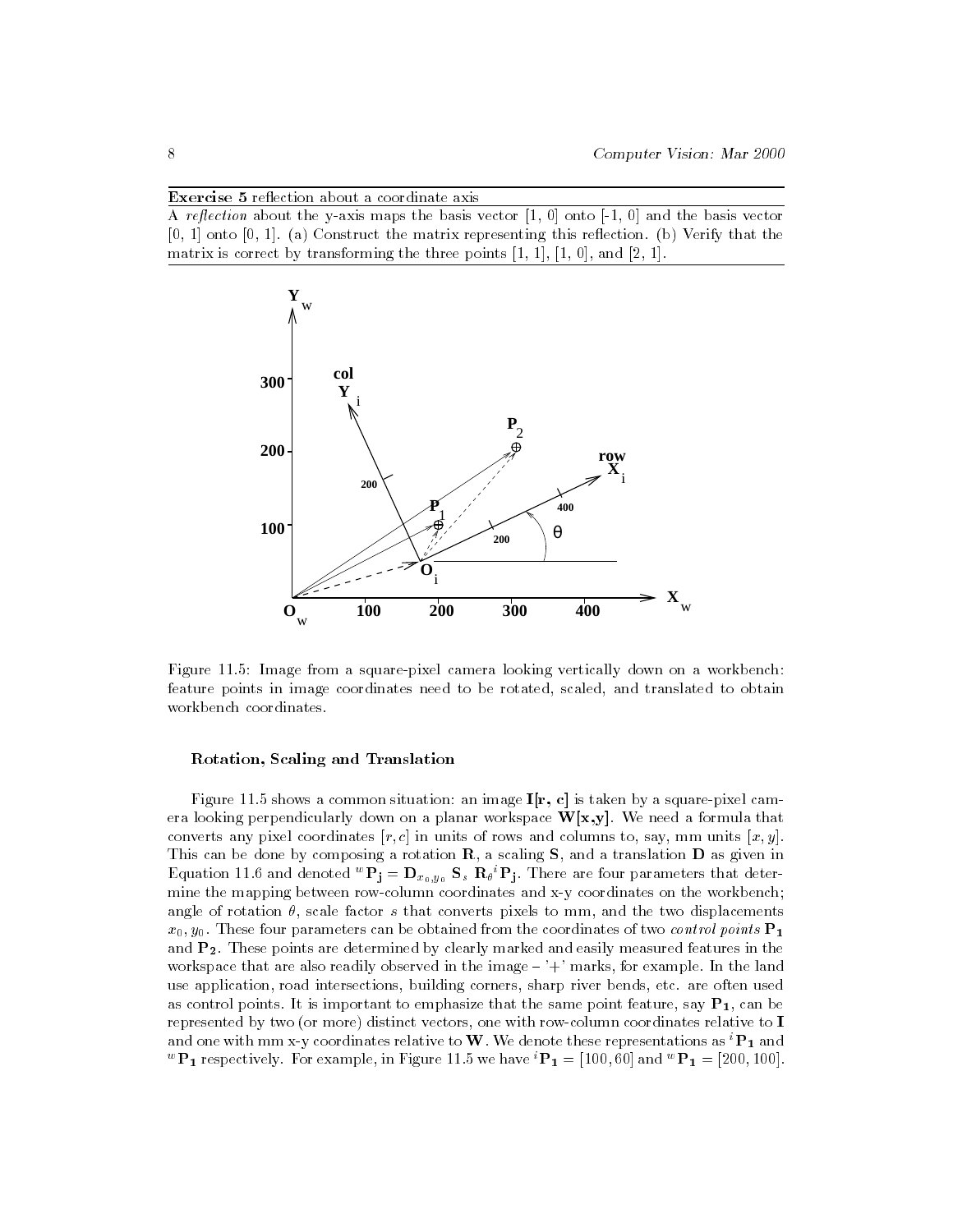**Exercise 5** reflection about a coordinate axis

A *reflection* about the y-axis maps the basis vector [1, 0] onto [-1, 0] and the basis vector [0, 1] onto [0, 1]. (a) Construct the matrix representing this reflection. (b) Verify that the matrix is correct by transforming the three points [1, 1], [1, 0], and [2, 1].

Figure 11.5: Image from a square-pixel camera looking vertically down on a workbench: feature points in image coordinates need to be rotated, scaled, and translated to obtain workbench coordinates.

### Rotation, Scaling and Translation

Figure 11.5 shows a common situation: an image $\mathbf{I[r, c]}$ is taken by a square-pixel camera looking perpendicularly down on a planar workspace $\mathbf{W[x,y]}$. We need a formula that converts any pixel coordinates $[r, c]$ in units of rows and columns to, say, mm units $[x, y]$. This can be done by composing a rotation $\mathbf{R}$, a scaling $\mathbf{S}$, and a translation $\mathbf{D}$ as given in Equation 11.6 and denoted ${}^w\mathbf{P_j} = \mathbf{D}_{x_0,y_0}\ \mathbf{S}_s\ \mathbf{R}_\theta {}^i\mathbf{P_j}$. There are four parameters that determine the mapping between row-column coordinates and x-y coordinates on the workbench; angle of rotation $\theta$, scale factor $s$ that converts pixels to mm, and the two displacements $x_0, y_0$. These four parameters can be obtained from the coordinates of two *control points* $\mathbf{P_1}$ and $\mathbf{P_2}$. These points are determined by clearly marked and easily measured features in the workspace that are also readily observed in the image – '+' marks, for example. In the land use application, road intersections, building corners, sharp river bends, etc. are often used as control points. It is important to emphasize that the same point feature, say $\mathbf{P_1}$, can be represented by two (or more) distinct vectors, one with row-column coordinates relative to $\mathbf{I}$ and one with mm x-y coordinates relative to $\mathbf{W}$. We denote these representations as ${}^i\mathbf{P_1}$ and ${}^w\mathbf{P_1}$ respectively. For example, in Figure 11.5 we have ${}^i\mathbf{P_1} = [100, 60]$ and ${}^w\mathbf{P_1} = [200, 100]$.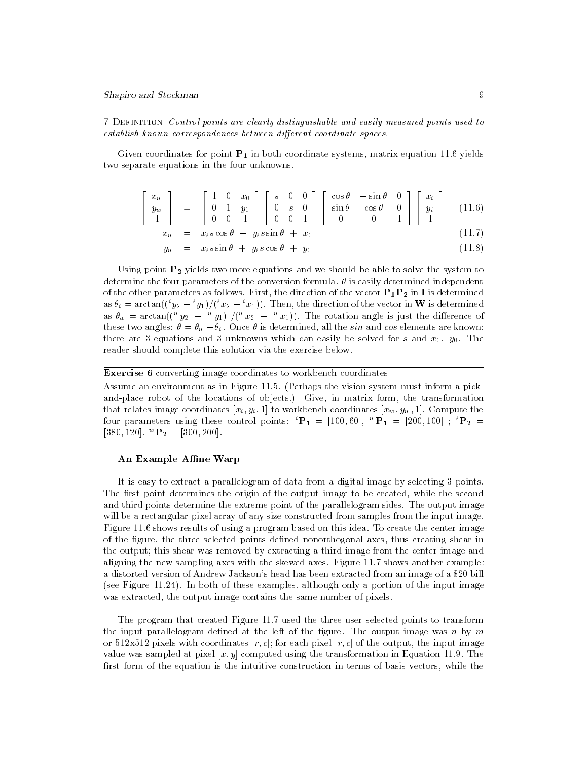7 Definition *Control points are clearly distinguishable and easily measured points used to establish known correspondences between different coordinate spaces.*

Given coordinates for point $\mathbf{P_1}$ in both coordinate systems, matrix equation 11.6 yields two separate equations in the four unknowns.

$$\begin{bmatrix} x_w \\ y_w \\ 1 \end{bmatrix} = \begin{bmatrix} 1 & 0 & x_0 \\ 0 & 1 & y_0 \\ 0 & 0 & 1 \end{bmatrix} \begin{bmatrix} s & 0 & 0 \\ 0 & s & 0 \\ 0 & 0 & 1 \end{bmatrix} \begin{bmatrix} \cos\theta & -\sin\theta & 0 \\ \sin\theta & \cos\theta & 0 \\ 0 & 0 & 1 \end{bmatrix} \begin{bmatrix} x_i \\ y_i \\ 1 \end{bmatrix} \tag{11.6}$$

$$x_w = x_i s \cos\theta \; - \; y_i s \sin\theta \; + \; x_0 \tag{11.7}$$

$$y_w = x_i s \sin\theta \; + \; y_i s \cos\theta \; + \; y_0 \tag{11.8}$$

Using point $\mathbf{P_2}$ yields two more equations and we should be able to solve the system to determine the four parameters of the conversion formula. $\theta$ is easily determined independent of the other parameters as follows. First, the direction of the vector $\mathbf{P_1 P_2}$ in $\mathbf{I}$ is determined as $\theta_i = \arctan(({}^i y_2 - {}^i y_1)/({}^i x_2 - {}^i x_1))$. Then, the direction of the vector in $\mathbf{W}$ is determined as $\theta_w = \arctan(({}^w y_2 \; - \; {}^w y_1) \; /({}^w x_2 \; - \; {}^w x_1))$. The rotation angle is just the difference of these two angles: $\theta = \theta_w - \theta_i$. Once $\theta$ is determined, all the *sin* and *cos* elements are known: there are 3 equations and 3 unknowns which can easily be solved for $s$ and $x_0$, $y_0$. The reader should complete this solution via the exercise below.

**Exercise 6** converting image coordinates to workbench coordinates

Assume an environment as in Figure 11.5. (Perhaps the vision system must inform a pick-and-place robot of the locations of objects.) Give, in matrix form, the transformation that relates image coordinates $[x_i, y_i, 1]$ to workbench coordinates $[x_w, y_w, 1]$. Compute the four parameters using these control points: ${}^i\mathbf{P_1} = [100, 60]$, ${}^w\mathbf{P_1} = [200, 100]$ ; ${}^i\mathbf{P_2} = [380, 120]$, ${}^w\mathbf{P_2} = [300, 200]$.

### An Example Affine Warp

It is easy to extract a parallelogram of data from a digital image by selecting 3 points. The first point determines the origin of the output image to be created, while the second and third points determine the extreme point of the parallelogram sides. The output image will be a rectangular pixel array of any size constructed from samples from the input image. Figure 11.6 shows results of using a program based on this idea. To create the center image of the figure, the three selected points defined nonorthogonal axes, thus creating shear in the output; this shear was removed by extracting a third image from the center image and aligning the new sampling axes with the skewed axes. Figure 11.7 shows another example: a distorted version of Andrew Jackson's head has been extracted from an image of a $20 bill (see Figure 11.24). In both of these examples, although only a portion of the input image was extracted, the output image contains the same number of pixels.

The program that created Figure 11.7 used the three user selected points to transform the input parallelogram defined at the left of the figure. The output image was $n$ by $m$ or 512x512 pixels with coordinates $[r, c]$; for each pixel $[r, c]$ of the output, the input image value was sampled at pixel $[x, y]$ computed using the transformation in Equation 11.9. The first form of the equation is the intuitive construction in terms of basis vectors, while the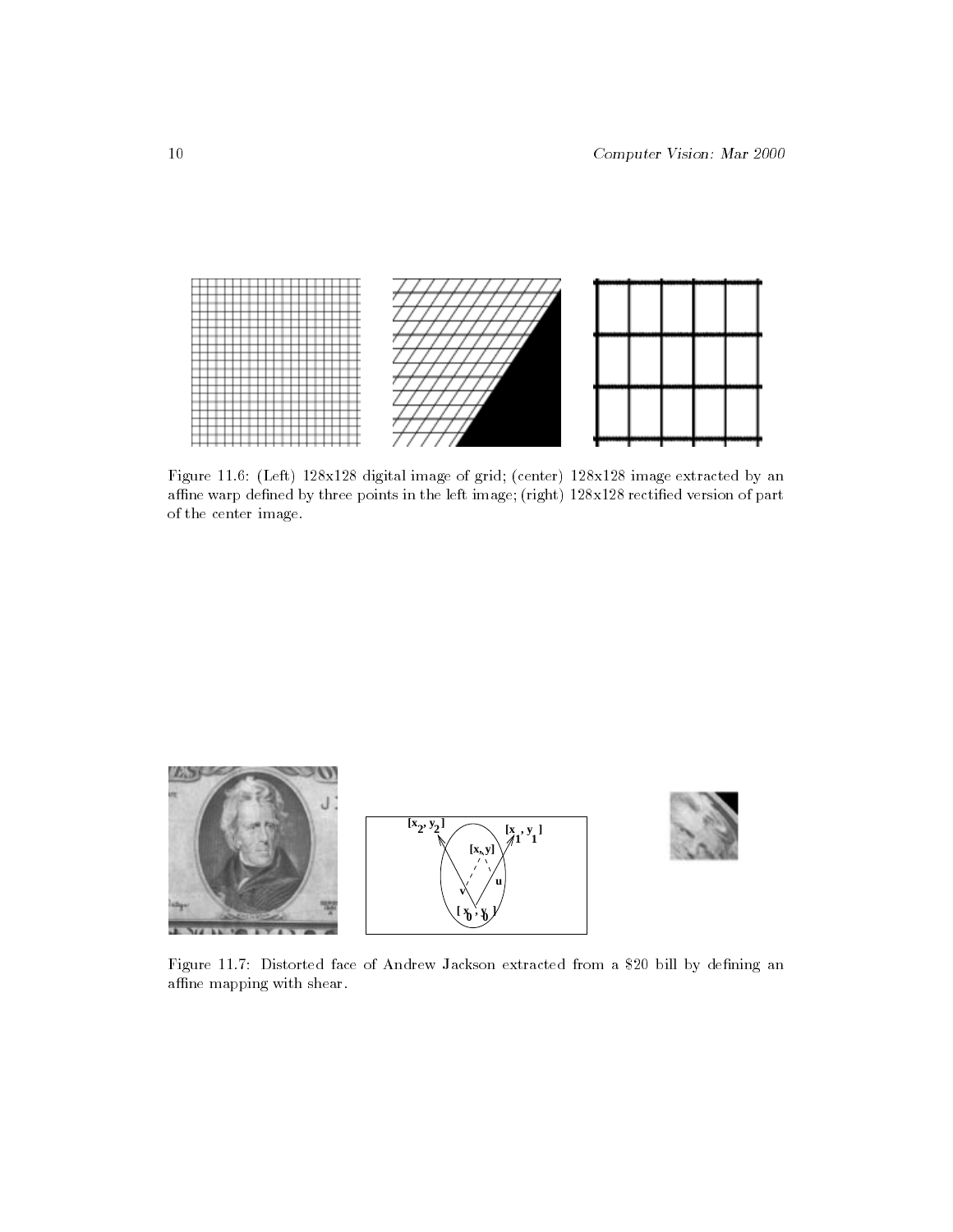Figure 11.6: (Left) 128x128 digital image of grid; (center) 128x128 image extracted by an affine warp defined by three points in the left image; (right) 128x128 rectified version of part of the center image.

Figure 11.7: Distorted face of Andrew Jackson extracted from a $20 bill by defining an affine mapping with shear.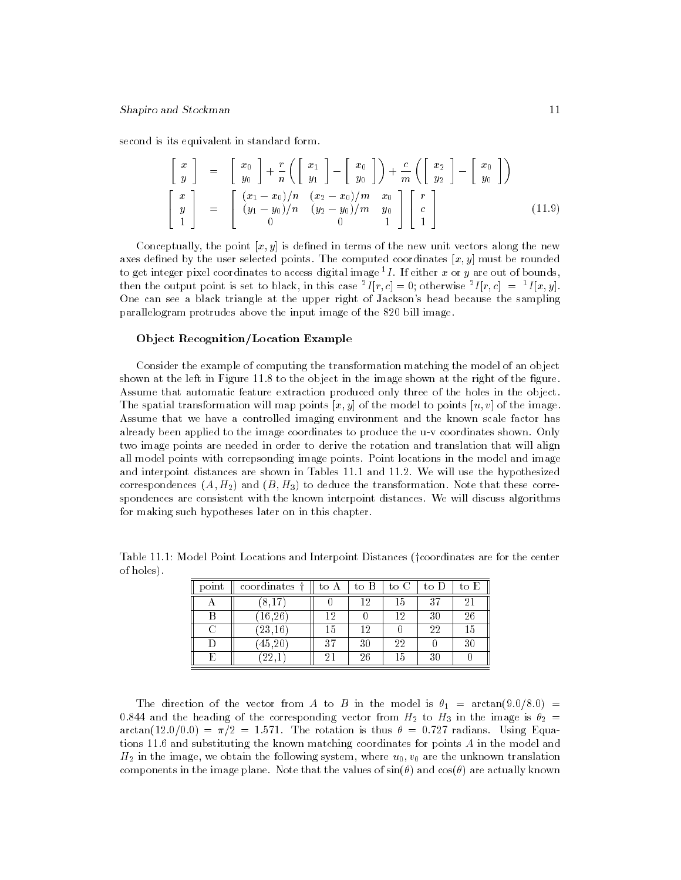second is its equivalent in standard form.

$$
\begin{bmatrix} x \\ y \end{bmatrix} = \begin{bmatrix} x_0 \\ y_0 \end{bmatrix} + \frac{r}{n}\left( \begin{bmatrix} x_1 \\ y_1 \end{bmatrix} - \begin{bmatrix} x_0 \\ y_0 \end{bmatrix} \right) + \frac{c}{m}\left( \begin{bmatrix} x_2 \\ y_2 \end{bmatrix} - \begin{bmatrix} x_0 \\ y_0 \end{bmatrix} \right)
$$

$$
\begin{bmatrix} x \\ y \\ 1 \end{bmatrix} = \begin{bmatrix} (x_1 - x_0)/n & (x_2 - x_0)/m & x_0 \\ (y_1 - y_0)/n & (y_2 - y_0)/m & y_0 \\ 0 & 0 & 1 \end{bmatrix} \begin{bmatrix} r \\ c \\ 1 \end{bmatrix} \tag{11.9}
$$

Conceptually, the point $[x, y]$ is defined in terms of the new unit vectors along the new axes defined by the user selected points. The computed coordinates $[x, y]$ must be rounded to get integer pixel coordinates to access digital image ${}^1I$. If either $x$ or $y$ are out of bounds, then the output point is set to black, in this case ${}^2I[r, c] = 0$; otherwise ${}^2I[r, c] = {}^1I[x, y]$. One can see a black triangle at the upper right of Jackson's head because the sampling parallelogram protrudes above the input image of the $20 bill image.

### Object Recognition/Location Example

Consider the example of computing the transformation matching the model of an object shown at the left in Figure 11.8 to the object in the image shown at the right of the figure. Assume that automatic feature extraction produced only three of the holes in the object. The spatial transformation will map points $[x, y]$ of the model to points $[u, v]$ of the image. Assume that we have a controlled imaging environment and the known scale factor has already been applied to the image coordinates to produce the u-v coordinates shown. Only two image points are needed in order to derive the rotation and translation that will align all model points with correpsonding image points. Point locations in the model and image and interpoint distances are shown in Tables 11.1 and 11.2. We will use the hypothesized correspondences $(A, H_2)$ and $(B, H_3)$ to deduce the transformation. Note that these correspondences are consistent with the known interpoint distances. We will discuss algorithms for making such hypotheses later on in this chapter.

Table 11.1: Model Point Locations and Interpoint Distances (†coordinates are for the center of holes).

| point | coordinates † | to A | to B | to C | to D | to E |
|---|---|---|---|---|---|---|
| A | (8,17) | 0 | 12 | 15 | 37 | 21 |
| B | (16,26) | 12 | 0 | 12 | 30 | 26 |
| C | (23,16) | 15 | 12 | 0 | 22 | 15 |
| D | (45,20) | 37 | 30 | 22 | 0 | 30 |
| E | (22,1) | 21 | 26 | 15 | 30 | 0 |

The direction of the vector from $A$ to $B$ in the model is $\theta_1 = \arctan(9.0/8.0) = 0.844$ and the heading of the corresponding vector from $H_2$ to $H_3$ in the image is $\theta_2 = \arctan(12.0/0.0) = \pi/2 = 1.571$. The rotation is thus $\theta = 0.727$ radians. Using Equations 11.6 and substituting the known matching coordinates for points $A$ in the model and $H_2$ in the image, we obtain the following system, where $u_0, v_0$ are the unknown translation components in the image plane. Note that the values of $\sin(\theta)$ and $\cos(\theta)$ are actually known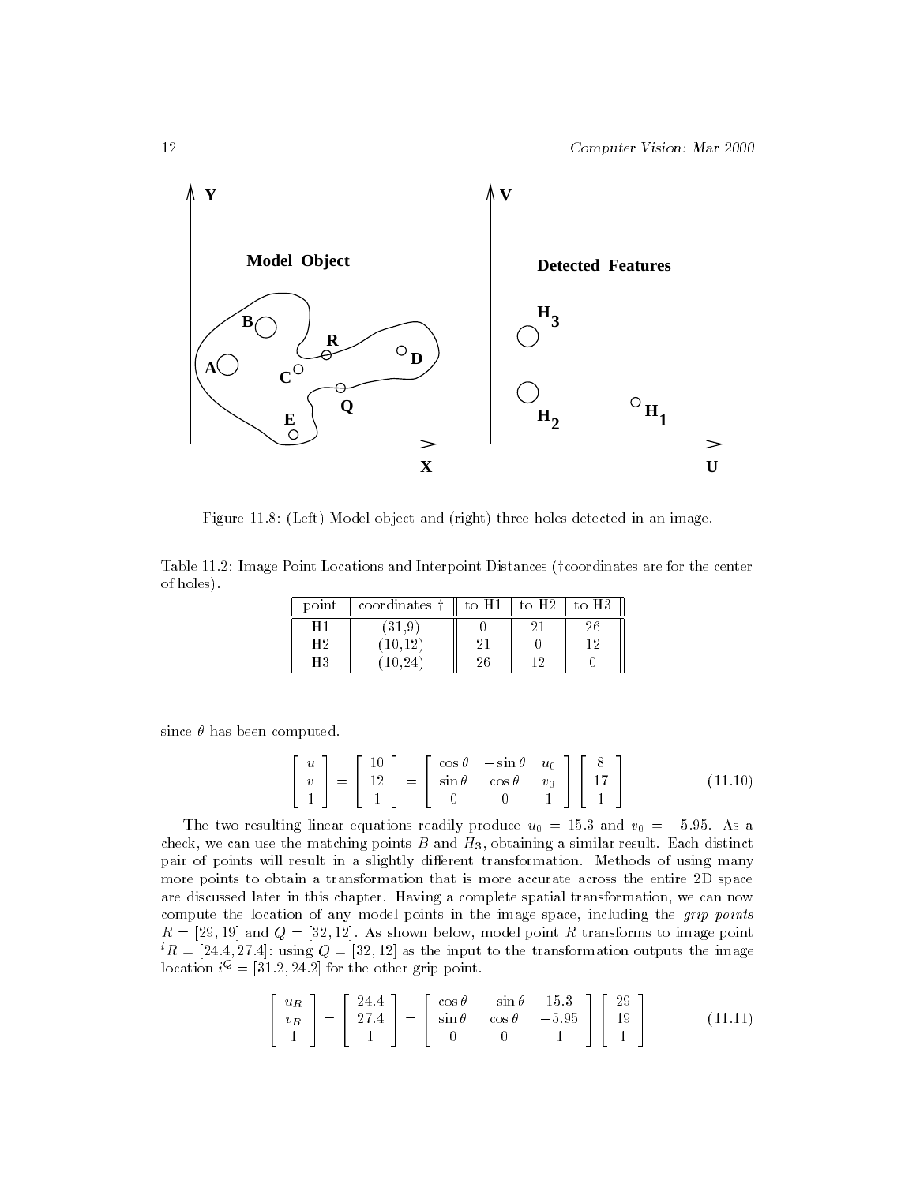Figure 11.8: (Left) Model object and (right) three holes detected in an image.

Table 11.2: Image Point Locations and Interpoint Distances (†coordinates are for the center of holes).

| point | coordinates † | to H1 | to H2 | to H3 |
|---|---|---|---|---|
| H1 | (31,9) | 0 | 21 | 26 |
| H2 | (10,12) | 21 | 0 | 12 |
| H3 | (10,24) | 26 | 12 | 0 |

since $\theta$ has been computed.

$$\begin{bmatrix} u \\ v \\ 1 \end{bmatrix} = \begin{bmatrix} 10 \\ 12 \\ 1 \end{bmatrix} = \begin{bmatrix} \cos\theta & -\sin\theta & u_0 \\ \sin\theta & \cos\theta & v_0 \\ 0 & 0 & 1 \end{bmatrix} \begin{bmatrix} 8 \\ 17 \\ 1 \end{bmatrix} \tag{11.10}$$

The two resulting linear equations readily produce $u_0 = 15.3$ and $v_0 = -5.95$. As a check, we can use the matching points $B$ and $H_3$, obtaining a similar result. Each distinct pair of points will result in a slightly different transformation. Methods of using many more points to obtain a transformation that is more accurate across the entire 2D space are discussed later in this chapter. Having a complete spatial transformation, we can now compute the location of any model points in the image space, including the *grip points* $R = [29, 19]$ and $Q = [32, 12]$. As shown below, model point $R$ transforms to image point ${}^iR = [24.4, 27.4]$: using $Q = [32, 12]$ as the input to the transformation outputs the image location $i^Q = [31.2, 24.2]$ for the other grip point.

$$\begin{bmatrix} u_R \\ v_R \\ 1 \end{bmatrix} = \begin{bmatrix} 24.4 \\ 27.4 \\ 1 \end{bmatrix} = \begin{bmatrix} \cos\theta & -\sin\theta & 15.3 \\ \sin\theta & \cos\theta & -5.95 \\ 0 & 0 & 1 \end{bmatrix} \begin{bmatrix} 29 \\ 19 \\ 1 \end{bmatrix} \tag{11.11}$$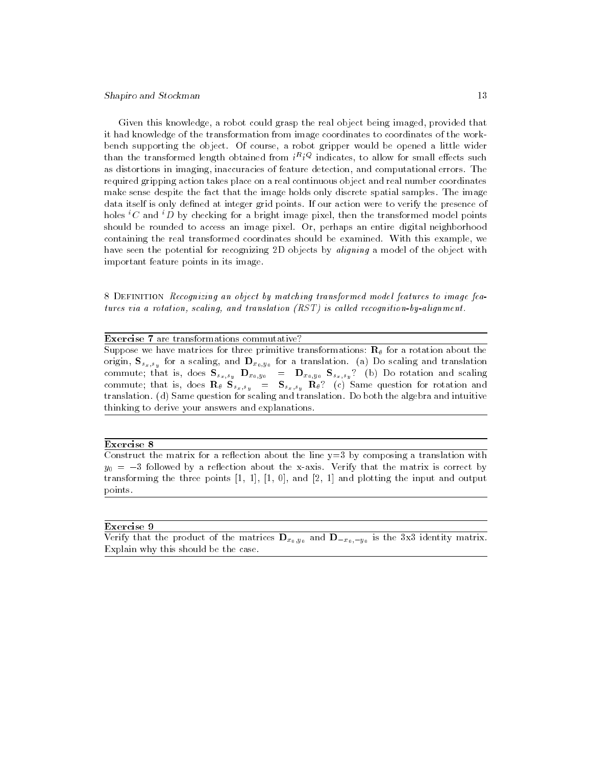Given this knowledge, a robot could grasp the real object being imaged, provided that it had knowledge of the transformation from image coordinates to coordinates of the workbench supporting the object. Of course, a robot gripper would be opened a little wider than the transformed length obtained from $^iR^iQ$ indicates, to allow for small effects such as distortions in imaging, inaccuracies of feature detection, and computational errors. The required gripping action takes place on a real continuous object and real number coordinates make sense despite the fact that the image holds only discrete spatial samples. The image data itself is only defined at integer grid points. If our action were to verify the presence of holes $^iC$ and $^iD$ by checking for a bright image pixel, then the transformed model points should be rounded to access an image pixel. Or, perhaps an entire digital neighborhood containing the real transformed coordinates should be examined. With this example, we have seen the potential for recognizing 2D objects by *aligning* a model of the object with important feature points in its image.

8 Definition *Recognizing an object by matching transformed model features to image features via a rotation, scaling, and translation (RST) is called recognition-by-alignment.*

---

**Exercise 7** are transformations commutative?

Suppose we have matrices for three primitive transformations: $\mathbf{R}_\theta$ for a rotation about the origin, $\mathbf{S}_{s_x,s_y}$ for a scaling, and $\mathbf{D}_{x_0,y_0}$ for a translation. (a) Do scaling and translation commute; that is, does $\mathbf{S}_{s_x,s_y}\ \mathbf{D}_{x_0,y_0} = \mathbf{D}_{x_0,y_0}\ \mathbf{S}_{s_x,s_y}$? (b) Do rotation and scaling commute; that is, does $\mathbf{R}_\theta\ \mathbf{S}_{s_x,s_y} = \mathbf{S}_{s_x,s_y}\ \mathbf{R}_\theta$? (c) Same question for rotation and translation. (d) Same question for scaling and translation. Do both the algebra and intuitive thinking to derive your answers and explanations.

---

**Exercise 8**

Construct the matrix for a reflection about the line y=3 by composing a translation with $y_0 = -3$ followed by a reflection about the x-axis. Verify that the matrix is correct by transforming the three points [1, 1], [1, 0], and [2, 1] and plotting the input and output points.

---

**Exercise 9**

Verify that the product of the matrices $\mathbf{D}_{x_0,y_0}$ and $\mathbf{D}_{-x_0,-y_0}$ is the 3x3 identity matrix. Explain why this should be the case.

---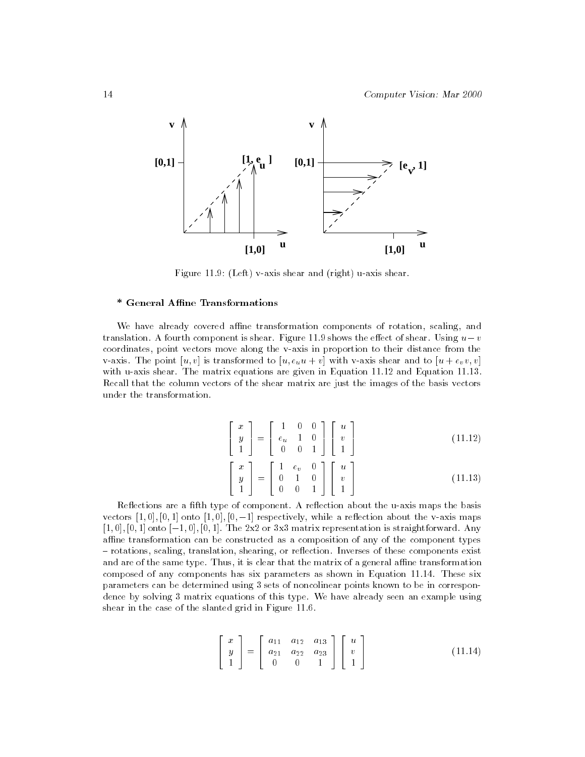Figure 11.9: (Left) v-axis shear and (right) u-axis shear.

### * General Affine Transformations

We have already covered affine transformation components of rotation, scaling, and translation. A fourth component is shear. Figure 11.9 shows the effect of shear. Using $u-v$ coordinates, point vectors move along the v-axis in proportion to their distance from the v-axis. The point $[u, v]$ is transformed to $[u, e_u u + v]$ with v-axis shear and to $[u + e_v v, v]$ with u-axis shear. The matrix equations are given in Equation 11.12 and Equation 11.13. Recall that the column vectors of the shear matrix are just the images of the basis vectors under the transformation.

$$\begin{bmatrix} x \\ y \\ 1 \end{bmatrix} = \begin{bmatrix} 1 & 0 & 0 \\ e_u & 1 & 0 \\ 0 & 0 & 1 \end{bmatrix} \begin{bmatrix} u \\ v \\ 1 \end{bmatrix} \tag{11.12}$$

$$\begin{bmatrix} x \\ y \\ 1 \end{bmatrix} = \begin{bmatrix} 1 & e_v & 0 \\ 0 & 1 & 0 \\ 0 & 0 & 1 \end{bmatrix} \begin{bmatrix} u \\ v \\ 1 \end{bmatrix} \tag{11.13}$$

Reflections are a fifth type of component. A reflection about the u-axis maps the basis vectors $[1, 0], [0, 1]$ onto $[1, 0], [0, -1]$ respectively, while a reflection about the v-axis maps $[1, 0], [0, 1]$ onto $[-1, 0], [0, 1]$. The 2x2 or 3x3 matrix representation is straightforward. Any affine transformation can be constructed as a composition of any of the component types – rotations, scaling, translation, shearing, or reflection. Inverses of these components exist and are of the same type. Thus, it is clear that the matrix of a general affine transformation composed of any components has six parameters as shown in Equation 11.14. These six parameters can be determined using 3 sets of noncolinear points known to be in correspondence by solving 3 matrix equations of this type. We have already seen an example using shear in the case of the slanted grid in Figure 11.6.

$$\begin{bmatrix} x \\ y \\ 1 \end{bmatrix} = \begin{bmatrix} a_{11} & a_{12} & a_{13} \\ a_{21} & a_{22} & a_{23} \\ 0 & 0 & 1 \end{bmatrix} \begin{bmatrix} u \\ v \\ 1 \end{bmatrix} \tag{11.14}$$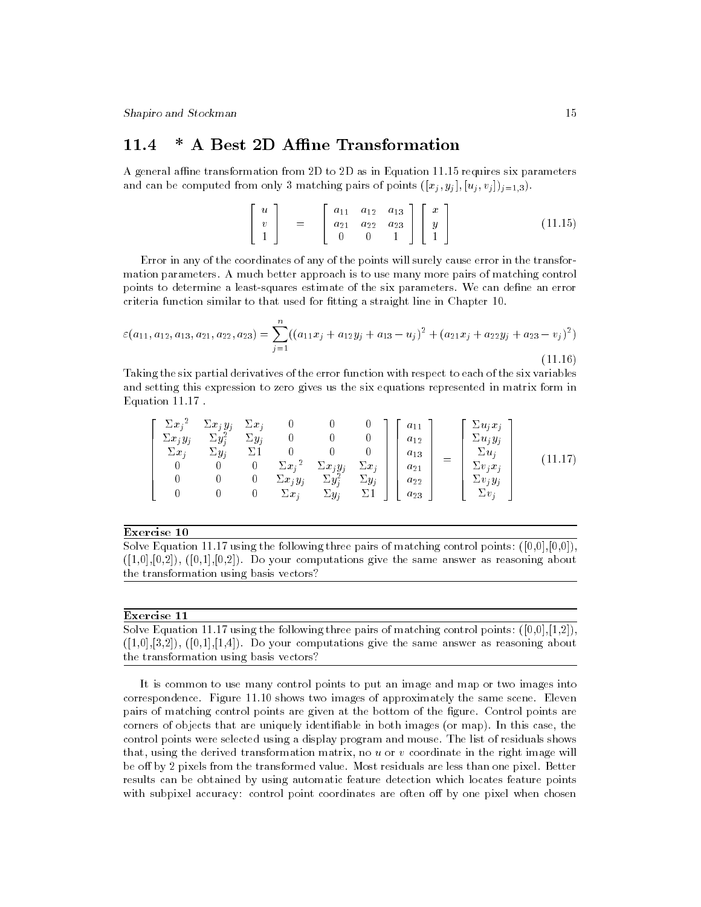## 11.4 * A Best 2D Affine Transformation

A general affine transformation from 2D to 2D as in Equation 11.15 requires six parameters and can be computed from only 3 matching pairs of points $([x_j, y_j], [u_j, v_j])_{j=1,3}$.

$$\begin{bmatrix} u \\ v \\ 1 \end{bmatrix} = \begin{bmatrix} a_{11} & a_{12} & a_{13} \\ a_{21} & a_{22} & a_{23} \\ 0 & 0 & 1 \end{bmatrix} \begin{bmatrix} x \\ y \\ 1 \end{bmatrix} \tag{11.15}$$

Error in any of the coordinates of any of the points will surely cause error in the transformation parameters. A much better approach is to use many more pairs of matching control points to determine a least-squares estimate of the six parameters. We can define an error criteria function similar to that used for fitting a straight line in Chapter 10.

$$\varepsilon(a_{11}, a_{12}, a_{13}, a_{21}, a_{22}, a_{23}) = \sum_{j=1}^{n} ((a_{11}x_j + a_{12}y_j + a_{13} - u_j)^2 + (a_{21}x_j + a_{22}y_j + a_{23} - v_j)^2) \tag{11.16}$$

Taking the six partial derivatives of the error function with respect to each of the six variables and setting this expression to zero gives us the six equations represented in matrix form in Equation 11.17 .

$$\begin{bmatrix} \Sigma {x_j}^2 & \Sigma x_j y_j & \Sigma x_j & 0 & 0 & 0 \\ \Sigma x_j y_j & \Sigma y_j^2 & \Sigma y_j & 0 & 0 & 0 \\ \Sigma x_j & \Sigma y_j & \Sigma 1 & 0 & 0 & 0 \\ 0 & 0 & 0 & \Sigma {x_j}^2 & \Sigma x_j y_j & \Sigma x_j \\ 0 & 0 & 0 & \Sigma x_j y_j & \Sigma y_j^2 & \Sigma y_j \\ 0 & 0 & 0 & \Sigma x_j & \Sigma y_j & \Sigma 1 \end{bmatrix} \begin{bmatrix} a_{11} \\ a_{12} \\ a_{13} \\ a_{21} \\ a_{22} \\ a_{23} \end{bmatrix} = \begin{bmatrix} \Sigma u_j x_j \\ \Sigma u_j y_j \\ \Sigma u_j \\ \Sigma v_j x_j \\ \Sigma v_j y_j \\ \Sigma v_j \end{bmatrix} \tag{11.17}$$

---

**Exercise 10**

Solve Equation 11.17 using the following three pairs of matching control points: ([0,0],[0,0]), ([1,0],[0,2]), ([0,1],[0,2]). Do your computations give the same answer as reasoning about the transformation using basis vectors?

---

**Exercise 11**

Solve Equation 11.17 using the following three pairs of matching control points: ([0,0],[1,2]), ([1,0],[3,2]), ([0,1],[1,4]). Do your computations give the same answer as reasoning about the transformation using basis vectors?

---

It is common to use many control points to put an image and map or two images into correspondence. Figure 11.10 shows two images of approximately the same scene. Eleven pairs of matching control points are given at the bottom of the figure. Control points are corners of objects that are uniquely identifiable in both images (or map). In this case, the control points were selected using a display program and mouse. The list of residuals shows that, using the derived transformation matrix, no $u$ or $v$ coordinate in the right image will be off by 2 pixels from the transformed value. Most residuals are less than one pixel. Better results can be obtained by using automatic feature detection which locates feature points with subpixel accuracy: control point coordinates are often off by one pixel when chosen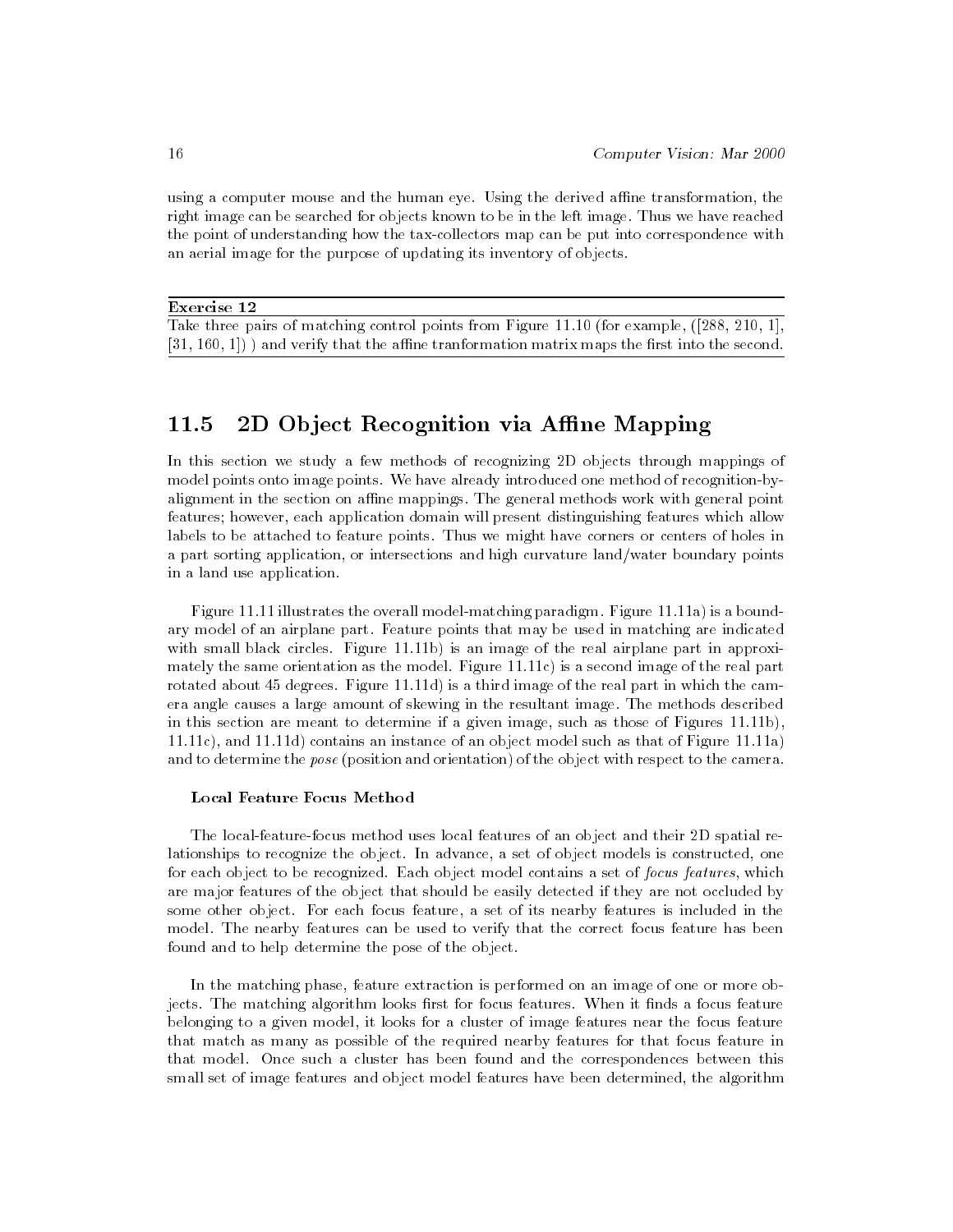using a computer mouse and the human eye. Using the derived affine transformation, the right image can be searched for objects known to be in the left image. Thus we have reached the point of understanding how the tax-collectors map can be put into correspondence with an aerial image for the purpose of updating its inventory of objects.

---

**Exercise 12**

Take three pairs of matching control points from Figure 11.10 (for example, ([288, 210, 1], [31, 160, 1]) ) and verify that the affine tranformation matrix maps the first into the second.

---

## 11.5 2D Object Recognition via Affine Mapping

In this section we study a few methods of recognizing 2D objects through mappings of model points onto image points. We have already introduced one method of recognition-by-alignment in the section on affine mappings. The general methods work with general point features; however, each application domain will present distinguishing features which allow labels to be attached to feature points. Thus we might have corners or centers of holes in a part sorting application, or intersections and high curvature land/water boundary points in a land use application.

Figure 11.11 illustrates the overall model-matching paradigm. Figure 11.11a) is a boundary model of an airplane part. Feature points that may be used in matching are indicated with small black circles. Figure 11.11b) is an image of the real airplane part in approximately the same orientation as the model. Figure 11.11c) is a second image of the real part rotated about 45 degrees. Figure 11.11d) is a third image of the real part in which the camera angle causes a large amount of skewing in the resultant image. The methods described in this section are meant to determine if a given image, such as those of Figures 11.11b), 11.11c), and 11.11d) contains an instance of an object model such as that of Figure 11.11a) and to determine the *pose* (position and orientation) of the object with respect to the camera.

#### Local Feature Focus Method

The local-feature-focus method uses local features of an object and their 2D spatial relationships to recognize the object. In advance, a set of object models is constructed, one for each object to be recognized. Each object model contains a set of *focus features*, which are major features of the object that should be easily detected if they are not occluded by some other object. For each focus feature, a set of its nearby features is included in the model. The nearby features can be used to verify that the correct focus feature has been found and to help determine the pose of the object.

In the matching phase, feature extraction is performed on an image of one or more objects. The matching algorithm looks first for focus features. When it finds a focus feature belonging to a given model, it looks for a cluster of image features near the focus feature that match as many as possible of the required nearby features for that focus feature in that model. Once such a cluster has been found and the correspondences between this small set of image features and object model features have been determined, the algorithm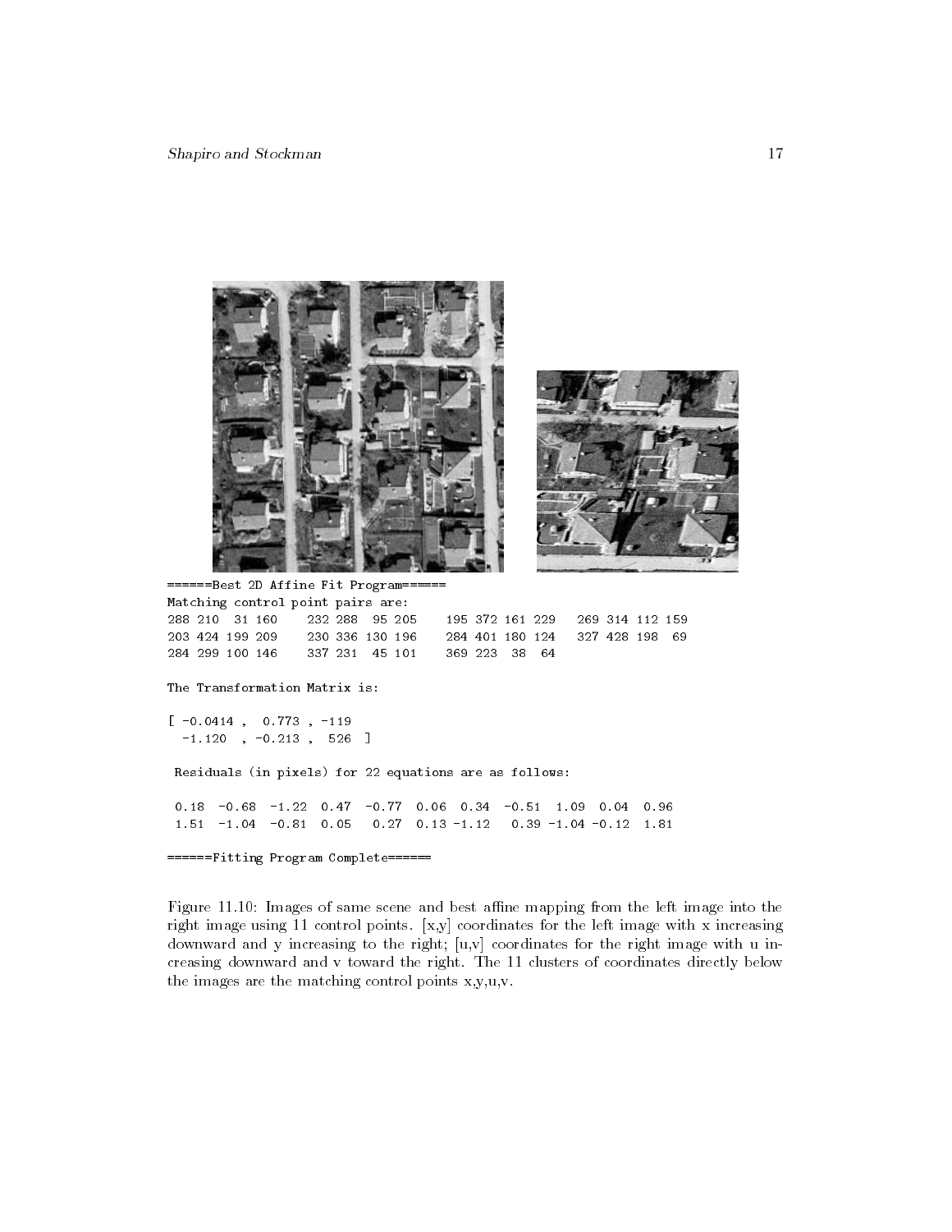```
======Best 2D Affine Fit Program======
Matching control point pairs are:
288 210  31 160     232 288  95 205     195 372 161 229     269 314 112 159
203 424 199 209     230 336 130 196     284 401 180 124     327 428 198  69
284 299 100 146     337 231  45 101     369 223  38  64

The Transformation Matrix is:

[ -0.0414 ,  0.773 , -119
  -1.120  , -0.213 ,  526  ]

 Residuals (in pixels) for 22 equations are as follows:

 0.18  -0.68  -1.22  0.47  -0.77  0.06  0.34  -0.51  1.09  0.04  0.96
 1.51  -1.04  -0.81  0.05   0.27  0.13 -1.12   0.39 -1.04 -0.12  1.81

======Fitting Program Complete======
```

Figure 11.10: Images of same scene and best affine mapping from the left image into the right image using 11 control points. [x,y] coordinates for the left image with x increasing downward and y increasing to the right; [u,v] coordinates for the right image with u increasing downward and v toward the right. The 11 clusters of coordinates directly below the images are the matching control points x,y,u,v.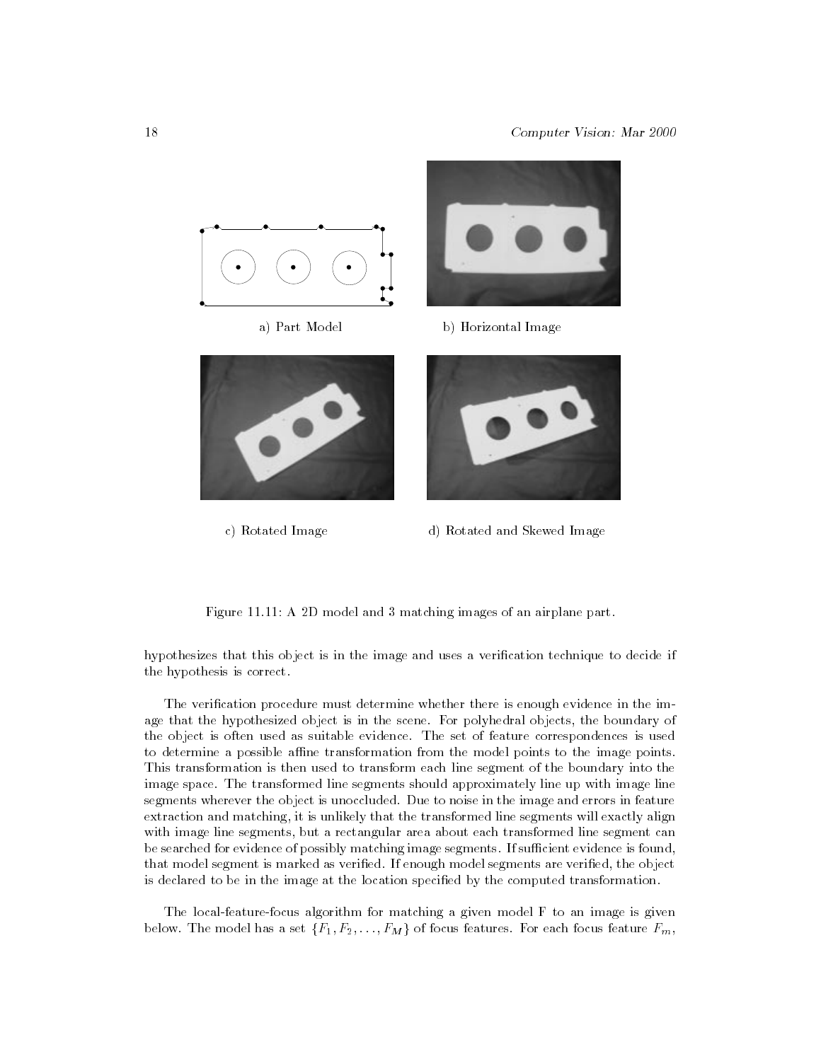a) Part Model

b) Horizontal Image

c) Rotated Image

d) Rotated and Skewed Image

Figure 11.11: A 2D model and 3 matching images of an airplane part.

hypothesizes that this object is in the image and uses a verification technique to decide if the hypothesis is correct.

The verification procedure must determine whether there is enough evidence in the image that the hypothesized object is in the scene. For polyhedral objects, the boundary of the object is often used as suitable evidence. The set of feature correspondences is used to determine a possible affine transformation from the model points to the image points. This transformation is then used to transform each line segment of the boundary into the image space. The transformed line segments should approximately line up with image line segments wherever the object is unoccluded. Due to noise in the image and errors in feature extraction and matching, it is unlikely that the transformed line segments will exactly align with image line segments, but a rectangular area about each transformed line segment can be searched for evidence of possibly matching image segments. If sufficient evidence is found, that model segment is marked as verified. If enough model segments are verified, the object is declared to be in the image at the location specified by the computed transformation.

The local-feature-focus algorithm for matching a given model F to an image is given below. The model has a set $\{F_1, F_2, \ldots, F_M\}$ of focus features. For each focus feature $F_m$,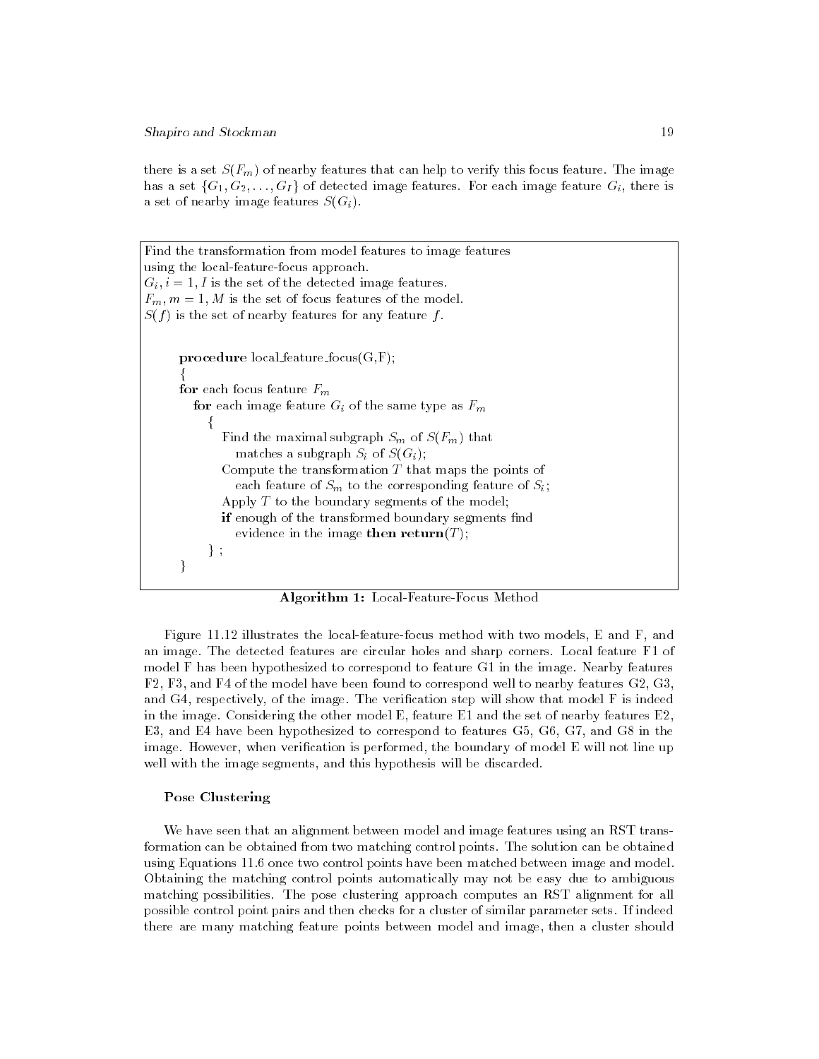there is a set $S(F_m)$ of nearby features that can help to verify this focus feature. The image has a set $\{G_1, G_2, \ldots, G_I\}$ of detected image features. For each image feature $G_i$, there is a set of nearby image features $S(G_i)$.

```
Find the transformation from model features to image features
using the local-feature-focus approach.
G_i, i = 1, I is the set of the detected image features.
F_m, m = 1, M is the set of focus features of the model.
S(f) is the set of nearby features for any feature f.

    procedure local_feature_focus(G,F);
    {
    for each focus feature F_m
       for each image feature G_i of the same type as F_m
          {
             Find the maximal subgraph S_m of S(F_m) that
                matches a subgraph S_i of S(G_i);
             Compute the transformation T that maps the points of
                each feature of S_m to the corresponding feature of S_i;
             Apply T to the boundary segments of the model;
             if enough of the transformed boundary segments find
                evidence in the image then return(T);
          } ;
    }
```

**Algorithm 1:** Local-Feature-Focus Method

Figure 11.12 illustrates the local-feature-focus method with two models, E and F, and an image. The detected features are circular holes and sharp corners. Local feature F1 of model F has been hypothesized to correspond to feature G1 in the image. Nearby features F2, F3, and F4 of the model have been found to correspond well to nearby features G2, G3, and G4, respectively, of the image. The verification step will show that model F is indeed in the image. Considering the other model E, feature E1 and the set of nearby features E2, E3, and E4 have been hypothesized to correspond to features G5, G6, G7, and G8 in the image. However, when verification is performed, the boundary of model E will not line up well with the image segments, and this hypothesis will be discarded.

### Pose Clustering

We have seen that an alignment between model and image features using an RST transformation can be obtained from two matching control points. The solution can be obtained using Equations 11.6 once two control points have been matched between image and model. Obtaining the matching control points automatically may not be easy due to ambiguous matching possibilities. The pose clustering approach computes an RST alignment for all possible control point pairs and then checks for a cluster of similar parameter sets. If indeed there are many matching feature points between model and image, then a cluster should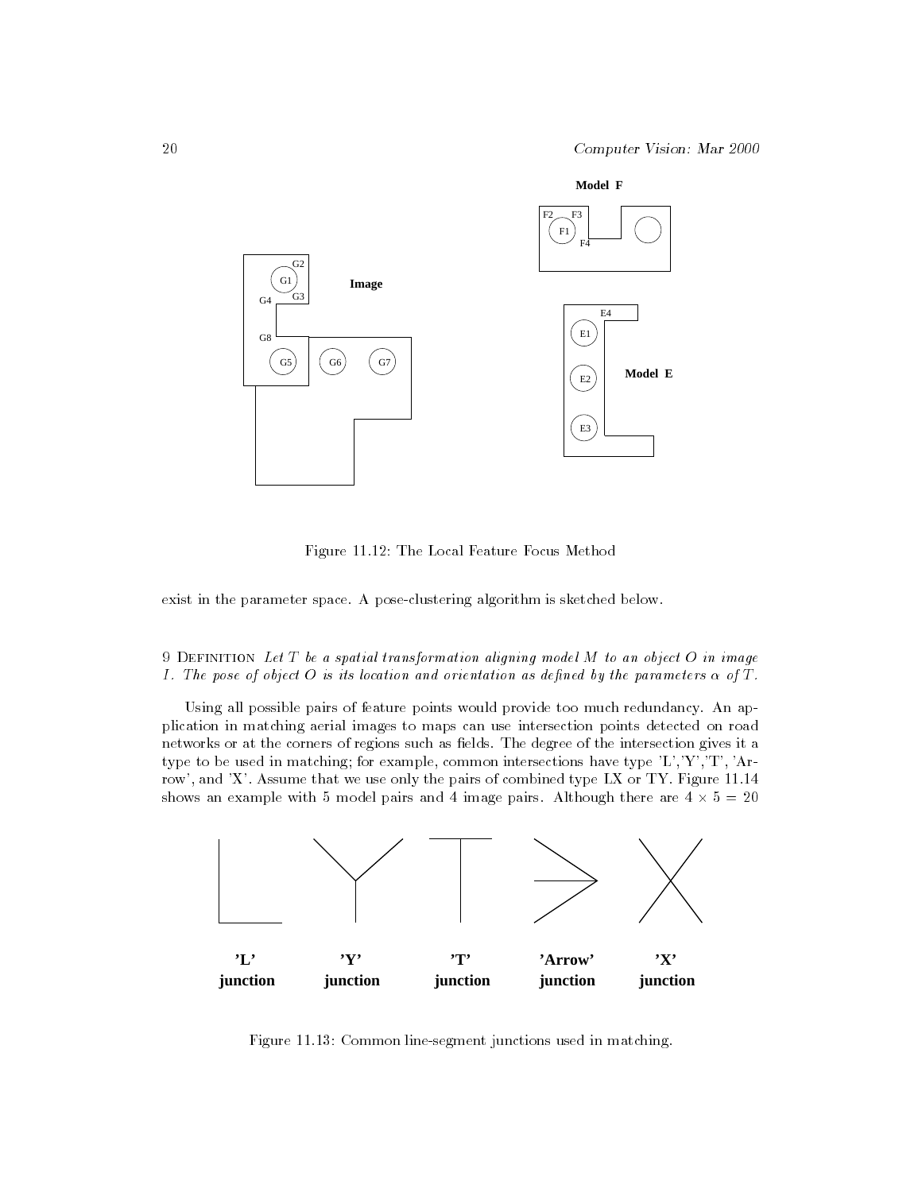Figure 11.12: The Local Feature Focus Method

exist in the parameter space. A pose-clustering algorithm is sketched below.

9 Definition *Let $T$ be a spatial transformation aligning model $M$ to an object $O$ in image $I$. The pose of object $O$ is its location and orientation as defined by the parameters $\alpha$ of $T$.*

Using all possible pairs of feature points would provide too much redundancy. An application in matching aerial images to maps can use intersection points detected on road networks or at the corners of regions such as fields. The degree of the intersection gives it a type to be used in matching; for example, common intersections have type 'L','Y','T', 'Arrow', and 'X'. Assume that we use only the pairs of combined type LX or TY. Figure 11.14 shows an example with 5 model pairs and 4 image pairs. Although there are $4 \times 5 = 20$

Figure 11.13: Common line-segment junctions used in matching.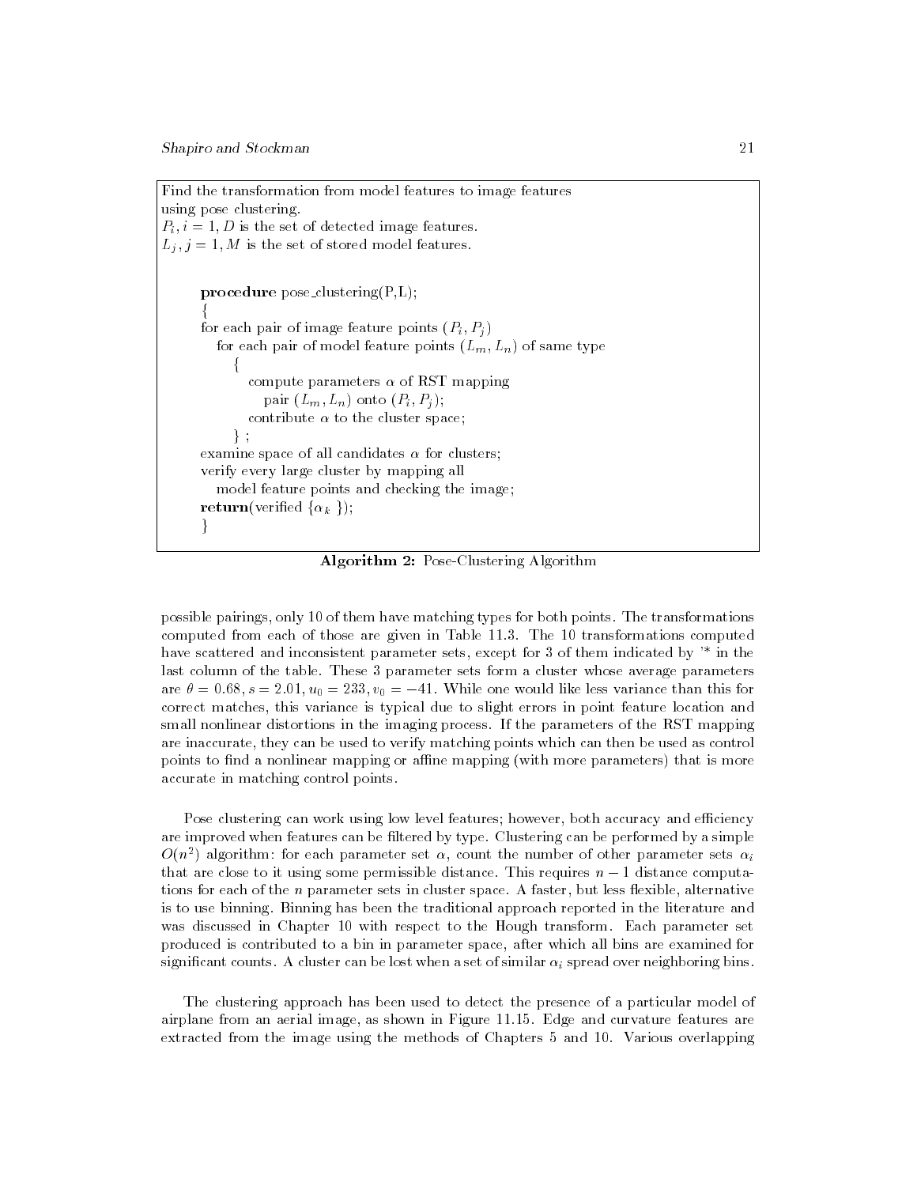Find the transformation from model features to image features using pose clustering.
$P_i, i = 1, D$ is the set of detected image features.
$L_j, j = 1, M$ is the set of stored model features.

```
procedure pose_clustering(P,L);
{
for each pair of image feature points (P_i, P_j)
   for each pair of model feature points (L_m, L_n) of same type
      {
         compute parameters α of RST mapping
            pair (L_m, L_n) onto (P_i, P_j);
         contribute α to the cluster space;
      } ;
examine space of all candidates α for clusters;
verify every large cluster by mapping all
   model feature points and checking the image;
return(verified {α_k });
}
```

**Algorithm 2:** Pose-Clustering Algorithm

possible pairings, only 10 of them have matching types for both points. The transformations computed from each of those are given in Table 11.3. The 10 transformations computed have scattered and inconsistent parameter sets, except for 3 of them indicated by '\* in the last column of the table. These 3 parameter sets form a cluster whose average parameters are $\theta = 0.68, s = 2.01, u_0 = 233, v_0 = -41$. While one would like less variance than this for correct matches, this variance is typical due to slight errors in point feature location and small nonlinear distortions in the imaging process. If the parameters of the RST mapping are inaccurate, they can be used to verify matching points which can then be used as control points to find a nonlinear mapping or affine mapping (with more parameters) that is more accurate in matching control points.

Pose clustering can work using low level features; however, both accuracy and efficiency are improved when features can be filtered by type. Clustering can be performed by a simple $O(n^2)$ algorithm: for each parameter set $\alpha$, count the number of other parameter sets $\alpha_i$ that are close to it using some permissible distance. This requires $n-1$ distance computations for each of the $n$ parameter sets in cluster space. A faster, but less flexible, alternative is to use binning. Binning has been the traditional approach reported in the literature and was discussed in Chapter 10 with respect to the Hough transform. Each parameter set produced is contributed to a bin in parameter space, after which all bins are examined for significant counts. A cluster can be lost when a set of similar $\alpha_i$ spread over neighboring bins.

The clustering approach has been used to detect the presence of a particular model of airplane from an aerial image, as shown in Figure 11.15. Edge and curvature features are extracted from the image using the methods of Chapters 5 and 10. Various overlapping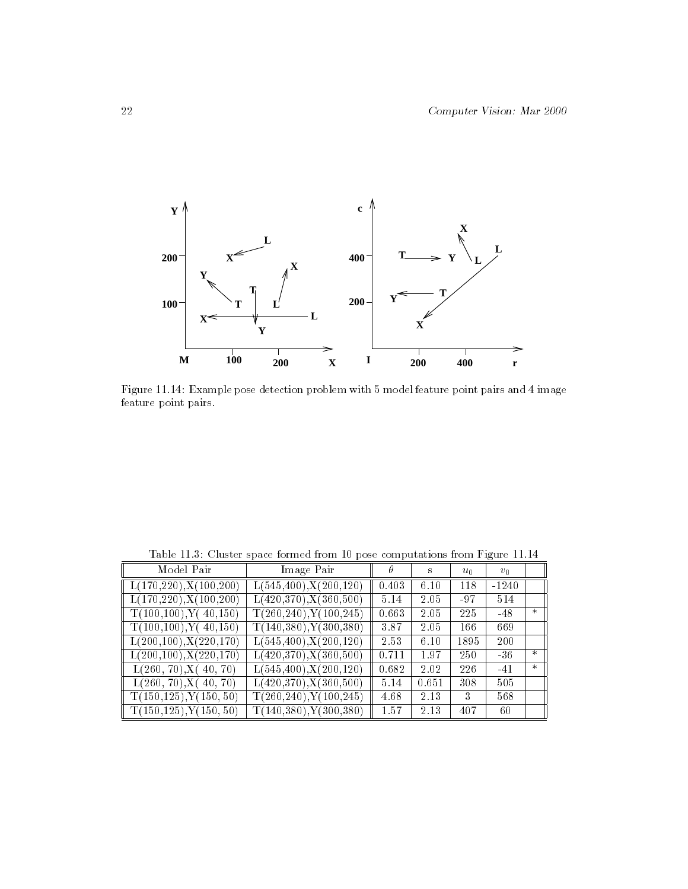Figure 11.14: Example pose detection problem with 5 model feature point pairs and 4 image feature point pairs.

Table 11.3: Cluster space formed from 10 pose computations from Figure 11.14

| Model Pair | Image Pair | $\theta$ | s | $u_0$ | $v_0$ | |
|---|---|---|---|---|---|---|
| L(170,220),X(100,200) | L(545,400),X(200,120) | 0.403 | 6.10 | 118 | -1240 | |
| L(170,220),X(100,200) | L(420,370),X(360,500) | 5.14 | 2.05 | -97 | 514 | |
| T(100,100),Y( 40,150) | T(260,240),Y(100,245) | 0.663 | 2.05 | 225 | -48 | * |
| T(100,100),Y( 40,150) | T(140,380),Y(300,380) | 3.87 | 2.05 | 166 | 669 | |
| L(200,100),X(220,170) | L(545,400),X(200,120) | 2.53 | 6.10 | 1895 | 200 | |
| L(200,100),X(220,170) | L(420,370),X(360,500) | 0.711 | 1.97 | 250 | -36 | * |
| L(260, 70),X( 40, 70) | L(545,400),X(200,120) | 0.682 | 2.02 | 226 | -41 | * |
| L(260, 70),X( 40, 70) | L(420,370),X(360,500) | 5.14 | 0.651 | 308 | 505 | |
| T(150,125),Y(150, 50) | T(260,240),Y(100,245) | 4.68 | 2.13 | 3 | 568 | |
| T(150,125),Y(150, 50) | T(140,380),Y(300,380) | 1.57 | 2.13 | 407 | 60 | |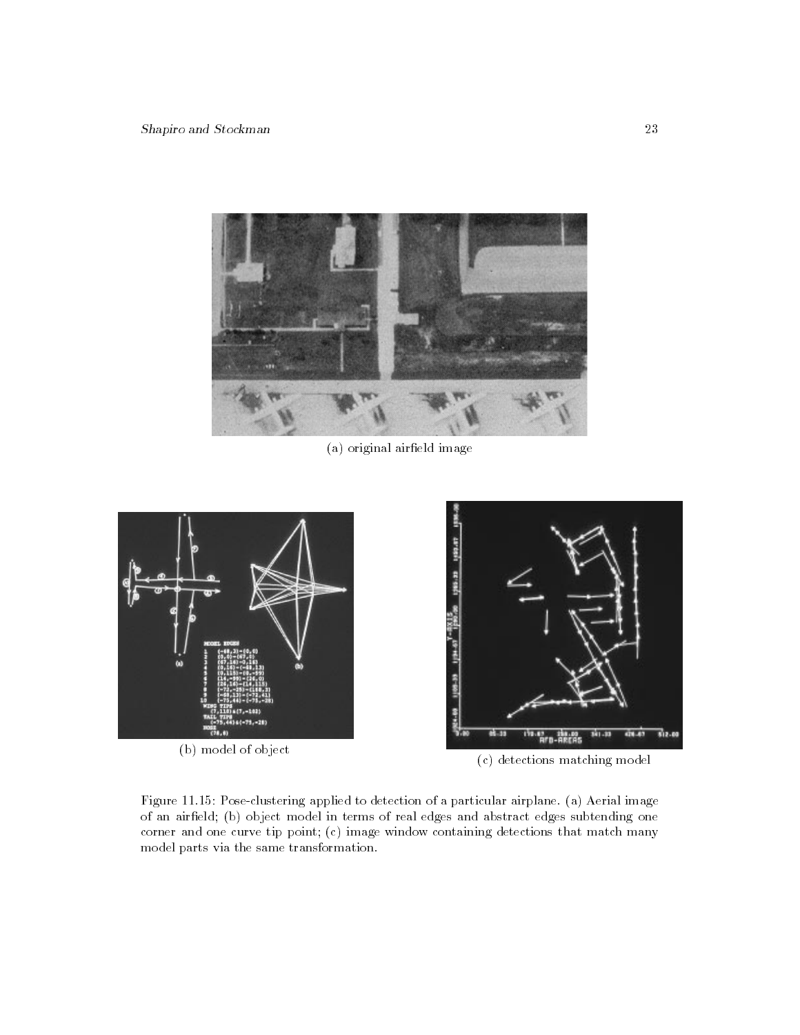(a) original airfield image

(b) model of object

(c) detections matching model

Figure 11.15: Pose-clustering applied to detection of a particular airplane. (a) Aerial image of an airfield; (b) object model in terms of real edges and abstract edges subtending one corner and one curve tip point; (c) image window containing detections that match many model parts via the same transformation.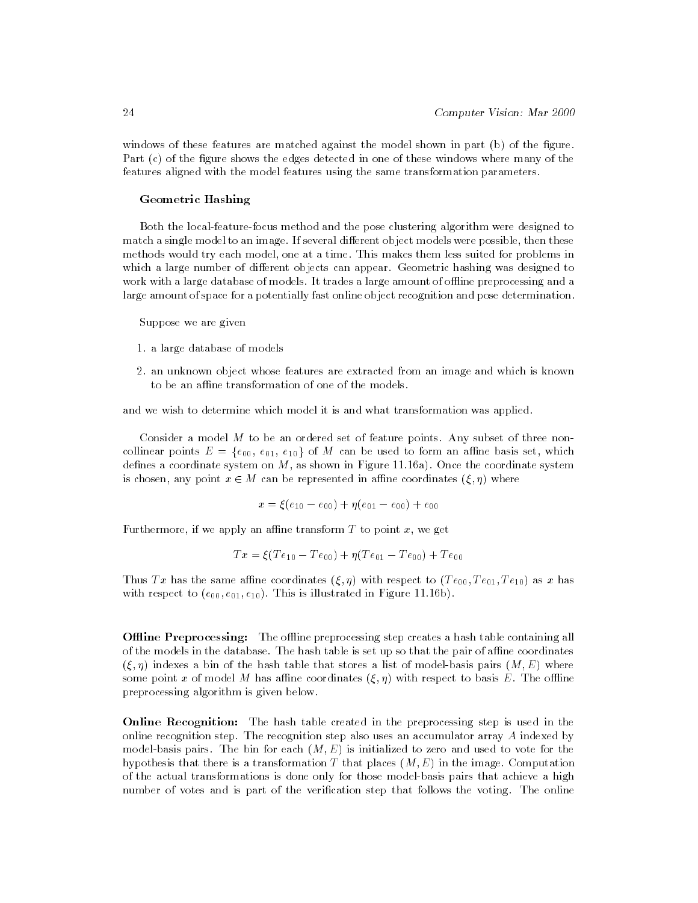windows of these features are matched against the model shown in part (b) of the figure. Part (c) of the figure shows the edges detected in one of these windows where many of the features aligned with the model features using the same transformation parameters.

### Geometric Hashing

Both the local-feature-focus method and the pose clustering algorithm were designed to match a single model to an image. If several different object models were possible, then these methods would try each model, one at a time. This makes them less suited for problems in which a large number of different objects can appear. Geometric hashing was designed to work with a large database of models. It trades a large amount of offline preprocessing and a large amount of space for a potentially fast online object recognition and pose determination.

Suppose we are given

1. a large database of models
2. an unknown object whose features are extracted from an image and which is known to be an affine transformation of one of the models.

and we wish to determine which model it is and what transformation was applied.

Consider a model $M$ to be an ordered set of feature points. Any subset of three non-collinear points $E = \{e_{00}, e_{01}, e_{10}\}$ of $M$ can be used to form an affine basis set, which defines a coordinate system on $M$, as shown in Figure 11.16a). Once the coordinate system is chosen, any point $x \in M$ can be represented in affine coordinates $(\xi, \eta)$ where

$$x = \xi(e_{10} - e_{00}) + \eta(e_{01} - e_{00}) + e_{00}$$

Furthermore, if we apply an affine transform $T$ to point $x$, we get

$$Tx = \xi(Te_{10} - Te_{00}) + \eta(Te_{01} - Te_{00}) + Te_{00}$$

Thus $Tx$ has the same affine coordinates $(\xi, \eta)$ with respect to $(Te_{00}, Te_{01}, Te_{10})$ as $x$ has with respect to $(e_{00}, e_{01}, e_{10})$. This is illustrated in Figure 11.16b).

**Offline Preprocessing:** The offline preprocessing step creates a hash table containing all of the models in the database. The hash table is set up so that the pair of affine coordinates $(\xi, \eta)$ indexes a bin of the hash table that stores a list of model-basis pairs $(M, E)$ where some point $x$ of model $M$ has affine coordinates $(\xi, \eta)$ with respect to basis $E$. The offline preprocessing algorithm is given below.

**Online Recognition:** The hash table created in the preprocessing step is used in the online recognition step. The recognition step also uses an accumulator array $A$ indexed by model-basis pairs. The bin for each $(M, E)$ is initialized to zero and used to vote for the hypothesis that there is a transformation $T$ that places $(M, E)$ in the image. Computation of the actual transformations is done only for those model-basis pairs that achieve a high number of votes and is part of the verification step that follows the voting. The online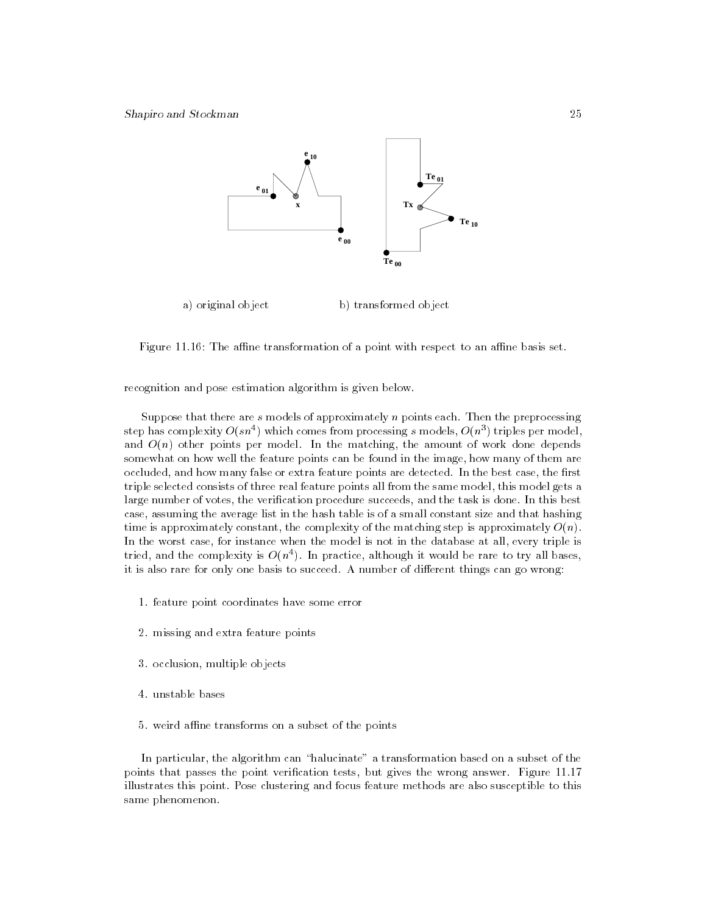a) original object b) transformed object

Figure 11.16: The affine transformation of a point with respect to an affine basis set.

recognition and pose estimation algorithm is given below.

Suppose that there are $s$ models of approximately $n$ points each. Then the preprocessing step has complexity $O(sn^4)$ which comes from processing $s$ models, $O(n^3)$ triples per model, and $O(n)$ other points per model. In the matching, the amount of work done depends somewhat on how well the feature points can be found in the image, how many of them are occluded, and how many false or extra feature points are detected. In the best case, the first triple selected consists of three real feature points all from the same model, this model gets a large number of votes, the verification procedure succeeds, and the task is done. In this best case, assuming the average list in the hash table is of a small constant size and that hashing time is approximately constant, the complexity of the matching step is approximately $O(n)$. In the worst case, for instance when the model is not in the database at all, every triple is tried, and the complexity is $O(n^4)$. In practice, although it would be rare to try all bases, it is also rare for only one basis to succeed. A number of different things can go wrong:

1. feature point coordinates have some error
2. missing and extra feature points
3. occlusion, multiple objects
4. unstable bases
5. weird affine transforms on a subset of the points

In particular, the algorithm can "halucinate" a transformation based on a subset of the points that passes the point verification tests, but gives the wrong answer. Figure 11.17 illustrates this point. Pose clustering and focus feature methods are also susceptible to this same phenomenon.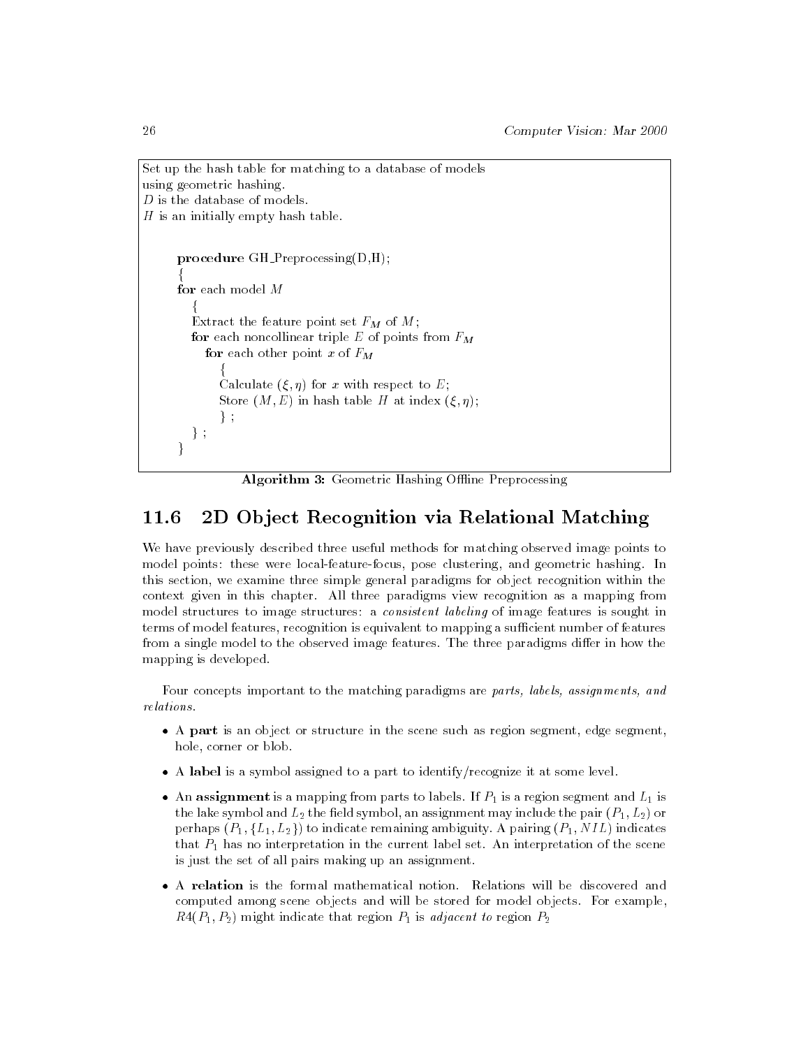Set up the hash table for matching to a database of models using geometric hashing.
$D$ is the database of models.
$H$ is an initially empty hash table.

```
procedure GH_Preprocessing(D,H);
{
for each model M
   {
   Extract the feature point set F_M of M;
   for each noncollinear triple E of points from F_M
      for each other point x of F_M
         {
         Calculate (ξ, η) for x with respect to E;
         Store (M, E) in hash table H at index (ξ, η);
         } ;
   } ;
}
```

**Algorithm 3:** Geometric Hashing Offline Preprocessing

## 11.6 2D Object Recognition via Relational Matching

We have previously described three useful methods for matching observed image points to model points: these were local-feature-focus, pose clustering, and geometric hashing. In this section, we examine three simple general paradigms for object recognition within the context given in this chapter. All three paradigms view recognition as a mapping from model structures to image structures: a *consistent labeling* of image features is sought in terms of model features, recognition is equivalent to mapping a sufficient number of features from a single model to the observed image features. The three paradigms differ in how the mapping is developed.

Four concepts important to the matching paradigms are *parts, labels, assignments, and relations.*

- A **part** is an object or structure in the scene such as region segment, edge segment, hole, corner or blob.
- A **label** is a symbol assigned to a part to identify/recognize it at some level.
- An **assignment** is a mapping from parts to labels. If $P_1$ is a region segment and $L_1$ is the lake symbol and $L_2$ the field symbol, an assignment may include the pair $(P_1, L_2)$ or perhaps $(P_1, \{L_1, L_2\})$ to indicate remaining ambiguity. A pairing $(P_1, NIL)$ indicates that $P_1$ has no interpretation in the current label set. An interpretation of the scene is just the set of all pairs making up an assignment.
- A **relation** is the formal mathematical notion. Relations will be discovered and computed among scene objects and will be stored for model objects. For example, $R4(P_1, P_2)$ might indicate that region $P_1$ is *adjacent to* region $P_2$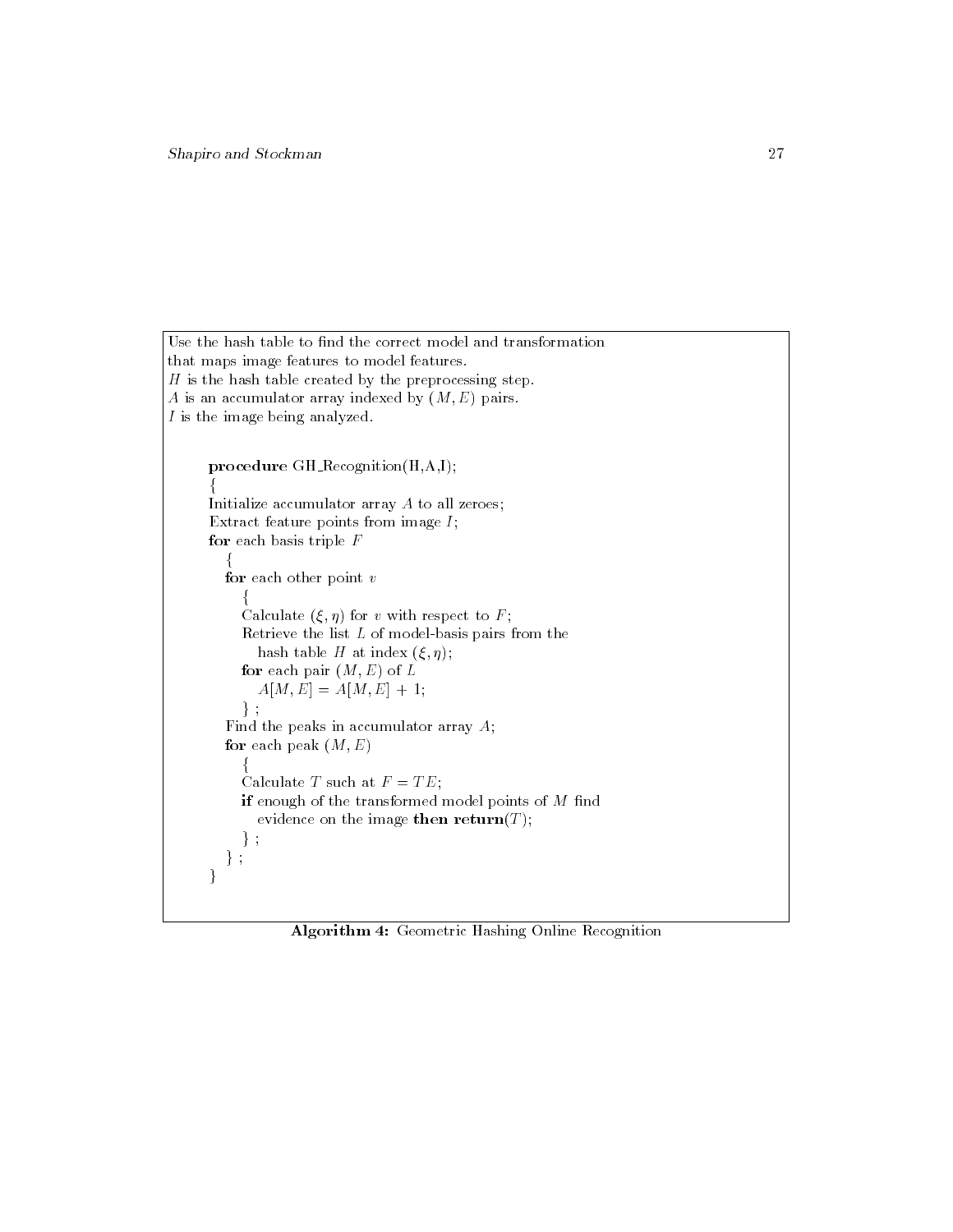Use the hash table to find the correct model and transformation that maps image features to model features.
$H$ is the hash table created by the preprocessing step.
$A$ is an accumulator array indexed by $(M, E)$ pairs.
$I$ is the image being analyzed.

```
procedure GH_Recognition(H,A,I);
{
Initialize accumulator array A to all zeroes;
Extract feature points from image I;
for each basis triple F
  {
  for each other point v
    {
    Calculate (ξ, η) for v with respect to F;
    Retrieve the list L of model-basis pairs from the
      hash table H at index (ξ, η);
    for each pair (M, E) of L
      A[M, E] = A[M, E] + 1;
    } ;
  Find the peaks in accumulator array A;
  for each peak (M, E)
    {
    Calculate T such at F = TE;
    if enough of the transformed model points of M find
      evidence on the image then return(T);
    } ;
  } ;
}
```

**Algorithm 4:** Geometric Hashing Online Recognition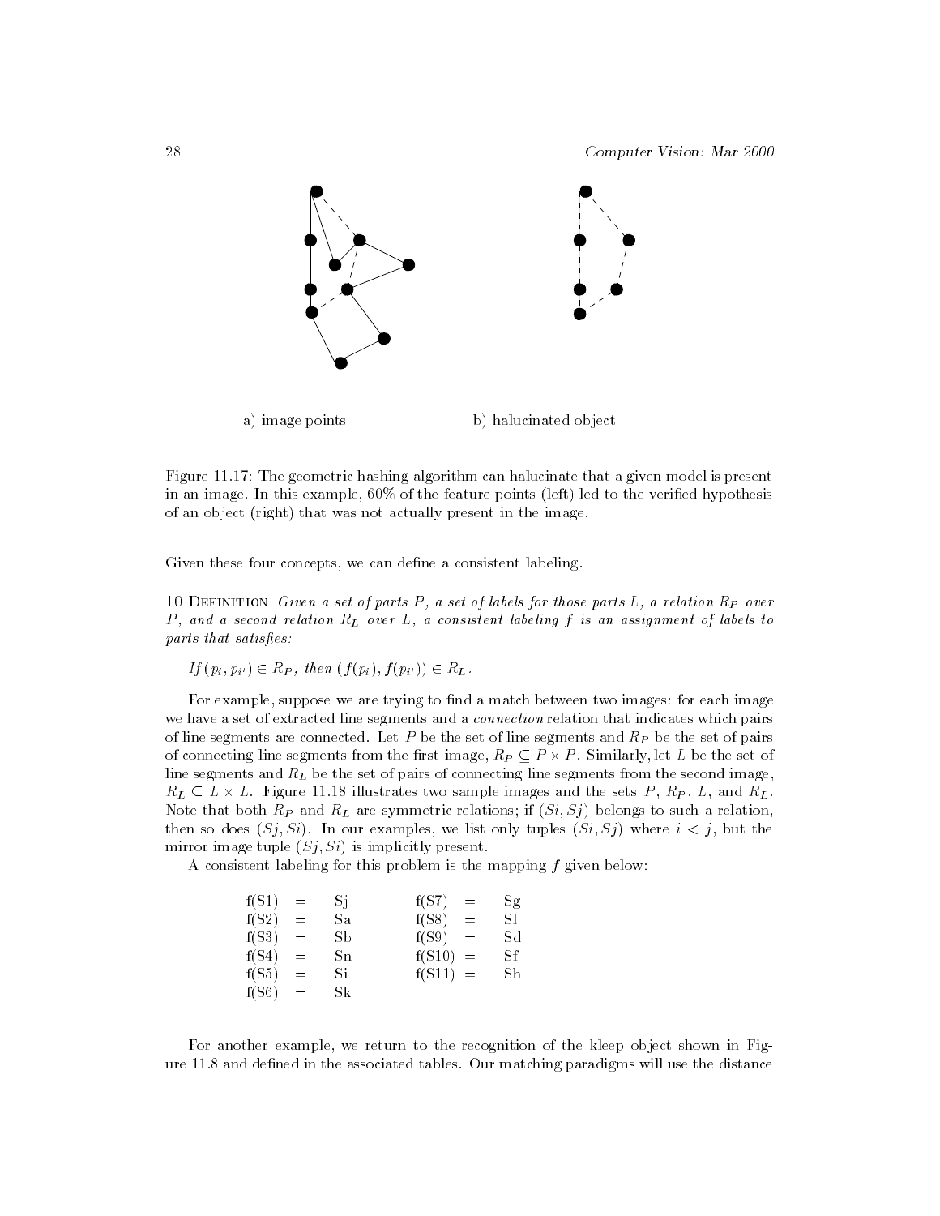a) image points

b) halucinated object

Figure 11.17: The geometric hashing algorithm can halucinate that a given model is present in an image. In this example, 60% of the feature points (left) led to the verified hypothesis of an object (right) that was not actually present in the image.

Given these four concepts, we can define a consistent labeling.

10 Definition *Given a set of parts $P$, a set of labels for those parts $L$, a relation $R_P$ over $P$, and a second relation $R_L$ over $L$, a consistent labeling $f$ is an assignment of labels to parts that satisfies:*

*If $(p_i, p_{i'}) \in R_P$, then $(f(p_i), f(p_{i'})) \in R_L$.*

For example, suppose we are trying to find a match between two images: for each image we have a set of extracted line segments and a *connection* relation that indicates which pairs of line segments are connected. Let $P$ be the set of line segments and $R_P$ be the set of pairs of connecting line segments from the first image, $R_P \subseteq P \times P$. Similarly, let $L$ be the set of line segments and $R_L$ be the set of pairs of connecting line segments from the second image, $R_L \subseteq L \times L$. Figure 11.18 illustrates two sample images and the sets $P$, $R_P$, $L$, and $R_L$. Note that both $R_P$ and $R_L$ are symmetric relations; if $(Si, Sj)$ belongs to such a relation, then so does $(Sj, Si)$. In our examples, we list only tuples $(Si, Sj)$ where $i < j$, but the mirror image tuple $(Sj, Si)$ is implicitly present.

A consistent labeling for this problem is the mapping $f$ given below:

| | | | | | |
|---|---|---|---|---|---|
| f(S1) | = | Sj | f(S7) | = | Sg |
| f(S2) | = | Sa | f(S8) | = | Sl |
| f(S3) | = | Sb | f(S9) | = | Sd |
| f(S4) | = | Sn | f(S10) | = | Sf |
| f(S5) | = | Si | f(S11) | = | Sh |
| f(S6) | = | Sk | | | |

For another example, we return to the recognition of the kleep object shown in Figure 11.8 and defined in the associated tables. Our matching paradigms will use the distance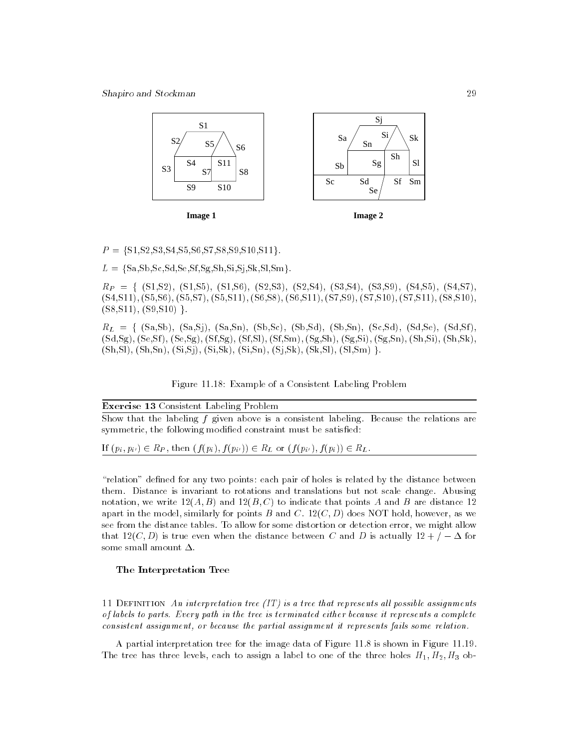$P$ = {S1,S2,S3,S4,S5,S6,S7,S8,S9,S10,S11}.

$L$ = {Sa,Sb,Sc,Sd,Se,Sf,Sg,Sh,Si,Sj,Sk,Sl,Sm}.

$R_P$ = { (S1,S2), (S1,S5), (S1,S6), (S2,S3), (S2,S4), (S3,S4), (S3,S9), (S4,S5), (S4,S7), (S4,S11), (S5,S6), (S5,S7), (S5,S11), (S6,S8), (S6,S11), (S7,S9), (S7,S10), (S7,S11), (S8,S10), (S8,S11), (S9,S10) }.

$R_L$ = { (Sa,Sb), (Sa,Sj), (Sa,Sn), (Sb,Sc), (Sb,Sd), (Sb,Sn), (Sc,Sd), (Sd,Se), (Sd,Sf), (Sd,Sg), (Se,Sf), (Se,Sg), (Sf,Sg), (Sf,Sl), (Sf,Sm), (Sg,Sh), (Sg,Si), (Sg,Sn), (Sh,Si), (Sh,Sk), (Sh,Sl), (Sh,Sn), (Si,Sj), (Si,Sk), (Si,Sn), (Sj,Sk), (Sk,Sl), (Sl,Sm) }.

Figure 11.18: Example of a Consistent Labeling Problem

---

**Exercise 13** Consistent Labeling Problem

Show that the labeling $f$ given above is a consistent labeling. Because the relations are symmetric, the following modified constraint must be satisfied:

If $(p_i, p_{i'}) \in R_P$, then $(f(p_i), f(p_{i'})) \in R_L$ or $(f(p_{i'}), f(p_i)) \in R_L$.

---

"relation" defined for any two points: each pair of holes is related by the distance between them. Distance is invariant to rotations and translations but not scale change. Abusing notation, we write $12(A, B)$ and $12(B, C)$ to indicate that points $A$ and $B$ are distance 12 apart in the model, similarly for points $B$ and $C$. $12(C, D)$ does NOT hold, however, as we see from the distance tables. To allow for some distortion or detection error, we might allow that $12(C, D)$ is true even when the distance between $C$ and $D$ is actually $12 + / - \Delta$ for some small amount $\Delta$.

### The Interpretation Tree

11 Definition *An interpretation tree (IT) is a tree that represents all possible assignments of labels to parts. Every path in the tree is terminated either because it represents a complete consistent assignment, or because the partial assignment it represents fails some relation.*

A partial interpretation tree for the image data of Figure 11.8 is shown in Figure 11.19. The tree has three levels, each to assign a label to one of the three holes $H_1, H_2, H_3$ ob-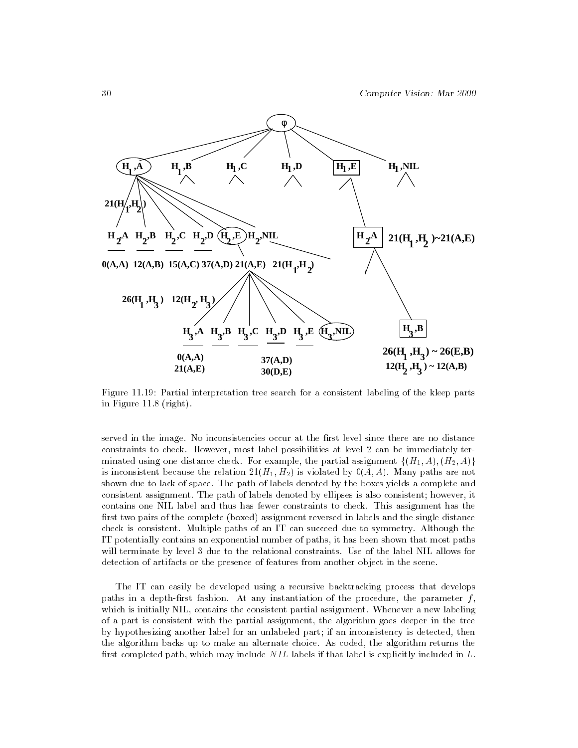Figure 11.19: Partial interpretation tree search for a consistent labeling of the kleep parts in Figure 11.8 (right).

served in the image. No inconsistencies occur at the first level since there are no distance constraints to check. However, most label possibilities at level 2 can be immediately terminated using one distance check. For example, the partial assignment $\{(H_1, A), (H_2, A)\}$ is inconsistent because the relation $21(H_1, H_2)$ is violated by $0(A, A)$. Many paths are not shown due to lack of space. The path of labels denoted by the boxes yields a complete and consistent assignment. The path of labels denoted by ellipses is also consistent; however, it contains one NIL label and thus has fewer constraints to check. This assignment has the first two pairs of the complete (boxed) assignment reversed in labels and the single distance check is consistent. Multiple paths of an IT can succeed due to symmetry. Although the IT potentially contains an exponential number of paths, it has been shown that most paths will terminate by level 3 due to the relational constraints. Use of the label NIL allows for detection of artifacts or the presence of features from another object in the scene.

The IT can easily be developed using a recursive backtracking process that develops paths in a depth-first fashion. At any instantiation of the procedure, the parameter $f$, which is initially NIL, contains the consistent partial assignment. Whenever a new labeling of a part is consistent with the partial assignment, the algorithm goes deeper in the tree by hypothesizing another label for an unlabeled part; if an inconsistency is detected, then the algorithm backs up to make an alternate choice. As coded, the algorithm returns the first completed path, which may include $NIL$ labels if that label is explicitly included in $L$.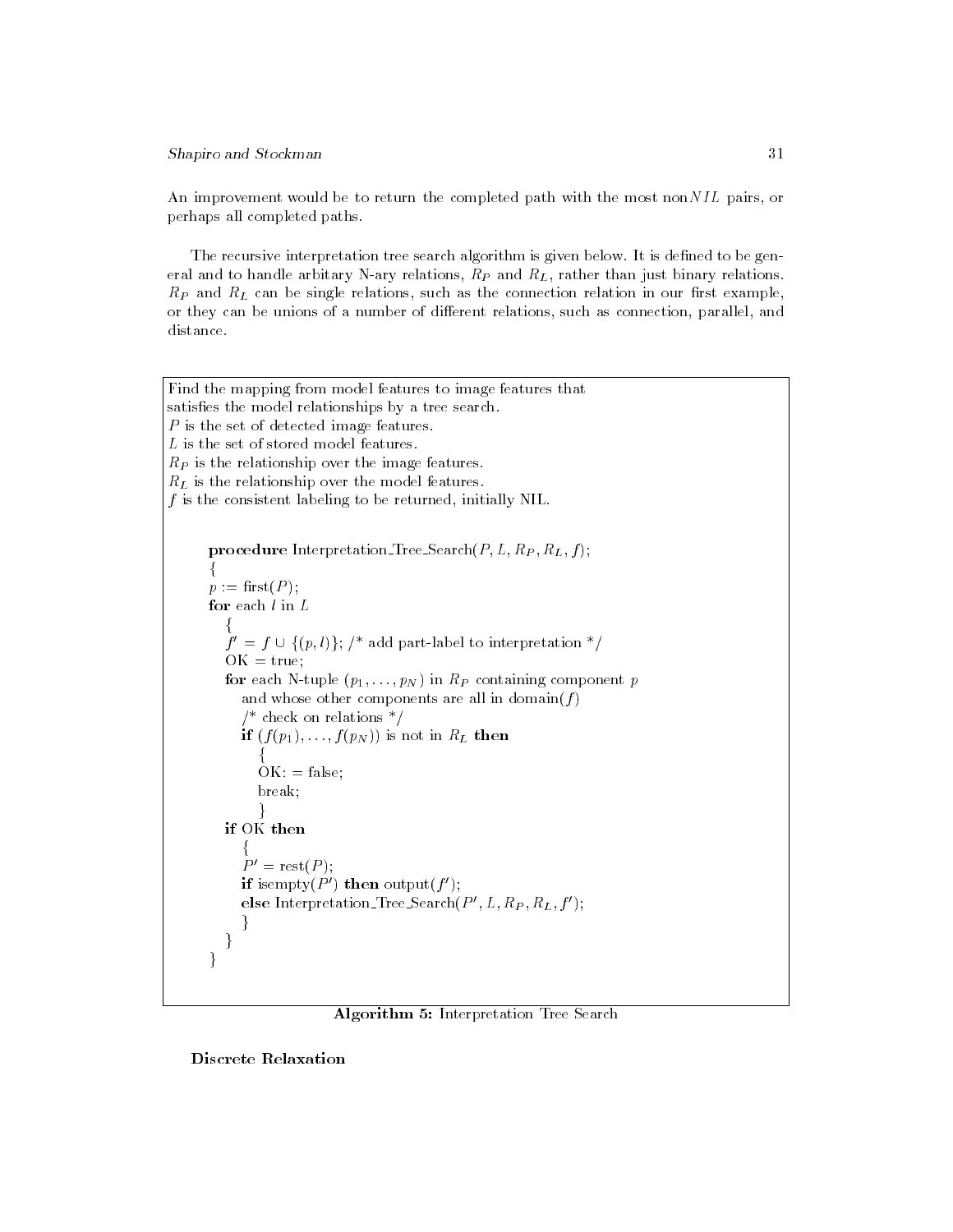An improvement would be to return the completed path with the most non$NIL$ pairs, or perhaps all completed paths.

The recursive interpretation tree search algorithm is given below. It is defined to be general and to handle arbitary N-ary relations, $R_P$ and $R_L$, rather than just binary relations. $R_P$ and $R_L$ can be single relations, such as the connection relation in our first example, or they can be unions of a number of different relations, such as connection, parallel, and distance.

Find the mapping from model features to image features that satisfies the model relationships by a tree search.
$P$ is the set of detected image features.
$L$ is the set of stored model features.
$R_P$ is the relationship over the image features.
$R_L$ is the relationship over the model features.
$f$ is the consistent labeling to be returned, initially NIL.

```
procedure Interpretation_Tree_Search(P, L, R_P, R_L, f);
{
p := first(P);
for each l in L
   {
   f' = f ∪ {(p, l)}; /* add part-label to interpretation */
   OK = true;
   for each N-tuple (p_1, ..., p_N) in R_P containing component p
      and whose other components are all in domain(f)
      /* check on relations */
      if (f(p_1), ..., f(p_N)) is not in R_L then
         {
         OK: = false;
         break;
         }
   if OK then
      {
      P' = rest(P);
      if isempty(P') then output(f');
      else Interpretation_Tree_Search(P', L, R_P, R_L, f');
      }
   }
}
```

**Algorithm 5:** Interpretation Tree Search

**Discrete Relaxation**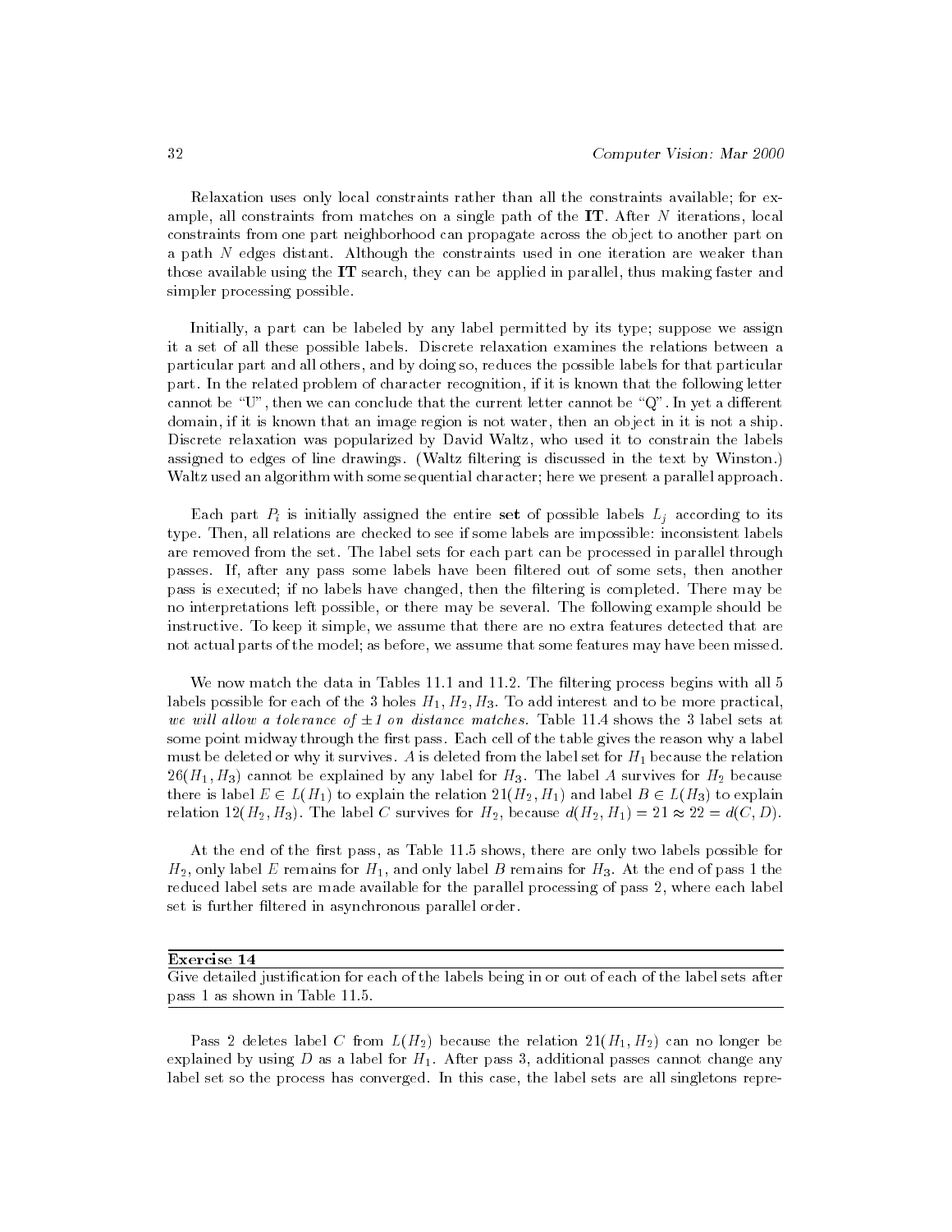Relaxation uses only local constraints rather than all the constraints available; for example, all constraints from matches on a single path of the **IT**. After $N$ iterations, local constraints from one part neighborhood can propagate across the object to another part on a path $N$ edges distant. Although the constraints used in one iteration are weaker than those available using the **IT** search, they can be applied in parallel, thus making faster and simpler processing possible.

Initially, a part can be labeled by any label permitted by its type; suppose we assign it a set of all these possible labels. Discrete relaxation examines the relations between a particular part and all others, and by doing so, reduces the possible labels for that particular part. In the related problem of character recognition, if it is known that the following letter cannot be "U", then we can conclude that the current letter cannot be "Q". In yet a different domain, if it is known that an image region is not water, then an object in it is not a ship. Discrete relaxation was popularized by David Waltz, who used it to constrain the labels assigned to edges of line drawings. (Waltz filtering is discussed in the text by Winston.) Waltz used an algorithm with some sequential character; here we present a parallel approach.

Each part $P_i$ is initially assigned the entire **set** of possible labels $L_j$ according to its type. Then, all relations are checked to see if some labels are impossible: inconsistent labels are removed from the set. The label sets for each part can be processed in parallel through passes. If, after any pass some labels have been filtered out of some sets, then another pass is executed; if no labels have changed, then the filtering is completed. There may be no interpretations left possible, or there may be several. The following example should be instructive. To keep it simple, we assume that there are no extra features detected that are not actual parts of the model; as before, we assume that some features may have been missed.

We now match the data in Tables 11.1 and 11.2. The filtering process begins with all 5 labels possible for each of the 3 holes $H_1, H_2, H_3$. To add interest and to be more practical, *we will allow a tolerance of* $\pm 1$ *on distance matches*. Table 11.4 shows the 3 label sets at some point midway through the first pass. Each cell of the table gives the reason why a label must be deleted or why it survives. $A$ is deleted from the label set for $H_1$ because the relation $26(H_1, H_3)$ cannot be explained by any label for $H_3$. The label $A$ survives for $H_2$ because there is label $E \in L(H_1)$ to explain the relation $21(H_2, H_1)$ and label $B \in L(H_3)$ to explain relation $12(H_2, H_3)$. The label $C$ survives for $H_2$, because $d(H_2, H_1) = 21 \approx 22 = d(C, D)$.

At the end of the first pass, as Table 11.5 shows, there are only two labels possible for $H_2$, only label $E$ remains for $H_1$, and only label $B$ remains for $H_3$. At the end of pass 1 the reduced label sets are made available for the parallel processing of pass 2, where each label set is further filtered in asynchronous parallel order.

---

**Exercise 14**

Give detailed justification for each of the labels being in or out of each of the label sets after pass 1 as shown in Table 11.5.

---

Pass 2 deletes label $C$ from $L(H_2)$ because the relation $21(H_1, H_2)$ can no longer be explained by using $D$ as a label for $H_1$. After pass 3, additional passes cannot change any label set so the process has converged. In this case, the label sets are all singletons repre-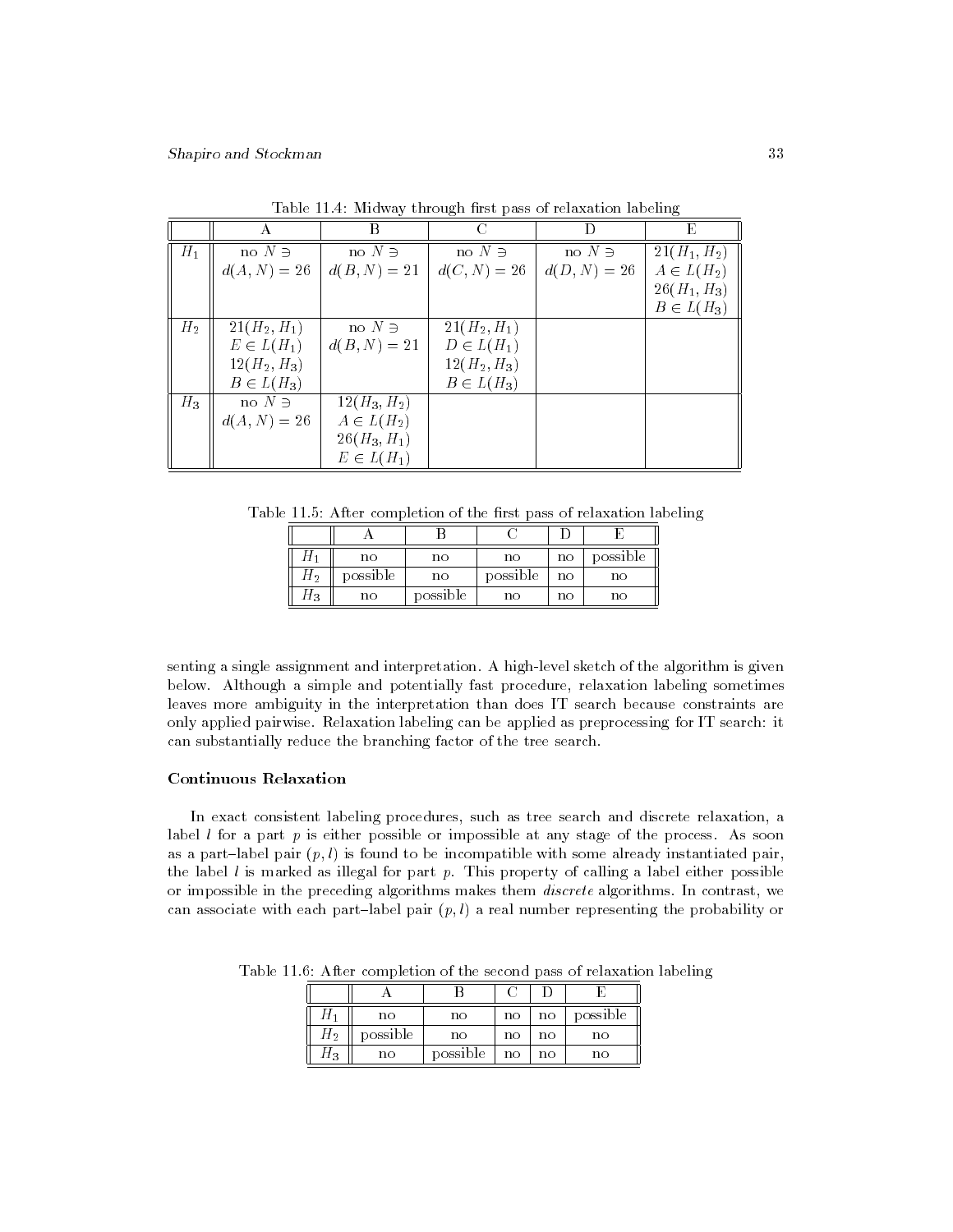Table 11.4: Midway through first pass of relaxation labeling

| | A | B | C | D | E |
|---|---|---|---|---|---|
| $H_1$ | no $N \ni$ $d(A,N) = 26$ | no $N \ni$ $d(B,N) = 21$ | no $N \ni$ $d(C,N) = 26$ | no $N \ni$ $d(D,N) = 26$ | $21(H_1, H_2)$ $A \in L(H_2)$ $26(H_1, H_3)$ $B \in L(H_3)$ |
| $H_2$ | $21(H_2, H_1)$ $E \in L(H_1)$ $12(H_2, H_3)$ $B \in L(H_3)$ | no $N \ni$ $d(B,N) = 21$ | $21(H_2, H_1)$ $D \in L(H_1)$ $12(H_2, H_3)$ $B \in L(H_3)$ | | |
| $H_3$ | no $N \ni$ $d(A,N) = 26$ | $12(H_3, H_2)$ $A \in L(H_2)$ $26(H_3, H_1)$ $E \in L(H_1)$ | | | |

Table 11.5: After completion of the first pass of relaxation labeling

| | A | B | C | D | E |
|---|---|---|---|---|---|
| $H_1$ | no | no | no | no | possible |
| $H_2$ | possible | no | possible | no | no |
| $H_3$ | no | possible | no | no | no |

senting a single assignment and interpretation. A high-level sketch of the algorithm is given below. Although a simple and potentially fast procedure, relaxation labeling sometimes leaves more ambiguity in the interpretation than does IT search because constraints are only applied pairwise. Relaxation labeling can be applied as preprocessing for IT search: it can substantially reduce the branching factor of the tree search.

### Continuous Relaxation

In exact consistent labeling procedures, such as tree search and discrete relaxation, a label $l$ for a part $p$ is either possible or impossible at any stage of the process. As soon as a part–label pair $(p, l)$ is found to be incompatible with some already instantiated pair, the label $l$ is marked as illegal for part $p$. This property of calling a label either possible or impossible in the preceding algorithms makes them *discrete* algorithms. In contrast, we can associate with each part–label pair $(p, l)$ a real number representing the probability or

Table 11.6: After completion of the second pass of relaxation labeling

| | A | B | C | D | E |
|---|---|---|---|---|---|
| $H_1$ | no | no | no | no | possible |
| $H_2$ | possible | no | no | no | no |
| $H_3$ | no | possible | no | no | no |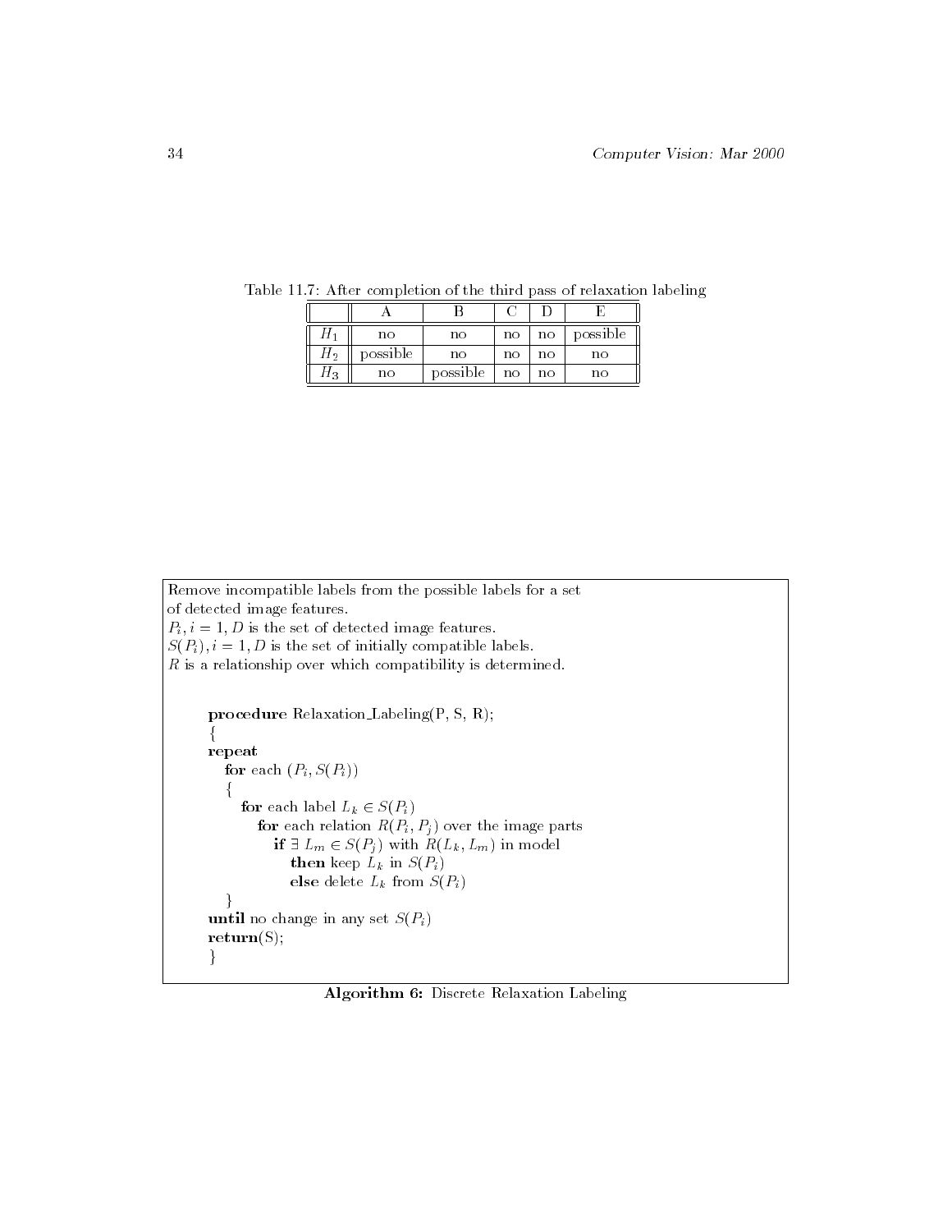Table 11.7: After completion of the third pass of relaxation labeling

| | A | B | C | D | E |
|---|---|---|---|---|---|
| $H_1$ | no | no | no | no | possible |
| $H_2$ | possible | no | no | no | no |
| $H_3$ | no | possible | no | no | no |

Remove incompatible labels from the possible labels for a set of detected image features.
$P_i, i = 1, D$ is the set of detected image features.
$S(P_i), i = 1, D$ is the set of initially compatible labels.
$R$ is a relationship over which compatibility is determined.

```
procedure Relaxation_Labeling(P, S, R);
{
repeat
   for each (P_i, S(P_i))
   {
      for each label L_k ∈ S(P_i)
         for each relation R(P_i, P_j) over the image parts
            if ∃ L_m ∈ S(P_j) with R(L_k, L_m) in model
               then keep L_k in S(P_i)
               else delete L_k from S(P_i)
   }
until no change in any set S(P_i)
return(S);
}
```

**Algorithm 6:** Discrete Relaxation Labeling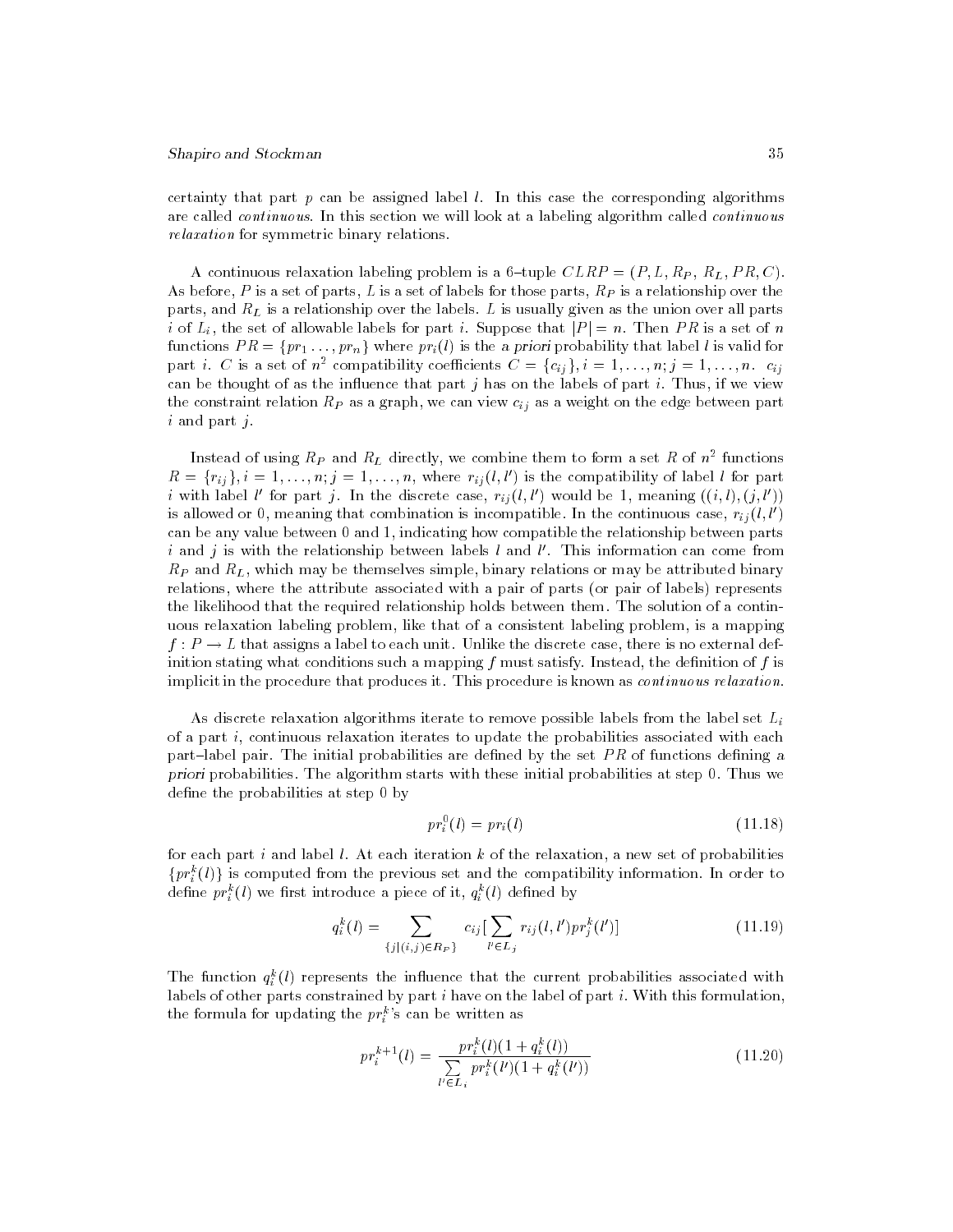certainty that part $p$ can be assigned label $l$. In this case the corresponding algorithms are called *continuous*. In this section we will look at a labeling algorithm called *continuous relaxation* for symmetric binary relations.

A continuous relaxation labeling problem is a 6–tuple $CLRP = (P, L, R_P, R_L, PR, C)$. As before, $P$ is a set of parts, $L$ is a set of labels for those parts, $R_P$ is a relationship over the parts, and $R_L$ is a relationship over the labels. $L$ is usually given as the union over all parts $i$ of $L_i$, the set of allowable labels for part $i$. Suppose that $|P| = n$. Then $PR$ is a set of $n$ functions $PR = \{pr_1 \ldots, pr_n\}$ where $pr_i(l)$ is the *a priori* probability that label $l$ is valid for part $i$. $C$ is a set of $n^2$ compatibility coefficients $C = \{c_{ij}\}, i = 1, \ldots, n; j = 1, \ldots, n$. $c_{ij}$ can be thought of as the influence that part $j$ has on the labels of part $i$. Thus, if we view the constraint relation $R_P$ as a graph, we can view $c_{ij}$ as a weight on the edge between part $i$ and part $j$.

Instead of using $R_P$ and $R_L$ directly, we combine them to form a set $R$ of $n^2$ functions $R = \{r_{ij}\}, i = 1, \ldots, n; j = 1, \ldots, n$, where $r_{ij}(l, l')$ is the compatibility of label $l$ for part $i$ with label $l'$ for part $j$. In the discrete case, $r_{ij}(l, l')$ would be 1, meaning $((i, l), (j, l'))$ is allowed or 0, meaning that combination is incompatible. In the continuous case, $r_{ij}(l, l')$ can be any value between 0 and 1, indicating how compatible the relationship between parts $i$ and $j$ is with the relationship between labels $l$ and $l'$. This information can come from $R_P$ and $R_L$, which may be themselves simple, binary relations or may be attributed binary relations, where the attribute associated with a pair of parts (or pair of labels) represents the likelihood that the required relationship holds between them. The solution of a continuous relaxation labeling problem, like that of a consistent labeling problem, is a mapping $f : P \to L$ that assigns a label to each unit. Unlike the discrete case, there is no external definition stating what conditions such a mapping $f$ must satisfy. Instead, the definition of $f$ is implicit in the procedure that produces it. This procedure is known as *continuous relaxation*.

As discrete relaxation algorithms iterate to remove possible labels from the label set $L_i$ of a part $i$, continuous relaxation iterates to update the probabilities associated with each part–label pair. The initial probabilities are defined by the set $PR$ of functions defining *a priori* probabilities. The algorithm starts with these initial probabilities at step 0. Thus we define the probabilities at step 0 by

$$pr_i^0(l) = pr_i(l) \tag{11.18}$$

for each part $i$ and label $l$. At each iteration $k$ of the relaxation, a new set of probabilities $\{pr_i^k(l)\}$ is computed from the previous set and the compatibility information. In order to define $pr_i^k(l)$ we first introduce a piece of it, $q_i^k(l)$ defined by

$$q_i^k(l) = \sum_{\{j|(i,j) \in R_P\}} c_{ij} [\sum_{l' \in L_j} r_{ij}(l, l') pr_j^k(l')] \tag{11.19}$$

The function $q_i^k(l)$ represents the influence that the current probabilities associated with labels of other parts constrained by part $i$ have on the label of part $i$. With this formulation, the formula for updating the $pr_i^k$'s can be written as

$$pr_i^{k+1}(l) = \frac{pr_i^k(l)(1 + q_i^k(l))}{\sum_{l' \in L_i} pr_i^k(l')(1 + q_i^k(l'))} \tag{11.20}$$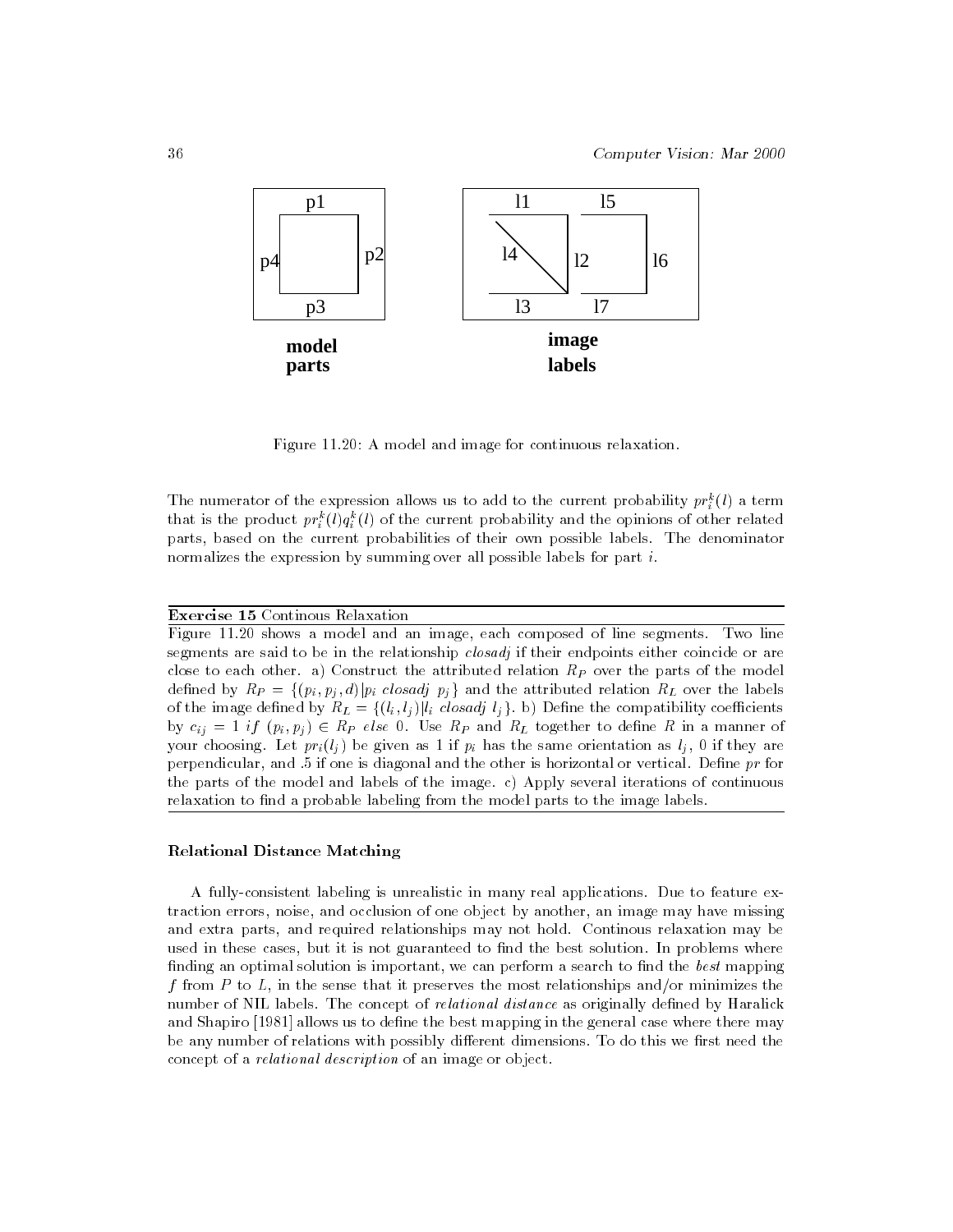Figure 11.20: A model and image for continuous relaxation.

The numerator of the expression allows us to add to the current probability $pr_i^k(l)$ a term that is the product $pr_i^k(l)q_i^k(l)$ of the current probability and the opinions of other related parts, based on the current probabilities of their own possible labels. The denominator normalizes the expression by summing over all possible labels for part $i$.

---

**Exercise 15** Continous Relaxation

Figure 11.20 shows a model and an image, each composed of line segments. Two line segments are said to be in the relationship *closadj* if their endpoints either coincide or are close to each other. a) Construct the attributed relation $R_P$ over the parts of the model defined by $R_P = \{(p_i, p_j, d) | p_i \ closadj \ p_j\}$ and the attributed relation $R_L$ over the labels of the image defined by $R_L = \{(l_i, l_j) | l_i \ closadj \ l_j\}$. b) Define the compatibility coefficients by $c_{ij} = 1 \ if \ (p_i, p_j) \in R_P \ else \ 0$. Use $R_P$ and $R_L$ together to define $R$ in a manner of your choosing. Let $pr_i(l_j)$ be given as 1 if $p_i$ has the same orientation as $l_j$, 0 if they are perpendicular, and .5 if one is diagonal and the other is horizontal or vertical. Define $pr$ for the parts of the model and labels of the image. c) Apply several iterations of continuous relaxation to find a probable labeling from the model parts to the image labels.

---

### Relational Distance Matching

A fully-consistent labeling is unrealistic in many real applications. Due to feature extraction errors, noise, and occlusion of one object by another, an image may have missing and extra parts, and required relationships may not hold. Continous relaxation may be used in these cases, but it is not guaranteed to find the best solution. In problems where finding an optimal solution is important, we can perform a search to find the *best* mapping $f$ from $P$ to $L$, in the sense that it preserves the most relationships and/or minimizes the number of NIL labels. The concept of *relational distance* as originally defined by Haralick and Shapiro [1981] allows us to define the best mapping in the general case where there may be any number of relations with possibly different dimensions. To do this we first need the concept of a *relational description* of an image or object.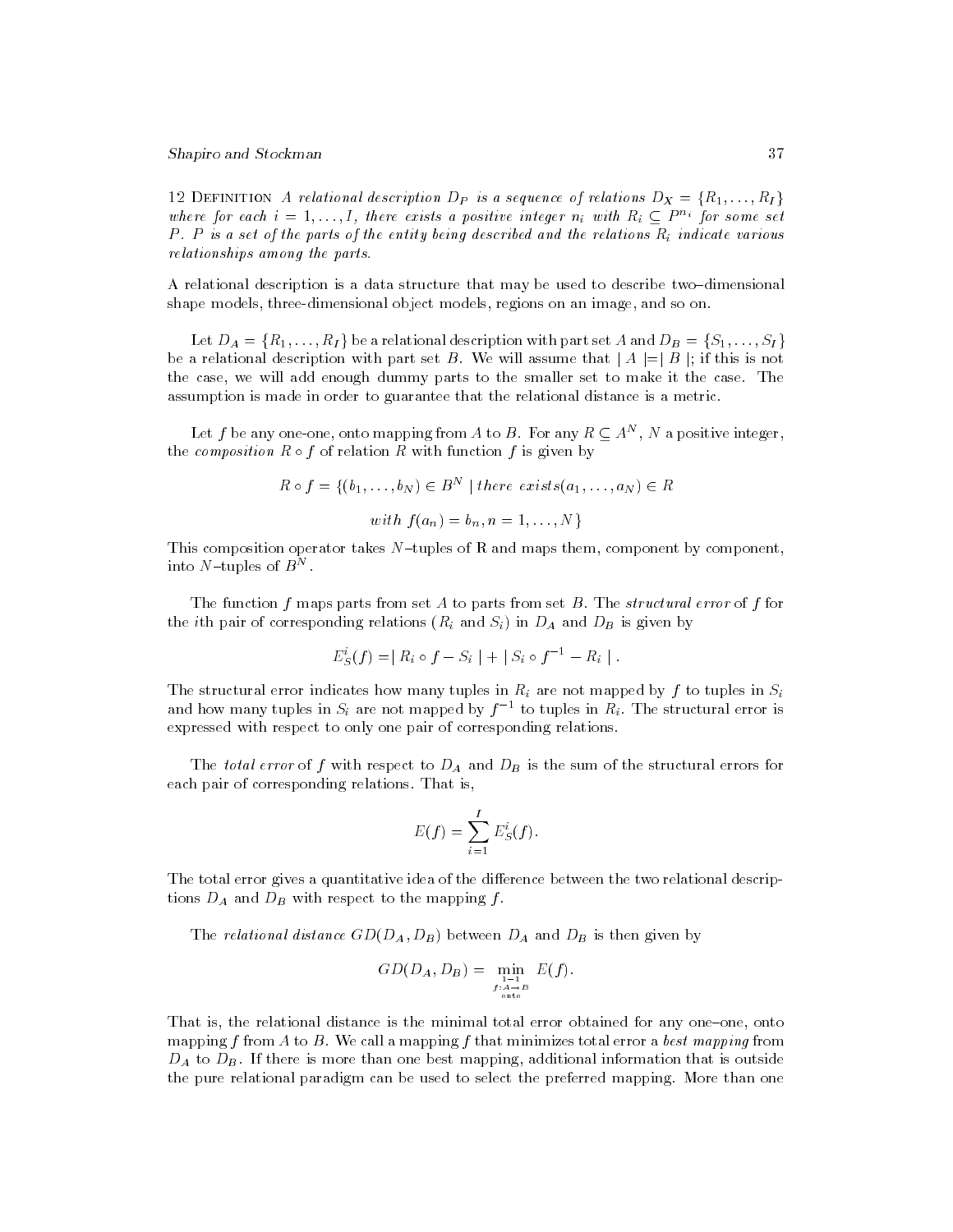12 Definition *A relational description $D_P$ is a sequence of relations $D_X = \{R_1, \ldots, R_I\}$ where for each $i = 1, \ldots, I$, there exists a positive integer $n_i$ with $R_i \subseteq P^{n_i}$ for some set $P$. $P$ is a set of the parts of the entity being described and the relations $R_i$ indicate various relationships among the parts.*

A relational description is a data structure that may be used to describe two–dimensional shape models, three-dimensional object models, regions on an image, and so on.

Let $D_A = \{R_1, \ldots, R_I\}$ be a relational description with part set $A$ and $D_B = \{S_1, \ldots, S_I\}$ be a relational description with part set $B$. We will assume that $| A | = | B |$; if this is not the case, we will add enough dummy parts to the smaller set to make it the case. The assumption is made in order to guarantee that the relational distance is a metric.

Let $f$ be any one-one, onto mapping from $A$ to $B$. For any $R \subseteq A^N$, $N$ a positive integer, the *composition* $R \circ f$ of relation $R$ with function $f$ is given by

$$R \circ f = \{(b_1, \ldots, b_N) \in B^N \mid there \ exists (a_1, \ldots, a_N) \in R$$

$$with \ f(a_n) = b_n, n = 1, \ldots, N\}$$

This composition operator takes $N$–tuples of R and maps them, component by component, into $N$–tuples of $B^N$.

The function $f$ maps parts from set $A$ to parts from set $B$. The *structural error* of $f$ for the $i$th pair of corresponding relations ($R_i$ and $S_i$) in $D_A$ and $D_B$ is given by

$$E_S^i(f) = | R_i \circ f - S_i | + | S_i \circ f^{-1} - R_i | .$$

The structural error indicates how many tuples in $R_i$ are not mapped by $f$ to tuples in $S_i$ and how many tuples in $S_i$ are not mapped by $f^{-1}$ to tuples in $R_i$. The structural error is expressed with respect to only one pair of corresponding relations.

The *total error* of $f$ with respect to $D_A$ and $D_B$ is the sum of the structural errors for each pair of corresponding relations. That is,

$$E(f) = \sum_{i=1}^{I} E_S^i(f).$$

The total error gives a quantitative idea of the difference between the two relational descriptions $D_A$ and $D_B$ with respect to the mapping $f$.

The *relational distance* $GD(D_A, D_B)$ between $D_A$ and $D_B$ is then given by

$$GD(D_A, D_B) = \min_{\substack{1-1 \\ f: A \to B \\ \text{onto}}} E(f).$$

That is, the relational distance is the minimal total error obtained for any one–one, onto mapping $f$ from $A$ to $B$. We call a mapping $f$ that minimizes total error a *best mapping* from $D_A$ to $D_B$. If there is more than one best mapping, additional information that is outside the pure relational paradigm can be used to select the preferred mapping. More than one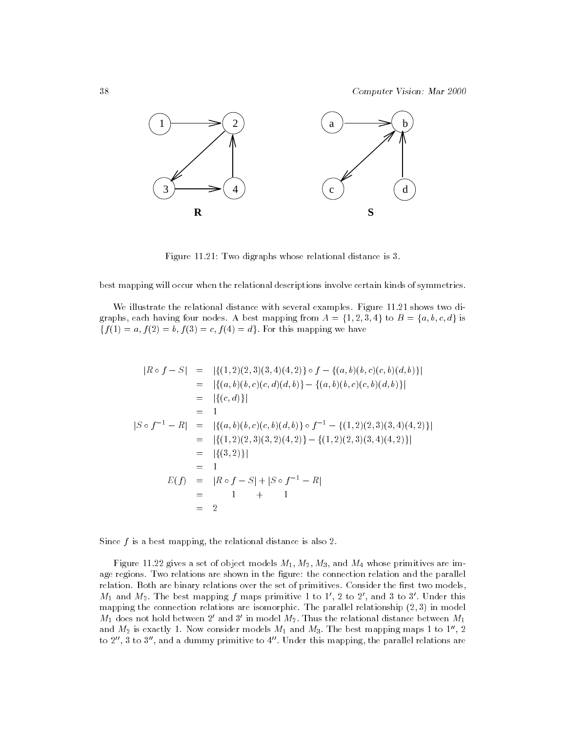Figure 11.21: Two digraphs whose relational distance is 3.

best mapping will occur when the relational descriptions involve certain kinds of symmetries.

We illustrate the relational distance with several examples. Figure 11.21 shows two digraphs, each having four nodes. A best mapping from $A = \{1, 2, 3, 4\}$ to $B = \{a, b, c, d\}$ is $\{f(1) = a, f(2) = b, f(3) = c, f(4) = d\}$. For this mapping we have

$$
\begin{aligned}
|R \circ f - S| &= |\{(1,2)(2,3)(3,4)(4,2)\} \circ f - \{(a,b)(b,c)(c,b)(d,b)\}| \\
&= |\{(a,b)(b,c)(c,d)(d,b)\} - \{(a,b)(b,c)(c,b)(d,b)\}| \\
&= |\{(c,d)\}| \\
&= 1 \\
|S \circ f^{-1} - R| &= |\{(a,b)(b,c)(c,b)(d,b)\} \circ f^{-1} - \{(1,2)(2,3)(3,4)(4,2)\}| \\
&= |\{(1,2)(2,3)(3,2)(4,2)\} - \{(1,2)(2,3)(3,4)(4,2)\}| \\
&= |\{(3,2)\}| \\
&= 1 \\
E(f) &= |R \circ f - S| + |S \circ f^{-1} - R| \\
&= \quad 1 \quad + \quad 1 \\
&= 2
\end{aligned}
$$

Since $f$ is a best mapping, the relational distance is also 2.

Figure 11.22 gives a set of object models $M_1$, $M_2$, $M_3$, and $M_4$ whose primitives are image regions. Two relations are shown in the figure: the connection relation and the parallel relation. Both are binary relations over the set of primitives. Consider the first two models, $M_1$ and $M_2$. The best mapping $f$ maps primitive 1 to $1'$, 2 to $2'$, and 3 to $3'$. Under this mapping the connection relations are isomorphic. The parallel relationship $(2, 3)$ in model $M_1$ does not hold between $2'$ and $3'$ in model $M_2$. Thus the relational distance between $M_1$ and $M_2$ is exactly 1. Now consider models $M_1$ and $M_3$. The best mapping maps 1 to $1''$, 2 to $2''$, 3 to $3''$, and a dummy primitive to $4''$. Under this mapping, the parallel relations are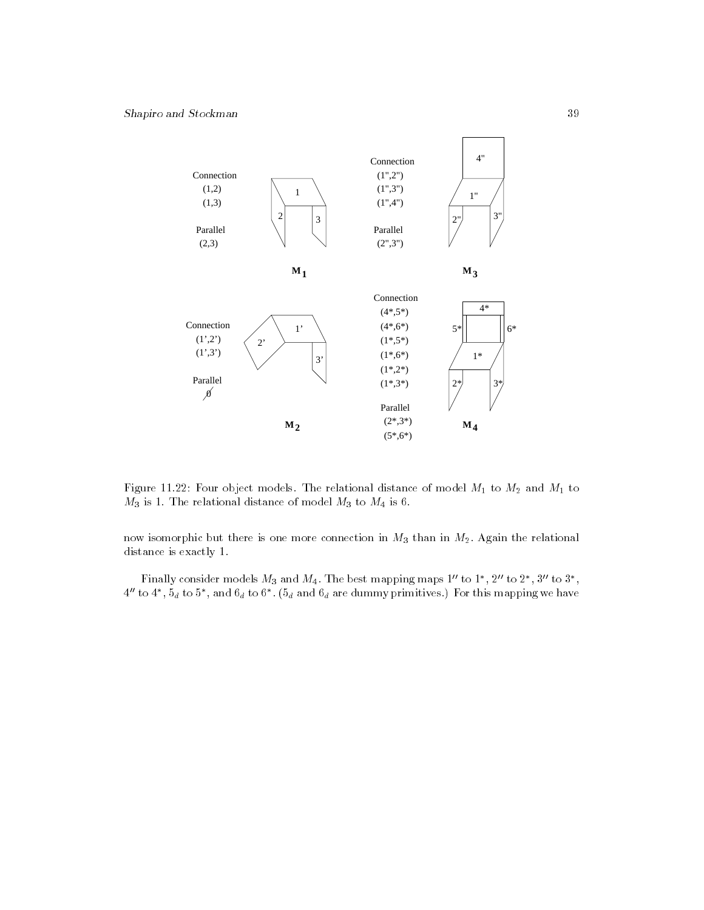Figure 11.22: Four object models. The relational distance of model $M_1$ to $M_2$ and $M_1$ to $M_3$ is 1. The relational distance of model $M_3$ to $M_4$ is 6.

now isomorphic but there is one more connection in $M_3$ than in $M_2$. Again the relational distance is exactly 1.

Finally consider models $M_3$ and $M_4$. The best mapping maps $1''$ to $1^*$, $2''$ to $2^*$, $3''$ to $3^*$, $4''$ to $4^*$, $5_d$ to $5^*$, and $6_d$ to $6^*$. ($5_d$ and $6_d$ are dummy primitives.) For this mapping we have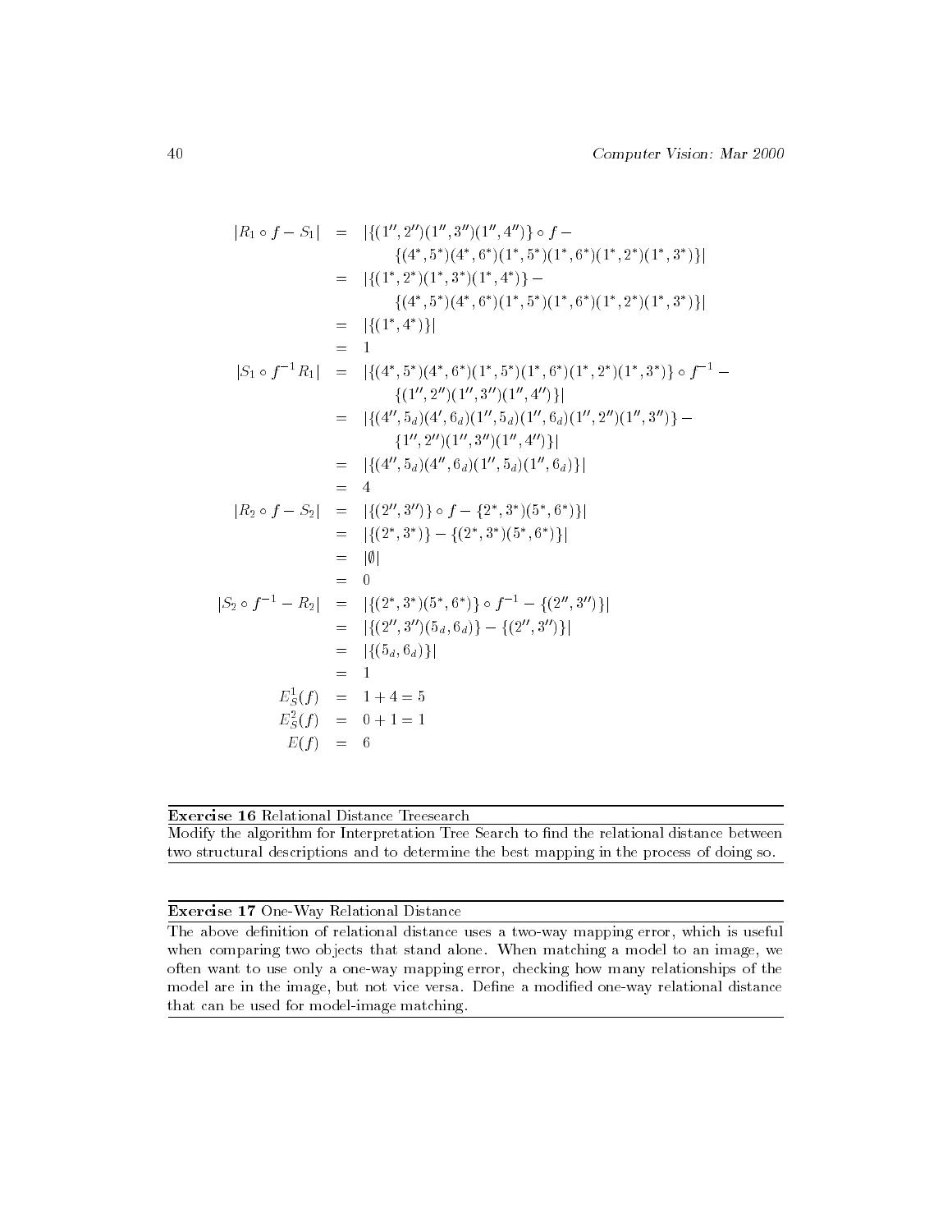$$
\begin{aligned}
|R_1 \circ f - S_1| &= |\{(1'', 2'')(1'', 3'')(1'', 4'')\} \circ f - \\
&\qquad \{(4^*, 5^*)(4^*, 6^*)(1^*, 5^*)(1^*, 6^*)(1^*, 2^*)(1^*, 3^*)\}| \\
&= |\{(1^*, 2^*)(1^*, 3^*)(1^*, 4^*)\} - \\
&\qquad \{(4^*, 5^*)(4^*, 6^*)(1^*, 5^*)(1^*, 6^*)(1^*, 2^*)(1^*, 3^*)\}| \\
&= |\{(1^*, 4^*)\}| \\
&= 1 \\
|S_1 \circ f^{-1} R_1| &= |\{(4^*, 5^*)(4^*, 6^*)(1^*, 5^*)(1^*, 6^*)(1^*, 2^*)(1^*, 3^*)\} \circ f^{-1} - \\
&\qquad \{(1'', 2'')(1'', 3'')(1'', 4'')\}| \\
&= |\{(4'', 5_d)(4', 6_d)(1'', 5_d)(1'', 6_d)(1'', 2'')(1'', 3'')\} - \\
&\qquad \{1'', 2'')(1'', 3'')(1'', 4'')\}| \\
&= |\{(4'', 5_d)(4'', 6_d)(1'', 5_d)(1'', 6_d)\}| \\
&= 4 \\
|R_2 \circ f - S_2| &= |\{(2'', 3'')\} \circ f - \{2^*, 3^*)(5^*, 6^*)\}| \\
&= |\{(2^*, 3^*)\} - \{(2^*, 3^*)(5^*, 6^*)\}| \\
&= |\emptyset| \\
&= 0 \\
|S_2 \circ f^{-1} - R_2| &= |\{(2^*, 3^*)(5^*, 6^*)\} \circ f^{-1} - \{(2'', 3'')\}| \\
&= |\{(2'', 3'')(5_d, 6_d)\} - \{(2'', 3'')\}| \\
&= |\{(5_d, 6_d)\}| \\
&= 1 \\
E_S^1(f) &= 1 + 4 = 5 \\
E_S^2(f) &= 0 + 1 = 1 \\
E(f) &= 6
\end{aligned}
$$

---

**Exercise 16** Relational Distance Treesearch

Modify the algorithm for Interpretation Tree Search to find the relational distance between two structural descriptions and to determine the best mapping in the process of doing so.

---

**Exercise 17** One-Way Relational Distance

The above definition of relational distance uses a two-way mapping error, which is useful when comparing two objects that stand alone. When matching a model to an image, we often want to use only a one-way mapping error, checking how many relationships of the model are in the image, but not vice versa. Define a modified one-way relational distance that can be used for model-image matching.

---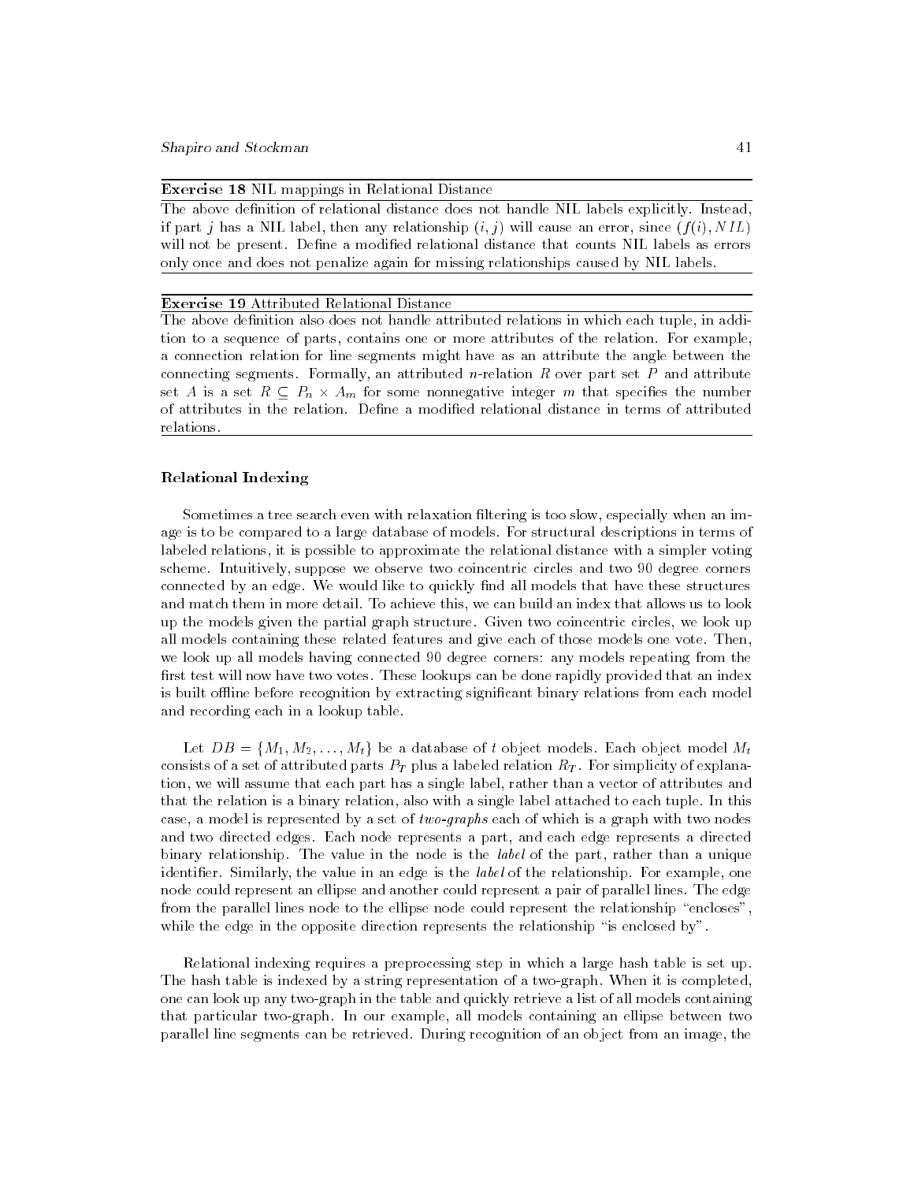**Exercise 18** NIL mappings in Relational Distance

The above definition of relational distance does not handle NIL labels explicitly. Instead, if part $j$ has a NIL label, then any relationship $(i, j)$ will cause an error, since $(f(i), NIL)$ will not be present. Define a modified relational distance that counts NIL labels as errors only once and does not penalize again for missing relationships caused by NIL labels.

---

**Exercise 19** Attributed Relational Distance

The above definition also does not handle attributed relations in which each tuple, in addition to a sequence of parts, contains one or more attributes of the relation. For example, a connection relation for line segments might have as an attribute the angle between the connecting segments. Formally, an attributed $n$-relation $R$ over part set $P$ and attribute set $A$ is a set $R \subseteq P_n \times A_m$ for some nonnegative integer $m$ that specifies the number of attributes in the relation. Define a modified relational distance in terms of attributed relations.

---

### Relational Indexing

Sometimes a tree search even with relaxation filtering is too slow, especially when an image is to be compared to a large database of models. For structural descriptions in terms of labeled relations, it is possible to approximate the relational distance with a simpler voting scheme. Intuitively, suppose we observe two coincentric circles and two 90 degree corners connected by an edge. We would like to quickly find all models that have these structures and match them in more detail. To achieve this, we can build an index that allows us to look up the models given the partial graph structure. Given two coincentric circles, we look up all models containing these related features and give each of those models one vote. Then, we look up all models having connected 90 degree corners: any models repeating from the first test will now have two votes. These lookups can be done rapidly provided that an index is built offline before recognition by extracting significant binary relations from each model and recording each in a lookup table.

Let $DB = \{M_1, M_2, \ldots, M_t\}$ be a database of $t$ object models. Each object model $M_t$ consists of a set of attributed parts $P_T$ plus a labeled relation $R_T$. For simplicity of explanation, we will assume that each part has a single label, rather than a vector of attributes and that the relation is a binary relation, also with a single label attached to each tuple. In this case, a model is represented by a set of *two-graphs* each of which is a graph with two nodes and two directed edges. Each node represents a part, and each edge represents a directed binary relationship. The value in the node is the *label* of the part, rather than a unique identifier. Similarly, the value in an edge is the *label* of the relationship. For example, one node could represent an ellipse and another could represent a pair of parallel lines. The edge from the parallel lines node to the ellipse node could represent the relationship "encloses", while the edge in the opposite direction represents the relationship "is enclosed by".

Relational indexing requires a preprocessing step in which a large hash table is set up. The hash table is indexed by a string representation of a two-graph. When it is completed, one can look up any two-graph in the table and quickly retrieve a list of all models containing that particular two-graph. In our example, all models containing an ellipse between two parallel line segments can be retrieved. During recognition of an object from an image, the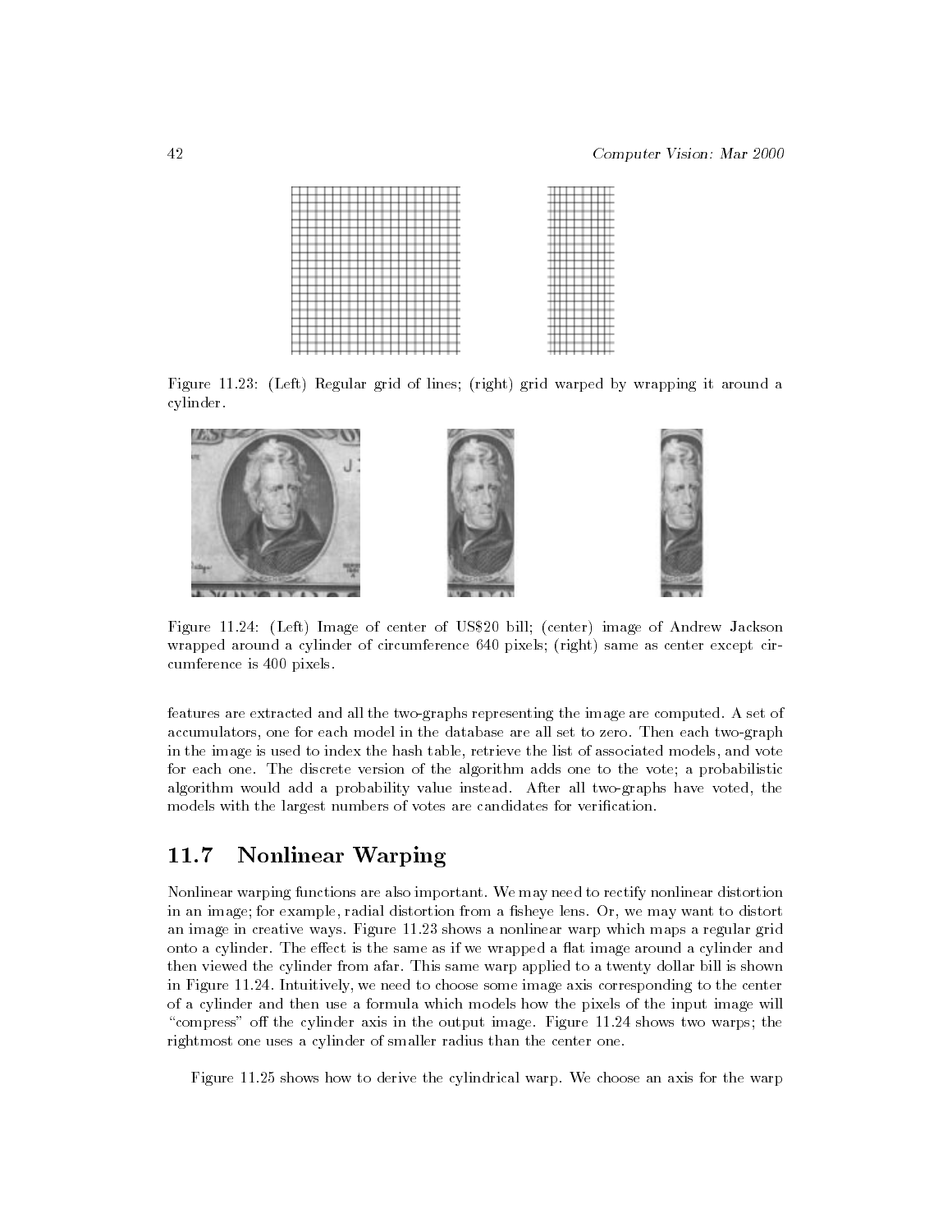Figure 11.23: (Left) Regular grid of lines; (right) grid warped by wrapping it around a cylinder.

Figure 11.24: (Left) Image of center of US$20 bill; (center) image of Andrew Jackson wrapped around a cylinder of circumference 640 pixels; (right) same as center except circumference is 400 pixels.

features are extracted and all the two-graphs representing the image are computed. A set of accumulators, one for each model in the database are all set to zero. Then each two-graph in the image is used to index the hash table, retrieve the list of associated models, and vote for each one. The discrete version of the algorithm adds one to the vote; a probabilistic algorithm would add a probability value instead. After all two-graphs have voted, the models with the largest numbers of votes are candidates for verification.

## 11.7 Nonlinear Warping

Nonlinear warping functions are also important. We may need to rectify nonlinear distortion in an image; for example, radial distortion from a fisheye lens. Or, we may want to distort an image in creative ways. Figure 11.23 shows a nonlinear warp which maps a regular grid onto a cylinder. The effect is the same as if we wrapped a flat image around a cylinder and then viewed the cylinder from afar. This same warp applied to a twenty dollar bill is shown in Figure 11.24. Intuitively, we need to choose some image axis corresponding to the center of a cylinder and then use a formula which models how the pixels of the input image will "compress" off the cylinder axis in the output image. Figure 11.24 shows two warps; the rightmost one uses a cylinder of smaller radius than the center one.

Figure 11.25 shows how to derive the cylindrical warp. We choose an axis for the warp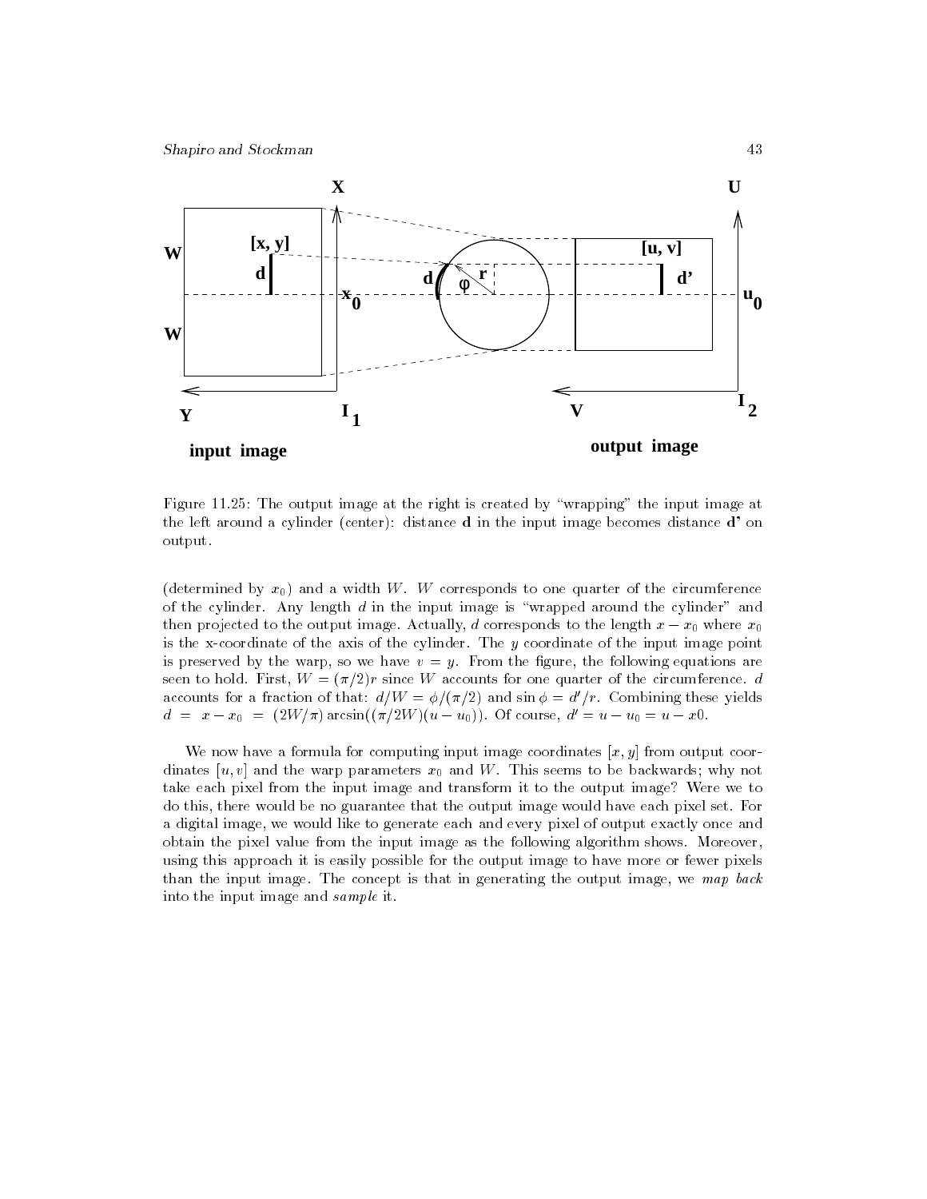Figure 11.25: The output image at the right is created by "wrapping" the input image at the left around a cylinder (center): distance **d** in the input image becomes distance **d'** on output.

(determined by $x_0$) and a width $W$. $W$ corresponds to one quarter of the circumference of the cylinder. Any length $d$ in the input image is "wrapped around the cylinder" and then projected to the output image. Actually, $d$ corresponds to the length $x - x_0$ where $x_0$ is the x-coordinate of the axis of the cylinder. The $y$ coordinate of the input image point is preserved by the warp, so we have $v = y$. From the figure, the following equations are seen to hold. First, $W = (\pi/2)r$ since $W$ accounts for one quarter of the circumference. $d$ accounts for a fraction of that: $d/W = \phi/(\pi/2)$ and $\sin\phi = d'/r$. Combining these yields $d = x - x_0 = (2W/\pi)\arcsin((\pi/2W)(u - u_0))$. Of course, $d' = u - u_0 = u - x0$.

We now have a formula for computing input image coordinates $[x, y]$ from output coordinates $[u, v]$ and the warp parameters $x_0$ and $W$. This seems to be backwards; why not take each pixel from the input image and transform it to the output image? Were we to do this, there would be no guarantee that the output image would have each pixel set. For a digital image, we would like to generate each and every pixel of output exactly once and obtain the pixel value from the input image as the following algorithm shows. Moreover, using this approach it is easily possible for the output image to have more or fewer pixels than the input image. The concept is that in generating the output image, we *map back* into the input image and *sample* it.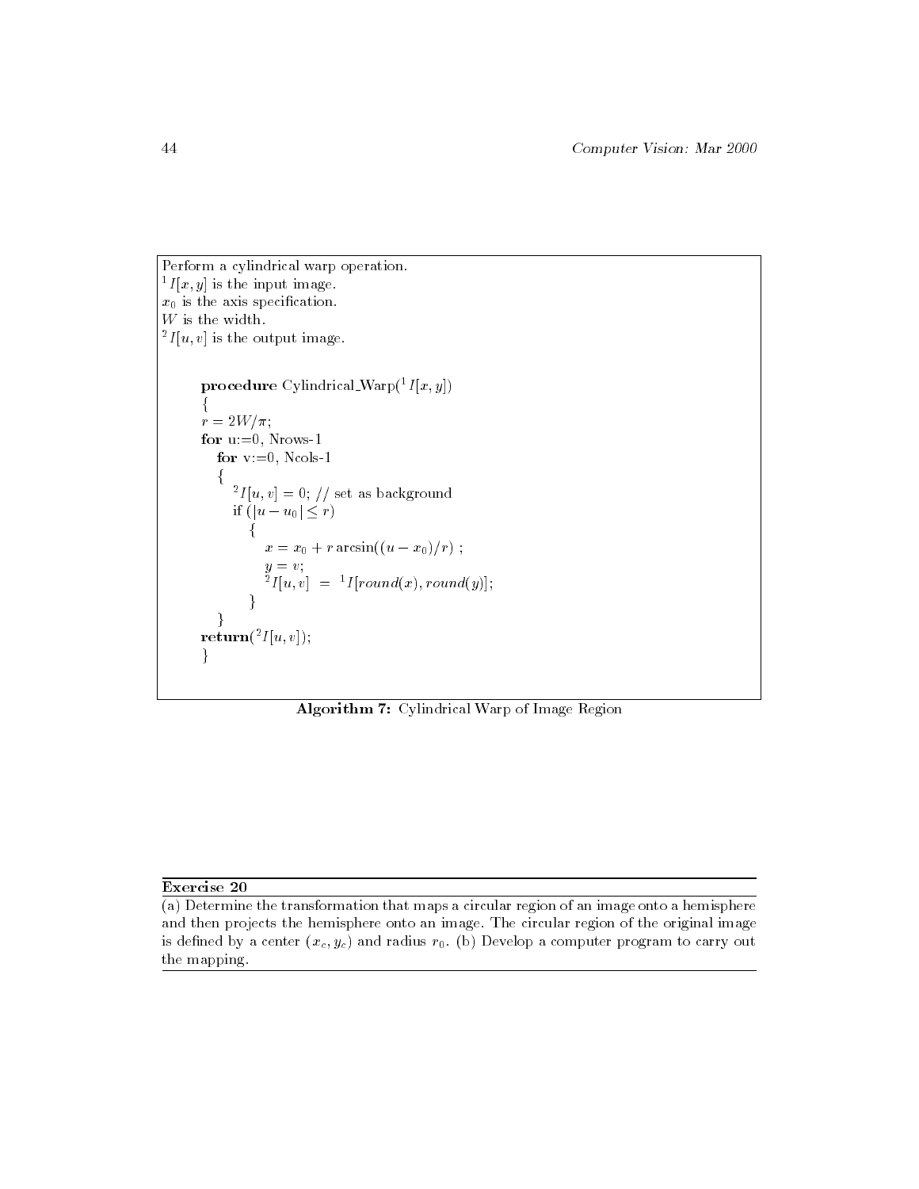Perform a cylindrical warp operation.
$^{1}I[x, y]$ is the input image.
$x_0$ is the axis specification.
$W$ is the width.
$^{2}I[u, v]$ is the output image.

```
procedure Cylindrical_Warp(¹I[x, y])
{
r = 2W/π;
for u:=0, Nrows-1
   for v:=0, Ncols-1
   {
      ²I[u, v] = 0; // set as background
      if (|u − u₀| ≤ r)
         {
            x = x₀ + r arcsin((u − x₀)/r) ;
            y = v;
            ²I[u, v]  =  ¹I[round(x), round(y)];
         }
   }
return(²I[u, v]);
}
```

**Algorithm 7:** Cylindrical Warp of Image Region

---

**Exercise 20**

(a) Determine the transformation that maps a circular region of an image onto a hemisphere and then projects the hemisphere onto an image. The circular region of the original image is defined by a center $(x_c, y_c)$ and radius $r_0$. (b) Develop a computer program to carry out the mapping.

---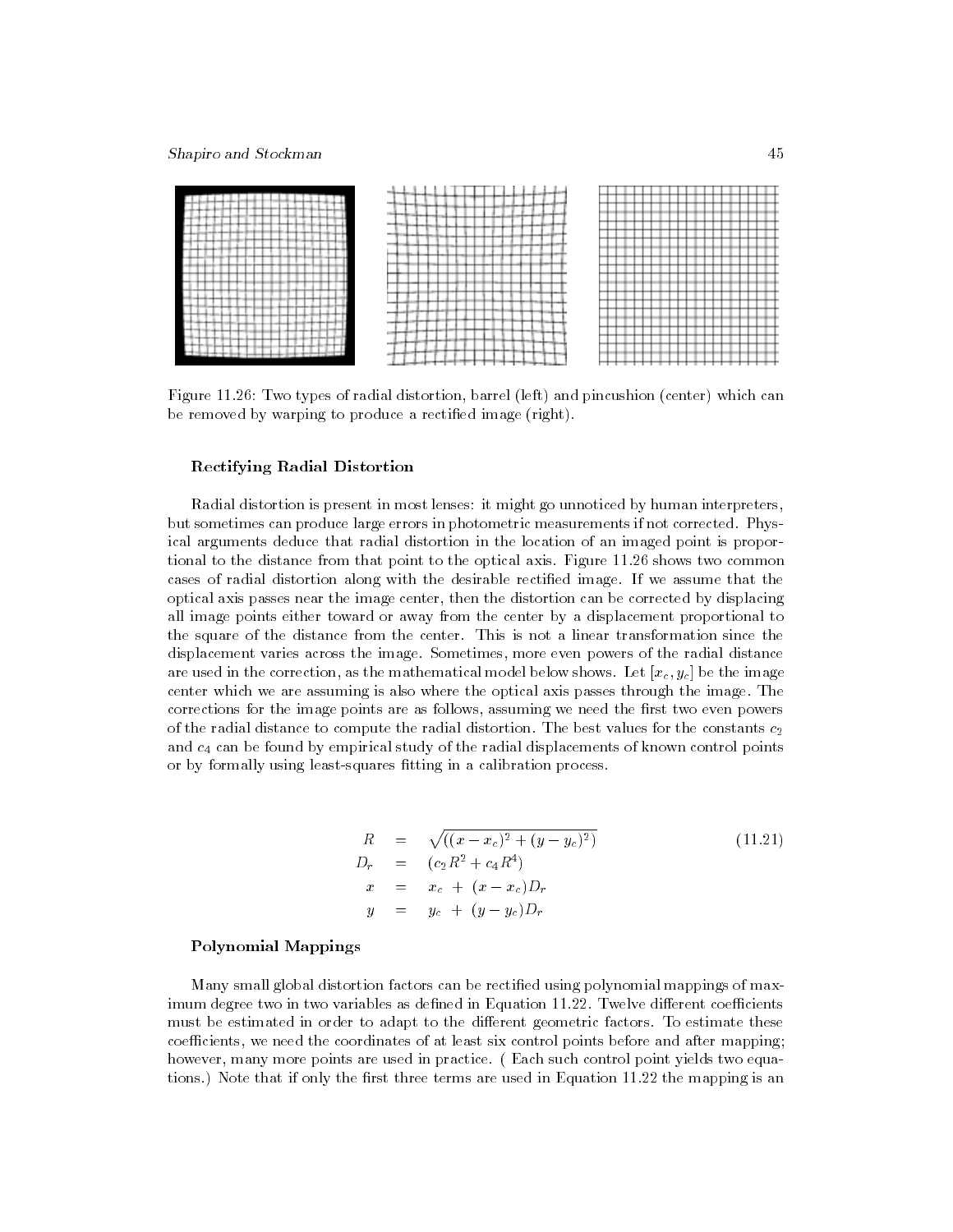Figure 11.26: Two types of radial distortion, barrel (left) and pincushion (center) which can be removed by warping to produce a rectified image (right).

### Rectifying Radial Distortion

Radial distortion is present in most lenses: it might go unnoticed by human interpreters, but sometimes can produce large errors in photometric measurements if not corrected. Physical arguments deduce that radial distortion in the location of an imaged point is proportional to the distance from that point to the optical axis. Figure 11.26 shows two common cases of radial distortion along with the desirable rectified image. If we assume that the optical axis passes near the image center, then the distortion can be corrected by displacing all image points either toward or away from the center by a displacement proportional to the square of the distance from the center. This is not a linear transformation since the displacement varies across the image. Sometimes, more even powers of the radial distance are used in the correction, as the mathematical model below shows. Let $[x_c, y_c]$ be the image center which we are assuming is also where the optical axis passes through the image. The corrections for the image points are as follows, assuming we need the first two even powers of the radial distance to compute the radial distortion. The best values for the constants $c_2$ and $c_4$ can be found by empirical study of the radial displacements of known control points or by formally using least-squares fitting in a calibration process.

$$
\begin{aligned}
R &= \sqrt{((x - x_c)^2 + (y - y_c)^2)} \\
D_r &= (c_2 R^2 + c_4 R^4) \\
x &= x_c \; + \; (x - x_c) D_r \\
y &= y_c \; + \; (y - y_c) D_r
\end{aligned}
\tag{11.21}
$$

### Polynomial Mappings

Many small global distortion factors can be rectified using polynomial mappings of maximum degree two in two variables as defined in Equation 11.22. Twelve different coefficients must be estimated in order to adapt to the different geometric factors. To estimate these coefficients, we need the coordinates of at least six control points before and after mapping; however, many more points are used in practice. ( Each such control point yields two equations.) Note that if only the first three terms are used in Equation 11.22 the mapping is an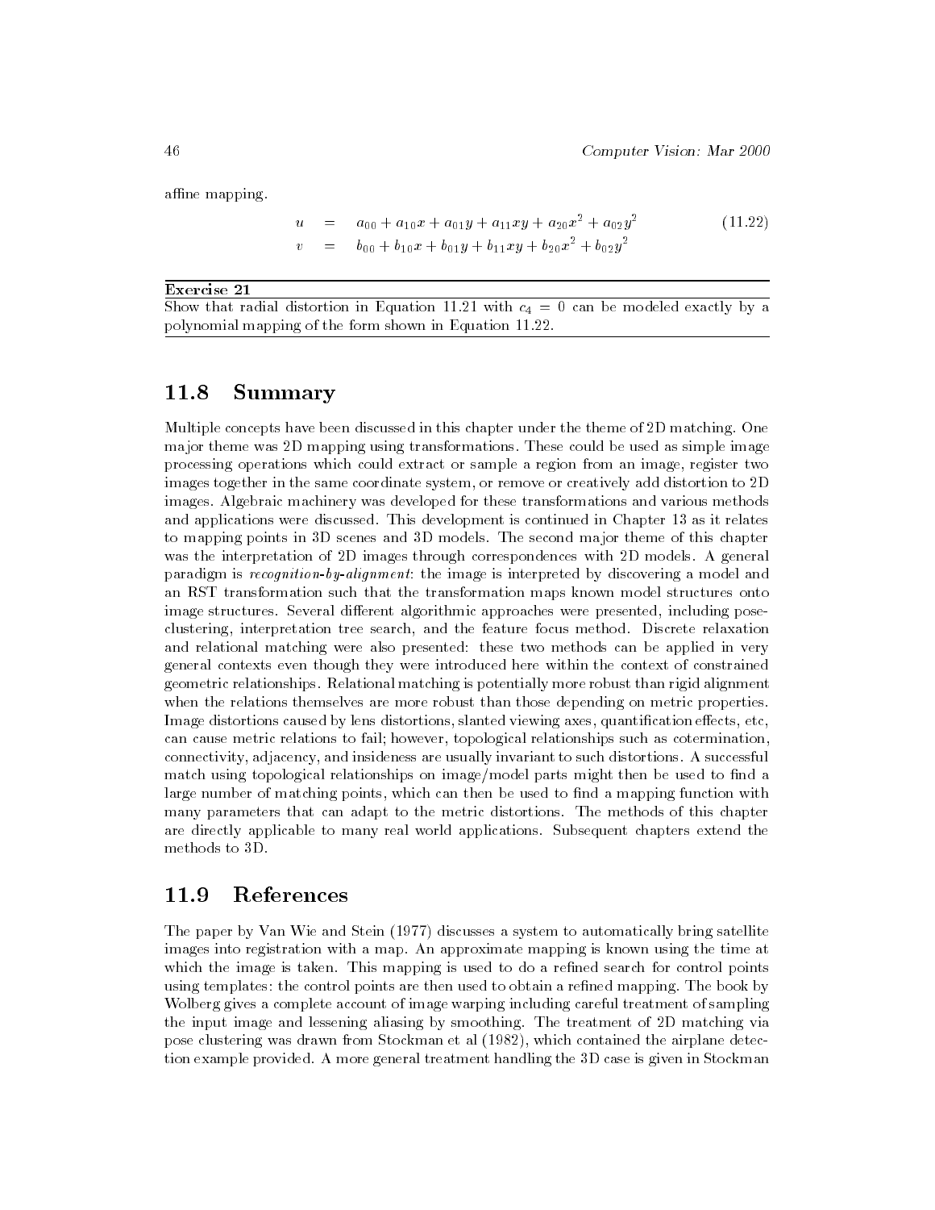affine mapping.

$$
\begin{aligned}
u &= a_{00} + a_{10}x + a_{01}y + a_{11}xy + a_{20}x^2 + a_{02}y^2 \\
v &= b_{00} + b_{10}x + b_{01}y + b_{11}xy + b_{20}x^2 + b_{02}y^2
\end{aligned}
\tag{11.22}
$$

**Exercise 21**

Show that radial distortion in Equation 11.21 with $c_4 = 0$ can be modeled exactly by a polynomial mapping of the form shown in Equation 11.22.

## 11.8 Summary

Multiple concepts have been discussed in this chapter under the theme of 2D matching. One major theme was 2D mapping using transformations. These could be used as simple image processing operations which could extract or sample a region from an image, register two images together in the same coordinate system, or remove or creatively add distortion to 2D images. Algebraic machinery was developed for these transformations and various methods and applications were discussed. This development is continued in Chapter 13 as it relates to mapping points in 3D scenes and 3D models. The second major theme of this chapter was the interpretation of 2D images through correspondences with 2D models. A general paradigm is *recognition-by-alignment*: the image is interpreted by discovering a model and an RST transformation such that the transformation maps known model structures onto image structures. Several different algorithmic approaches were presented, including pose-clustering, interpretation tree search, and the feature focus method. Discrete relaxation and relational matching were also presented: these two methods can be applied in very general contexts even though they were introduced here within the context of constrained geometric relationships. Relational matching is potentially more robust than rigid alignment when the relations themselves are more robust than those depending on metric properties. Image distortions caused by lens distortions, slanted viewing axes, quantification effects, etc, can cause metric relations to fail; however, topological relationships such as cotermination, connectivity, adjacency, and insideness are usually invariant to such distortions. A successful match using topological relationships on image/model parts might then be used to find a large number of matching points, which can then be used to find a mapping function with many parameters that can adapt to the metric distortions. The methods of this chapter are directly applicable to many real world applications. Subsequent chapters extend the methods to 3D.

## 11.9 References

The paper by Van Wie and Stein (1977) discusses a system to automatically bring satellite images into registration with a map. An approximate mapping is known using the time at which the image is taken. This mapping is used to do a refined search for control points using templates: the control points are then used to obtain a refined mapping. The book by Wolberg gives a complete account of image warping including careful treatment of sampling the input image and lessening aliasing by smoothing. The treatment of 2D matching via pose clustering was drawn from Stockman et al (1982), which contained the airplane detection example provided. A more general treatment handling the 3D case is given in Stockman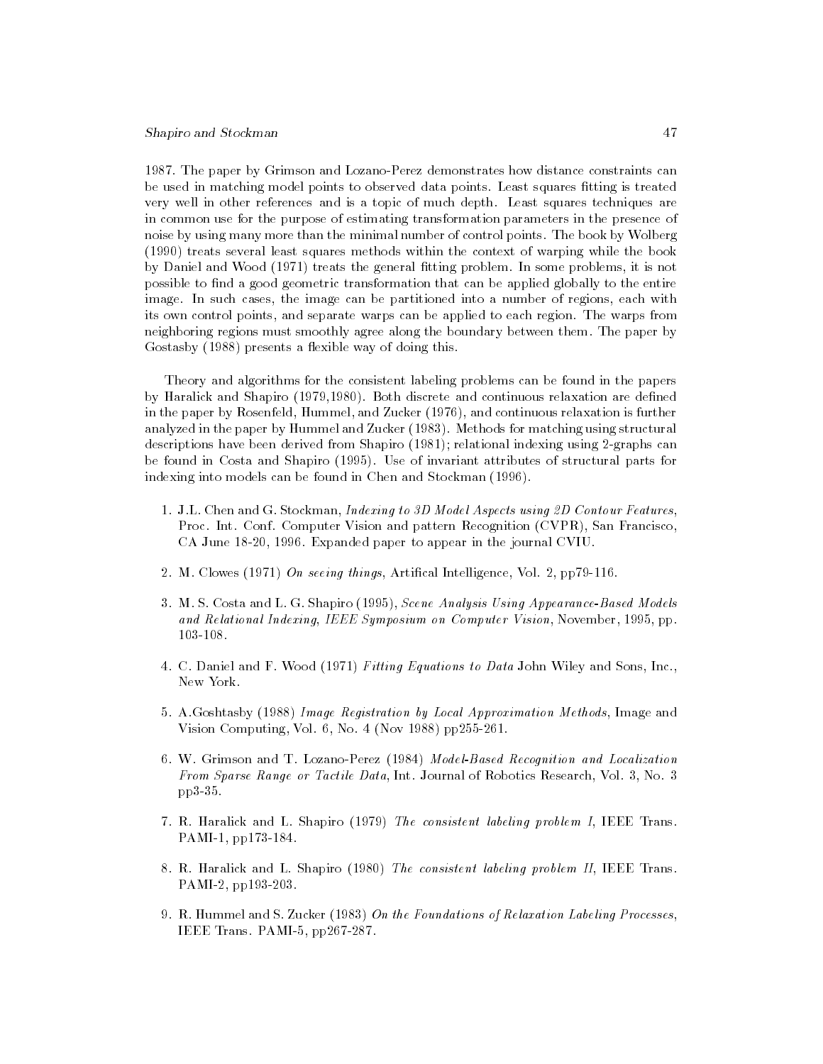1987. The paper by Grimson and Lozano-Perez demonstrates how distance constraints can be used in matching model points to observed data points. Least squares fitting is treated very well in other references and is a topic of much depth. Least squares techniques are in common use for the purpose of estimating transformation parameters in the presence of noise by using many more than the minimal number of control points. The book by Wolberg (1990) treats several least squares methods within the context of warping while the book by Daniel and Wood (1971) treats the general fitting problem. In some problems, it is not possible to find a good geometric transformation that can be applied globally to the entire image. In such cases, the image can be partitioned into a number of regions, each with its own control points, and separate warps can be applied to each region. The warps from neighboring regions must smoothly agree along the boundary between them. The paper by Gostasby (1988) presents a flexible way of doing this.

Theory and algorithms for the consistent labeling problems can be found in the papers by Haralick and Shapiro (1979,1980). Both discrete and continuous relaxation are defined in the paper by Rosenfeld, Hummel, and Zucker (1976), and continuous relaxation is further analyzed in the paper by Hummel and Zucker (1983). Methods for matching using structural descriptions have been derived from Shapiro (1981); relational indexing using 2-graphs can be found in Costa and Shapiro (1995). Use of invariant attributes of structural parts for indexing into models can be found in Chen and Stockman (1996).

1. J.L. Chen and G. Stockman, *Indexing to 3D Model Aspects using 2D Contour Features*, Proc. Int. Conf. Computer Vision and pattern Recognition (CVPR), San Francisco, CA June 18-20, 1996. Expanded paper to appear in the journal CVIU.

2. M. Clowes (1971) *On seeing things*, Artifical Intelligence, Vol. 2, pp79-116.

3. M. S. Costa and L. G. Shapiro (1995), *Scene Analysis Using Appearance-Based Models and Relational Indexing, IEEE Symposium on Computer Vision*, November, 1995, pp. 103-108.

4. C. Daniel and F. Wood (1971) *Fitting Equations to Data* John Wiley and Sons, Inc., New York.

5. A.Goshtasby (1988) *Image Registration by Local Approximation Methods*, Image and Vision Computing, Vol. 6, No. 4 (Nov 1988) pp255-261.

6. W. Grimson and T. Lozano-Perez (1984) *Model-Based Recognition and Localization From Sparse Range or Tactile Data*, Int. Journal of Robotics Research, Vol. 3, No. 3 pp3-35.

7. R. Haralick and L. Shapiro (1979) *The consistent labeling problem I*, IEEE Trans. PAMI-1, pp173-184.

8. R. Haralick and L. Shapiro (1980) *The consistent labeling problem II*, IEEE Trans. PAMI-2, pp193-203.

9. R. Hummel and S. Zucker (1983) *On the Foundations of Relaxation Labeling Processes*, IEEE Trans. PAMI-5, pp267-287.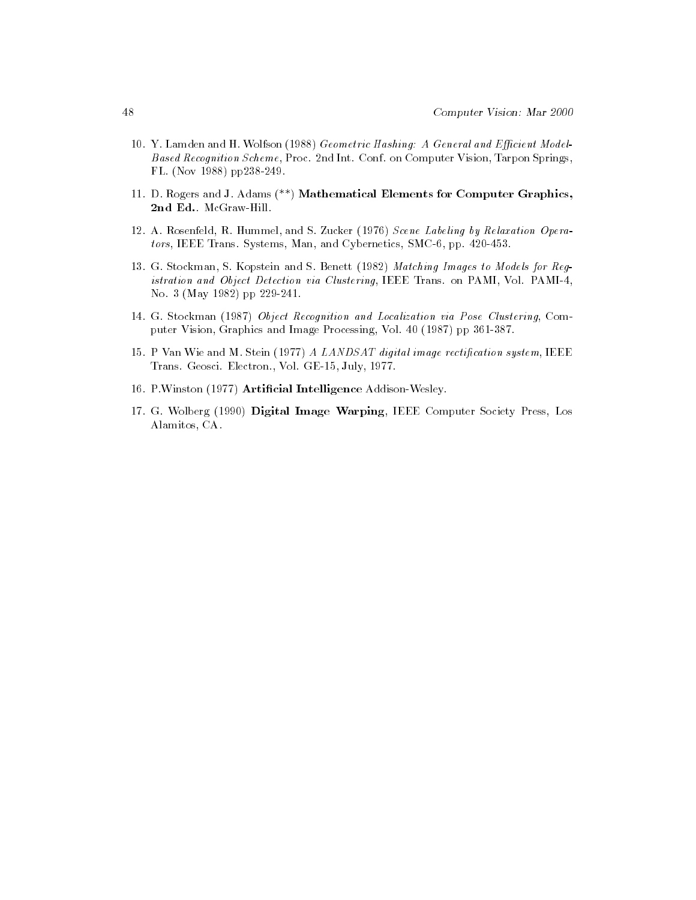10. Y. Lamden and H. Wolfson (1988) *Geometric Hashing: A General and Efficient Model-Based Recognition Scheme*, Proc. 2nd Int. Conf. on Computer Vision, Tarpon Springs, FL. (Nov 1988) pp238-249.

11. D. Rogers and J. Adams (**) **Mathematical Elements for Computer Graphics, 2nd Ed.**. McGraw-Hill.

12. A. Rosenfeld, R. Hummel, and S. Zucker (1976) *Scene Labeling by Relaxation Operators*, IEEE Trans. Systems, Man, and Cybernetics, SMC-6, pp. 420-453.

13. G. Stockman, S. Kopstein and S. Benett (1982) *Matching Images to Models for Registration and Object Detection via Clustering*, IEEE Trans. on PAMI, Vol. PAMI-4, No. 3 (May 1982) pp 229-241.

14. G. Stockman (1987) *Object Recognition and Localization via Pose Clustering*, Computer Vision, Graphics and Image Processing, Vol. 40 (1987) pp 361-387.

15. P Van Wie and M. Stein (1977) *A LANDSAT digital image rectification system*, IEEE Trans. Geosci. Electron., Vol. GE-15, July, 1977.

16. P.Winston (1977) **Artificial Intelligence** Addison-Wesley.

17. G. Wolberg (1990) **Digital Image Warping**, IEEE Computer Society Press, Los Alamitos, CA.